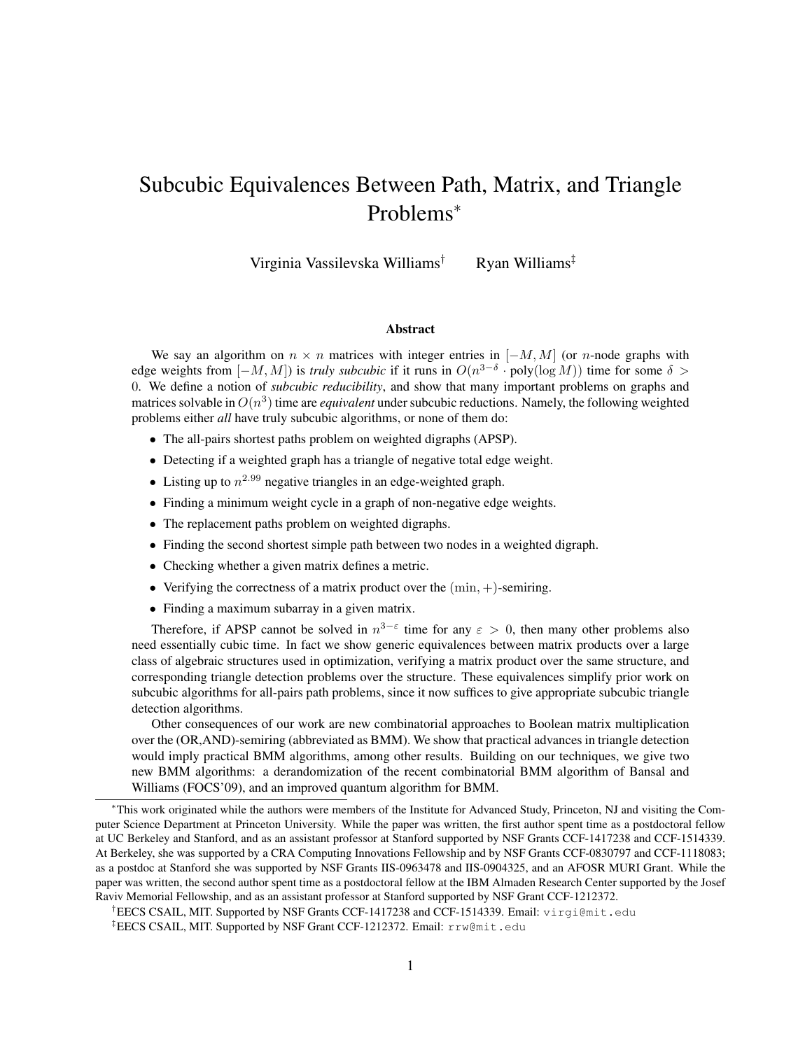# Subcubic Equivalences Between Path, Matrix, and Triangle Problems*

Virginia Vassilevska Williams[†] Ryan Williams[‡]

### Abstract

We say an algorithm on $n \times n$ matrices with integer entries in $[-M, M]$ (or $n$-node graphs with edge weights from $[-M, M]$) is *truly subcubic* if it runs in $O(n^{3-\delta} \cdot \text{poly}(\log M))$ time for some $\delta > 0$. We define a notion of *subcubic reducibility*, and show that many important problems on graphs and matrices solvable in $O(n^3)$ time are *equivalent* under subcubic reductions. Namely, the following weighted problems either *all* have truly subcubic algorithms, or none of them do:

- The all-pairs shortest paths problem on weighted digraphs (APSP).
- Detecting if a weighted graph has a triangle of negative total edge weight.
- Listing up to $n^{2.99}$ negative triangles in an edge-weighted graph.
- Finding a minimum weight cycle in a graph of non-negative edge weights.
- The replacement paths problem on weighted digraphs.
- Finding the second shortest simple path between two nodes in a weighted digraph.
- Checking whether a given matrix defines a metric.
- Verifying the correctness of a matrix product over the $(\min, +)$-semiring.
- Finding a maximum subarray in a given matrix.

Therefore, if APSP cannot be solved in $n^{3-\varepsilon}$ time for any $\varepsilon > 0$, then many other problems also need essentially cubic time. In fact we show generic equivalences between matrix products over a large class of algebraic structures used in optimization, verifying a matrix product over the same structure, and corresponding triangle detection problems over the structure. These equivalences simplify prior work on subcubic algorithms for all-pairs path problems, since it now suffices to give appropriate subcubic triangle detection algorithms.

Other consequences of our work are new combinatorial approaches to Boolean matrix multiplication over the (OR,AND)-semiring (abbreviated as BMM). We show that practical advances in triangle detection would imply practical BMM algorithms, among other results. Building on our techniques, we give two new BMM algorithms: a derandomization of the recent combinatorial BMM algorithm of Bansal and Williams (FOCS'09), and an improved quantum algorithm for BMM.

---

*This work originated while the authors were members of the Institute for Advanced Study, Princeton, NJ and visiting the Computer Science Department at Princeton University. While the paper was written, the first author spent time as a postdoctoral fellow at UC Berkeley and Stanford, and as an assistant professor at Stanford supported by NSF Grants CCF-1417238 and CCF-1514339. At Berkeley, she was supported by a CRA Computing Innovations Fellowship and by NSF Grants CCF-0830797 and CCF-1118083; as a postdoc at Stanford she was supported by NSF Grants IIS-0963478 and IIS-0904325, and an AFOSR MURI Grant. While the paper was written, the second author spent time as a postdoctoral fellow at the IBM Almaden Research Center supported by the Josef Raviv Memorial Fellowship, and as an assistant professor at Stanford supported by NSF Grant CCF-1212372.

[†]EECS CSAIL, MIT. Supported by NSF Grants CCF-1417238 and CCF-1514339. Email: virgi@mit.edu

[‡]EECS CSAIL, MIT. Supported by NSF Grant CCF-1212372. Email: rrw@mit.edu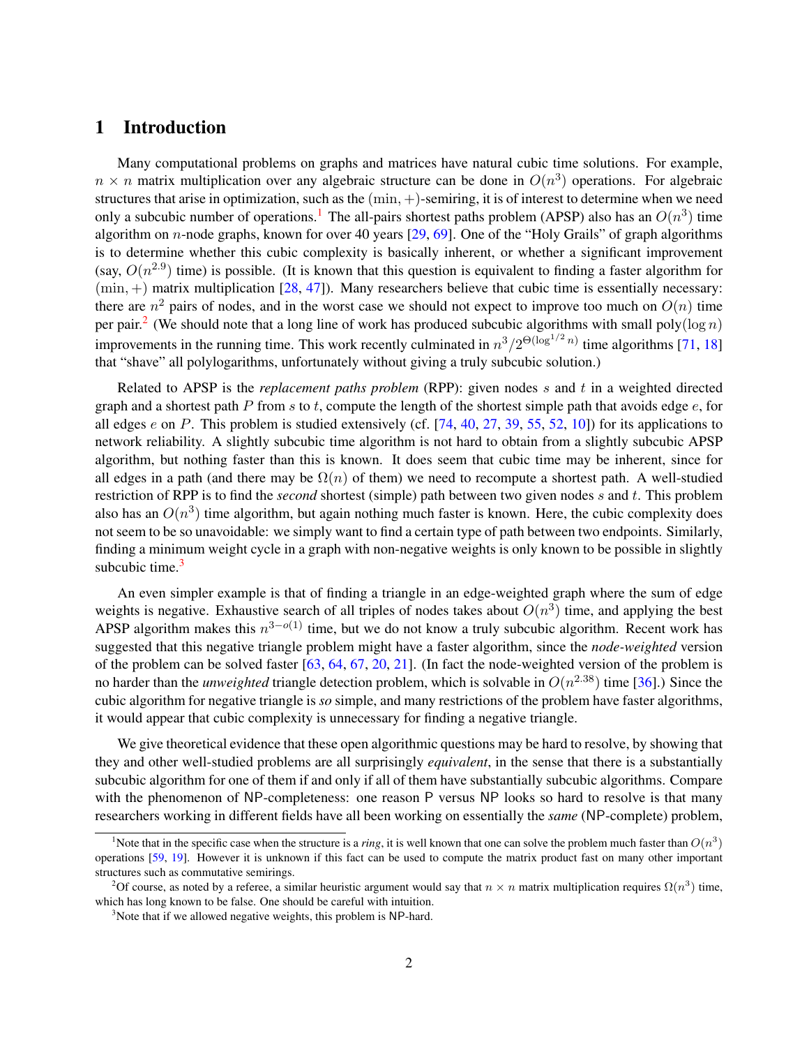# 1 Introduction

Many computational problems on graphs and matrices have natural cubic time solutions. For example, $n \times n$ matrix multiplication over any algebraic structure can be done in $O(n^3)$ operations. For algebraic structures that arise in optimization, such as the $(\min, +)$-semiring, it is of interest to determine when we need only a subcubic number of operations.[1] The all-pairs shortest paths problem (APSP) also has an $O(n^3)$ time algorithm on $n$-node graphs, known for over 40 years [29, 69]. One of the "Holy Grails" of graph algorithms is to determine whether this cubic complexity is basically inherent, or whether a significant improvement (say, $O(n^{2.9})$ time) is possible. (It is known that this question is equivalent to finding a faster algorithm for $(\min, +)$ matrix multiplication [28, 47]). Many researchers believe that cubic time is essentially necessary: there are $n^2$ pairs of nodes, and in the worst case we should not expect to improve too much on $O(n)$ time per pair.[2] (We should note that a long line of work has produced subcubic algorithms with small poly$(\log n)$ improvements in the running time. This work recently culminated in $n^3/2^{\Theta(\log^{1/2} n)}$ time algorithms [71, 18] that "shave" all polylogarithms, unfortunately without giving a truly subcubic solution.)

Related to APSP is the *replacement paths problem* (RPP): given nodes $s$ and $t$ in a weighted directed graph and a shortest path $P$ from $s$ to $t$, compute the length of the shortest simple path that avoids edge $e$, for all edges $e$ on $P$. This problem is studied extensively (cf. [74, 40, 27, 39, 55, 52, 10]) for its applications to network reliability. A slightly subcubic time algorithm is not hard to obtain from a slightly subcubic APSP algorithm, but nothing faster than this is known. It does seem that cubic time may be inherent, since for all edges in a path (and there may be $\Omega(n)$ of them) we need to recompute a shortest path. A well-studied restriction of RPP is to find the *second* shortest (simple) path between two given nodes $s$ and $t$. This problem also has an $O(n^3)$ time algorithm, but again nothing much faster is known. Here, the cubic complexity does not seem to be so unavoidable: we simply want to find a certain type of path between two endpoints. Similarly, finding a minimum weight cycle in a graph with non-negative weights is only known to be possible in slightly subcubic time.[3]

An even simpler example is that of finding a triangle in an edge-weighted graph where the sum of edge weights is negative. Exhaustive search of all triples of nodes takes about $O(n^3)$ time, and applying the best APSP algorithm makes this $n^{3-o(1)}$ time, but we do not know a truly subcubic algorithm. Recent work has suggested that this negative triangle problem might have a faster algorithm, since the *node-weighted* version of the problem can be solved faster [63, 64, 67, 20, 21]. (In fact the node-weighted version of the problem is no harder than the *unweighted* triangle detection problem, which is solvable in $O(n^{2.38})$ time [36].) Since the cubic algorithm for negative triangle is *so* simple, and many restrictions of the problem have faster algorithms, it would appear that cubic complexity is unnecessary for finding a negative triangle.

We give theoretical evidence that these open algorithmic questions may be hard to resolve, by showing that they and other well-studied problems are all surprisingly *equivalent*, in the sense that there is a substantially subcubic algorithm for one of them if and only if all of them have substantially subcubic algorithms. Compare with the phenomenon of NP-completeness: one reason P versus NP looks so hard to resolve is that many researchers working in different fields have all been working on essentially the *same* (NP-complete) problem,

[1] Note that in the specific case when the structure is a *ring*, it is well known that one can solve the problem much faster than $O(n^3)$ operations [59, 19]. However it is unknown if this fact can be used to compute the matrix product fast on many other important structures such as commutative semirings.

[2] Of course, as noted by a referee, a similar heuristic argument would say that $n \times n$ matrix multiplication requires $\Omega(n^3)$ time, which has long known to be false. One should be careful with intuition.

[3] Note that if we allowed negative weights, this problem is NP-hard.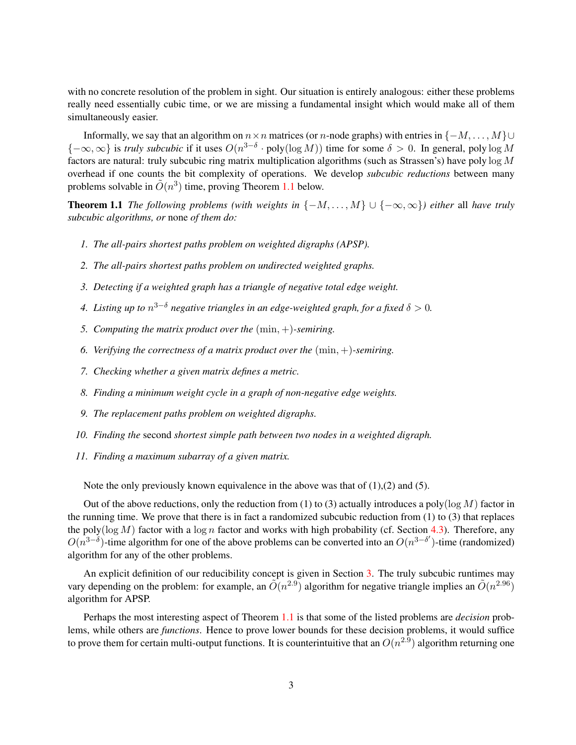with no concrete resolution of the problem in sight. Our situation is entirely analogous: either these problems really need essentially cubic time, or we are missing a fundamental insight which would make all of them simultaneously easier.

Informally, we say that an algorithm on $n \times n$ matrices (or $n$-node graphs) with entries in $\{-M, \ldots, M\} \cup \{-\infty, \infty\}$ is *truly subcubic* if it uses $O(n^{3-\delta} \cdot \text{poly}(\log M))$ time for some $\delta > 0$. In general, $\text{poly} \log M$ factors are natural: truly subcubic ring matrix multiplication algorithms (such as Strassen's) have $\text{poly} \log M$ overhead if one counts the bit complexity of operations. We develop *subcubic reductions* between many problems solvable in $\tilde{O}(n^3)$ time, proving Theorem 1.1 below.

**Theorem 1.1** *The following problems (with weights in $\{-M, \ldots, M\} \cup \{-\infty, \infty\}$) either* all *have truly subcubic algorithms, or* none *of them do:*

1. *The all-pairs shortest paths problem on weighted digraphs (APSP).*
2. *The all-pairs shortest paths problem on undirected weighted graphs.*
3. *Detecting if a weighted graph has a triangle of negative total edge weight.*
4. *Listing up to $n^{3-\delta}$ negative triangles in an edge-weighted graph, for a fixed $\delta > 0$.*
5. *Computing the matrix product over the $(\min, +)$-semiring.*
6. *Verifying the correctness of a matrix product over the $(\min, +)$-semiring.*
7. *Checking whether a given matrix defines a metric.*
8. *Finding a minimum weight cycle in a graph of non-negative edge weights.*
9. *The replacement paths problem on weighted digraphs.*
10. *Finding the* second *shortest simple path between two nodes in a weighted digraph.*
11. *Finding a maximum subarray of a given matrix.*

Note the only previously known equivalence in the above was that of (1),(2) and (5).

Out of the above reductions, only the reduction from (1) to (3) actually introduces a $\text{poly}(\log M)$ factor in the running time. We prove that there is in fact a randomized subcubic reduction from (1) to (3) that replaces the $\text{poly}(\log M)$ factor with a $\log n$ factor and works with high probability (cf. Section 4.3). Therefore, any $O(n^{3-\delta})$-time algorithm for one of the above problems can be converted into an $O(n^{3-\delta'})$-time (randomized) algorithm for any of the other problems.

An explicit definition of our reducibility concept is given in Section 3. The truly subcubic runtimes may vary depending on the problem: for example, an $\tilde{O}(n^{2.9})$ algorithm for negative triangle implies an $\tilde{O}(n^{2.96})$ algorithm for APSP.

Perhaps the most interesting aspect of Theorem 1.1 is that some of the listed problems are *decision* problems, while others are *functions*. Hence to prove lower bounds for these decision problems, it would suffice to prove them for certain multi-output functions. It is counterintuitive that an $O(n^{2.9})$ algorithm returning one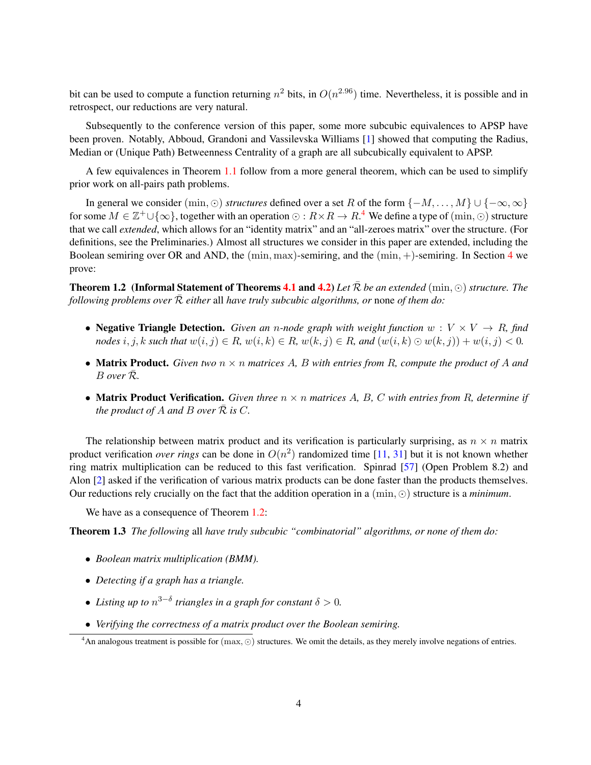bit can be used to compute a function returning $n^2$ bits, in $O(n^{2.96})$ time. Nevertheless, it is possible and in retrospect, our reductions are very natural.

Subsequently to the conference version of this paper, some more subcubic equivalences to APSP have been proven. Notably, Abboud, Grandoni and Vassilevska Williams [1] showed that computing the Radius, Median or (Unique Path) Betweenness Centrality of a graph are all subcubically equivalent to APSP.

A few equivalences in Theorem 1.1 follow from a more general theorem, which can be used to simplify prior work on all-pairs path problems.

In general we consider $(\min, \odot)$ *structures* defined over a set $R$ of the form $\{-M, \ldots, M\} \cup \{-\infty, \infty\}$ for some $M \in \mathbb{Z}^+ \cup \{\infty\}$, together with an operation $\odot : R \times R \to R$.[4] We define a type of $(\min, \odot)$ structure that we call *extended*, which allows for an "identity matrix" and an "all-zeroes matrix" over the structure. (For definitions, see the Preliminaries.) Almost all structures we consider in this paper are extended, including the Boolean semiring over OR and AND, the $(\min, \max)$-semiring, and the $(\min, +)$-semiring. In Section 4 we prove:

**Theorem 1.2 (Informal Statement of Theorems 4.1 and 4.2)** *Let $\bar{\mathcal{R}}$ be an extended $(\min, \odot)$ structure. The following problems over $\bar{\mathcal{R}}$ either* all *have truly subcubic algorithms, or* none *of them do:*

- **Negative Triangle Detection.** *Given an $n$-node graph with weight function $w : V \times V \to R$, find nodes $i, j, k$ such that $w(i, j) \in R$, $w(i, k) \in R$, $w(k, j) \in R$, and $(w(i, k) \odot w(k, j)) + w(i, j) < 0$.*
- **Matrix Product.** *Given two $n \times n$ matrices $A$, $B$ with entries from $R$, compute the product of $A$ and $B$ over $\bar{\mathcal{R}}$.*
- **Matrix Product Verification.** *Given three $n \times n$ matrices $A$, $B$, $C$ with entries from $R$, determine if the product of $A$ and $B$ over $\bar{\mathcal{R}}$ is $C$.*

The relationship between matrix product and its verification is particularly surprising, as $n \times n$ matrix product verification *over rings* can be done in $O(n^2)$ randomized time [11, 31] but it is not known whether ring matrix multiplication can be reduced to this fast verification. Spinrad [57] (Open Problem 8.2) and Alon [2] asked if the verification of various matrix products can be done faster than the products themselves. Our reductions rely crucially on the fact that the addition operation in a $(\min, \odot)$ structure is a *minimum*.

We have as a consequence of Theorem 1.2:

**Theorem 1.3** *The following* all *have truly subcubic "combinatorial" algorithms, or none of them do:*

- *Boolean matrix multiplication (BMM).*
- *Detecting if a graph has a triangle.*
- *Listing up to $n^{3-\delta}$ triangles in a graph for constant $\delta > 0$.*
- *Verifying the correctness of a matrix product over the Boolean semiring.*

[4] An analogous treatment is possible for $(\max, \odot)$ structures. We omit the details, as they merely involve negations of entries.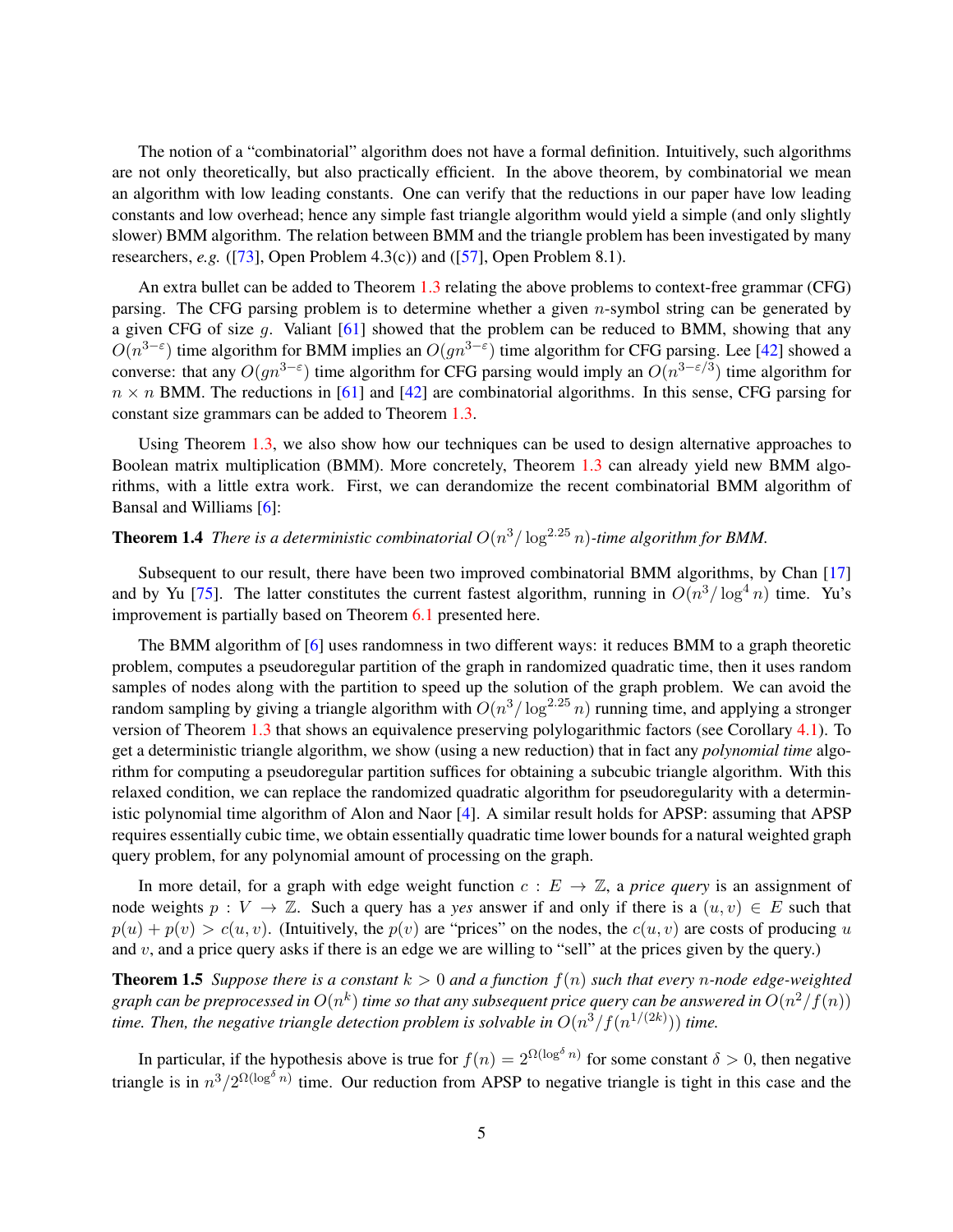The notion of a "combinatorial" algorithm does not have a formal definition. Intuitively, such algorithms are not only theoretically, but also practically efficient. In the above theorem, by combinatorial we mean an algorithm with low leading constants. One can verify that the reductions in our paper have low leading constants and low overhead; hence any simple fast triangle algorithm would yield a simple (and only slightly slower) BMM algorithm. The relation between BMM and the triangle problem has been investigated by many researchers, *e.g.* ([73], Open Problem 4.3(c)) and ([57], Open Problem 8.1).

An extra bullet can be added to Theorem 1.3 relating the above problems to context-free grammar (CFG) parsing. The CFG parsing problem is to determine whether a given $n$-symbol string can be generated by a given CFG of size $g$. Valiant [61] showed that the problem can be reduced to BMM, showing that any $O(n^{3-\varepsilon})$ time algorithm for BMM implies an $O(gn^{3-\varepsilon})$ time algorithm for CFG parsing. Lee [42] showed a converse: that any $O(gn^{3-\varepsilon})$ time algorithm for CFG parsing would imply an $O(n^{3-\varepsilon/3})$ time algorithm for $n \times n$ BMM. The reductions in [61] and [42] are combinatorial algorithms. In this sense, CFG parsing for constant size grammars can be added to Theorem 1.3.

Using Theorem 1.3, we also show how our techniques can be used to design alternative approaches to Boolean matrix multiplication (BMM). More concretely, Theorem 1.3 can already yield new BMM algorithms, with a little extra work. First, we can derandomize the recent combinatorial BMM algorithm of Bansal and Williams [6]:

**Theorem 1.4** *There is a deterministic combinatorial $O(n^3/\log^{2.25} n)$-time algorithm for BMM.*

Subsequent to our result, there have been two improved combinatorial BMM algorithms, by Chan [17] and by Yu [75]. The latter constitutes the current fastest algorithm, running in $O(n^3/\log^4 n)$ time. Yu's improvement is partially based on Theorem 6.1 presented here.

The BMM algorithm of [6] uses randomness in two different ways: it reduces BMM to a graph theoretic problem, computes a pseudoregular partition of the graph in randomized quadratic time, then it uses random samples of nodes along with the partition to speed up the solution of the graph problem. We can avoid the random sampling by giving a triangle algorithm with $O(n^3/\log^{2.25} n)$ running time, and applying a stronger version of Theorem 1.3 that shows an equivalence preserving polylogarithmic factors (see Corollary 4.1). To get a deterministic triangle algorithm, we show (using a new reduction) that in fact any *polynomial time* algorithm for computing a pseudoregular partition suffices for obtaining a subcubic triangle algorithm. With this relaxed condition, we can replace the randomized quadratic algorithm for pseudoregularity with a deterministic polynomial time algorithm of Alon and Naor [4]. A similar result holds for APSP: assuming that APSP requires essentially cubic time, we obtain essentially quadratic time lower bounds for a natural weighted graph query problem, for any polynomial amount of processing on the graph.

In more detail, for a graph with edge weight function $c : E \to \mathbb{Z}$, a *price query* is an assignment of node weights $p : V \to \mathbb{Z}$. Such a query has a *yes* answer if and only if there is a $(u, v) \in E$ such that $p(u) + p(v) > c(u, v)$. (Intuitively, the $p(v)$ are "prices" on the nodes, the $c(u, v)$ are costs of producing $u$ and $v$, and a price query asks if there is an edge we are willing to "sell" at the prices given by the query.)

**Theorem 1.5** *Suppose there is a constant $k > 0$ and a function $f(n)$ such that every $n$-node edge-weighted graph can be preprocessed in $O(n^k)$ time so that any subsequent price query can be answered in $O(n^2/f(n))$ time. Then, the negative triangle detection problem is solvable in $O(n^3/f(n^{1/(2k)}))$ time.*

In particular, if the hypothesis above is true for $f(n) = 2^{\Omega(\log^\delta n)}$ for some constant $\delta > 0$, then negative triangle is in $n^3/2^{\Omega(\log^\delta n)}$ time. Our reduction from APSP to negative triangle is tight in this case and the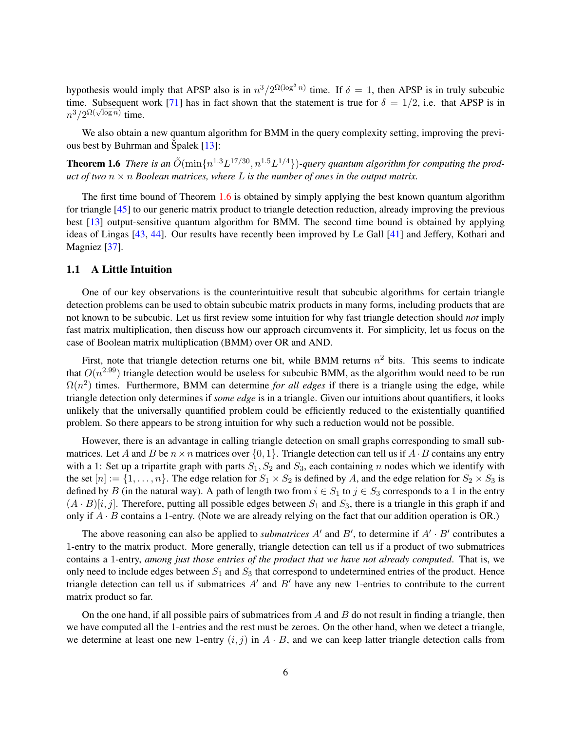hypothesis would imply that APSP also is in $n^3/2^{\Omega(\log^\delta n)}$ time. If $\delta = 1$, then APSP is in truly subcubic time. Subsequent work [71] has in fact shown that the statement is true for $\delta = 1/2$, i.e. that APSP is in $n^3/2^{\Omega(\sqrt{\log n})}$ time.

We also obtain a new quantum algorithm for BMM in the query complexity setting, improving the previous best by Buhrman and Špalek [13]:

**Theorem 1.6** *There is an $\tilde{O}(\min\{n^{1.3}L^{17/30}, n^{1.5}L^{1/4}\})$-query quantum algorithm for computing the product of two $n \times n$ Boolean matrices, where $L$ is the number of ones in the output matrix.*

The first time bound of Theorem 1.6 is obtained by simply applying the best known quantum algorithm for triangle [45] to our generic matrix product to triangle detection reduction, already improving the previous best [13] output-sensitive quantum algorithm for BMM. The second time bound is obtained by applying ideas of Lingas [43, 44]. Our results have recently been improved by Le Gall [41] and Jeffery, Kothari and Magniez [37].

## 1.1 A Little Intuition

One of our key observations is the counterintuitive result that subcubic algorithms for certain triangle detection problems can be used to obtain subcubic matrix products in many forms, including products that are not known to be subcubic. Let us first review some intuition for why fast triangle detection should *not* imply fast matrix multiplication, then discuss how our approach circumvents it. For simplicity, let us focus on the case of Boolean matrix multiplication (BMM) over OR and AND.

First, note that triangle detection returns one bit, while BMM returns $n^2$ bits. This seems to indicate that $O(n^{2.99})$ triangle detection would be useless for subcubic BMM, as the algorithm would need to be run $\Omega(n^2)$ times. Furthermore, BMM can determine *for all edges* if there is a triangle using the edge, while triangle detection only determines if *some edge* is in a triangle. Given our intuitions about quantifiers, it looks unlikely that the universally quantified problem could be efficiently reduced to the existentially quantified problem. So there appears to be strong intuition for why such a reduction would not be possible.

However, there is an advantage in calling triangle detection on small graphs corresponding to small submatrices. Let $A$ and $B$ be $n \times n$ matrices over $\{0, 1\}$. Triangle detection can tell us if $A \cdot B$ contains any entry with a 1: Set up a tripartite graph with parts $S_1, S_2$ and $S_3$, each containing $n$ nodes which we identify with the set $[n] := \{1, \ldots, n\}$. The edge relation for $S_1 \times S_2$ is defined by $A$, and the edge relation for $S_2 \times S_3$ is defined by $B$ (in the natural way). A path of length two from $i \in S_1$ to $j \in S_3$ corresponds to a 1 in the entry $(A \cdot B)[i, j]$. Therefore, putting all possible edges between $S_1$ and $S_3$, there is a triangle in this graph if and only if $A \cdot B$ contains a 1-entry. (Note we are already relying on the fact that our addition operation is OR.)

The above reasoning can also be applied to *submatrices* $A'$ and $B'$, to determine if $A' \cdot B'$ contributes a 1-entry to the matrix product. More generally, triangle detection can tell us if a product of two submatrices contains a 1-entry, *among just those entries of the product that we have not already computed*. That is, we only need to include edges between $S_1$ and $S_3$ that correspond to undetermined entries of the product. Hence triangle detection can tell us if submatrices $A'$ and $B'$ have any new 1-entries to contribute to the current matrix product so far.

On the one hand, if all possible pairs of submatrices from $A$ and $B$ do not result in finding a triangle, then we have computed all the 1-entries and the rest must be zeroes. On the other hand, when we detect a triangle, we determine at least one new 1-entry $(i, j)$ in $A \cdot B$, and we can keep latter triangle detection calls from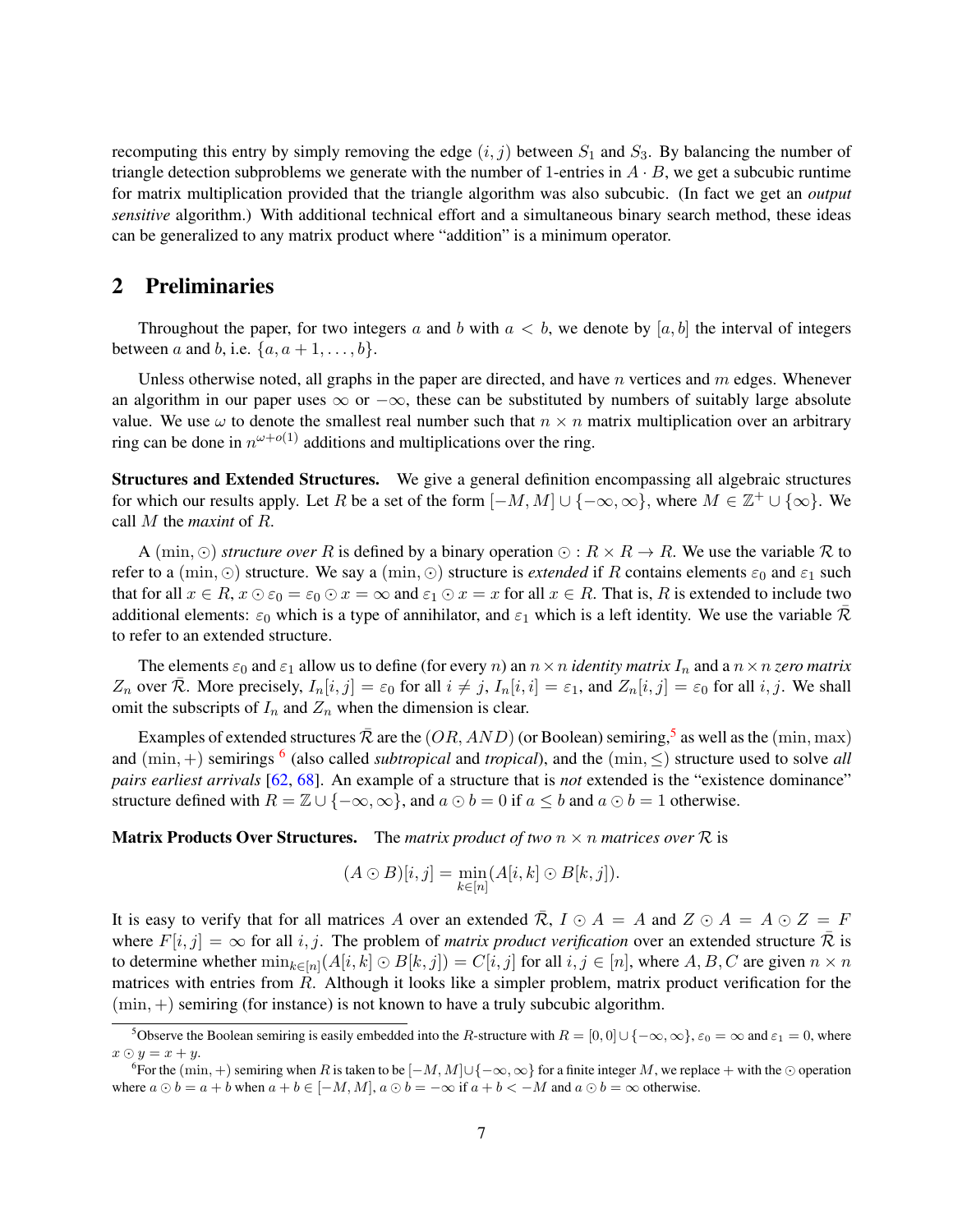recomputing this entry by simply removing the edge $(i, j)$ between $S_1$ and $S_3$. By balancing the number of triangle detection subproblems we generate with the number of 1-entries in $A \cdot B$, we get a subcubic runtime for matrix multiplication provided that the triangle algorithm was also subcubic. (In fact we get an *output sensitive* algorithm.) With additional technical effort and a simultaneous binary search method, these ideas can be generalized to any matrix product where "addition" is a minimum operator.

## 2 Preliminaries

Throughout the paper, for two integers $a$ and $b$ with $a < b$, we denote by $[a, b]$ the interval of integers between $a$ and $b$, i.e. $\{a, a+1, \ldots, b\}$.

Unless otherwise noted, all graphs in the paper are directed, and have $n$ vertices and $m$ edges. Whenever an algorithm in our paper uses $\infty$ or $-\infty$, these can be substituted by numbers of suitably large absolute value. We use $\omega$ to denote the smallest real number such that $n \times n$ matrix multiplication over an arbitrary ring can be done in $n^{\omega+o(1)}$ additions and multiplications over the ring.

**Structures and Extended Structures.** We give a general definition encompassing all algebraic structures for which our results apply. Let $R$ be a set of the form $[-M, M] \cup \{-\infty, \infty\}$, where $M \in \mathbb{Z}^+ \cup \{\infty\}$. We call $M$ the *maxint* of $R$.

A $(\min, \odot)$ *structure over* $R$ is defined by a binary operation $\odot : R \times R \to R$. We use the variable $\mathcal{R}$ to refer to a $(\min, \odot)$ structure. We say a $(\min, \odot)$ structure is *extended* if $R$ contains elements $\varepsilon_0$ and $\varepsilon_1$ such that for all $x \in R$, $x \odot \varepsilon_0 = \varepsilon_0 \odot x = \infty$ and $\varepsilon_1 \odot x = x$ for all $x \in R$. That is, $R$ is extended to include two additional elements: $\varepsilon_0$ which is a type of annihilator, and $\varepsilon_1$ which is a left identity. We use the variable $\bar{\mathcal{R}}$ to refer to an extended structure.

The elements $\varepsilon_0$ and $\varepsilon_1$ allow us to define (for every $n$) an $n \times n$ *identity matrix* $I_n$ and a $n \times n$ *zero matrix* $Z_n$ over $\bar{\mathcal{R}}$. More precisely, $I_n[i, j] = \varepsilon_0$ for all $i \neq j$, $I_n[i, i] = \varepsilon_1$, and $Z_n[i, j] = \varepsilon_0$ for all $i, j$. We shall omit the subscripts of $I_n$ and $Z_n$ when the dimension is clear.

Examples of extended structures $\bar{\mathcal{R}}$ are the $(OR, AND)$ (or Boolean) semiring,[5] as well as the $(\min, \max)$ and $(\min, +)$ semirings [6] (also called *subtropical* and *tropical*), and the $(\min, \leq)$ structure used to solve *all pairs earliest arrivals* [62, 68]. An example of a structure that is *not* extended is the "existence dominance" structure defined with $R = \mathbb{Z} \cup \{-\infty, \infty\}$, and $a \odot b = 0$ if $a \leq b$ and $a \odot b = 1$ otherwise.

**Matrix Products Over Structures.** The *matrix product of two* $n \times n$ *matrices over* $\mathcal{R}$ is

$$(A \odot B)[i, j] = \min_{k \in [n]} (A[i, k] \odot B[k, j]).$$

It is easy to verify that for all matrices $A$ over an extended $\bar{\mathcal{R}}$, $I \odot A = A$ and $Z \odot A = A \odot Z = F$ where $F[i, j] = \infty$ for all $i, j$. The problem of *matrix product verification* over an extended structure $\bar{\mathcal{R}}$ is to determine whether $\min_{k \in [n]} (A[i, k] \odot B[k, j]) = C[i, j]$ for all $i, j \in [n]$, where $A, B, C$ are given $n \times n$ matrices with entries from $R$. Although it looks like a simpler problem, matrix product verification for the $(\min, +)$ semiring (for instance) is not known to have a truly subcubic algorithm.

---

[5] Observe the Boolean semiring is easily embedded into the $R$-structure with $R = [0, 0] \cup \{-\infty, \infty\}$, $\varepsilon_0 = \infty$ and $\varepsilon_1 = 0$, where $x \odot y = x + y$.

[6] For the $(\min, +)$ semiring when $R$ is taken to be $[-M, M] \cup \{-\infty, \infty\}$ for a finite integer $M$, we replace $+$ with the $\odot$ operation where $a \odot b = a + b$ when $a + b \in [-M, M]$, $a \odot b = -\infty$ if $a + b < -M$ and $a \odot b = \infty$ otherwise.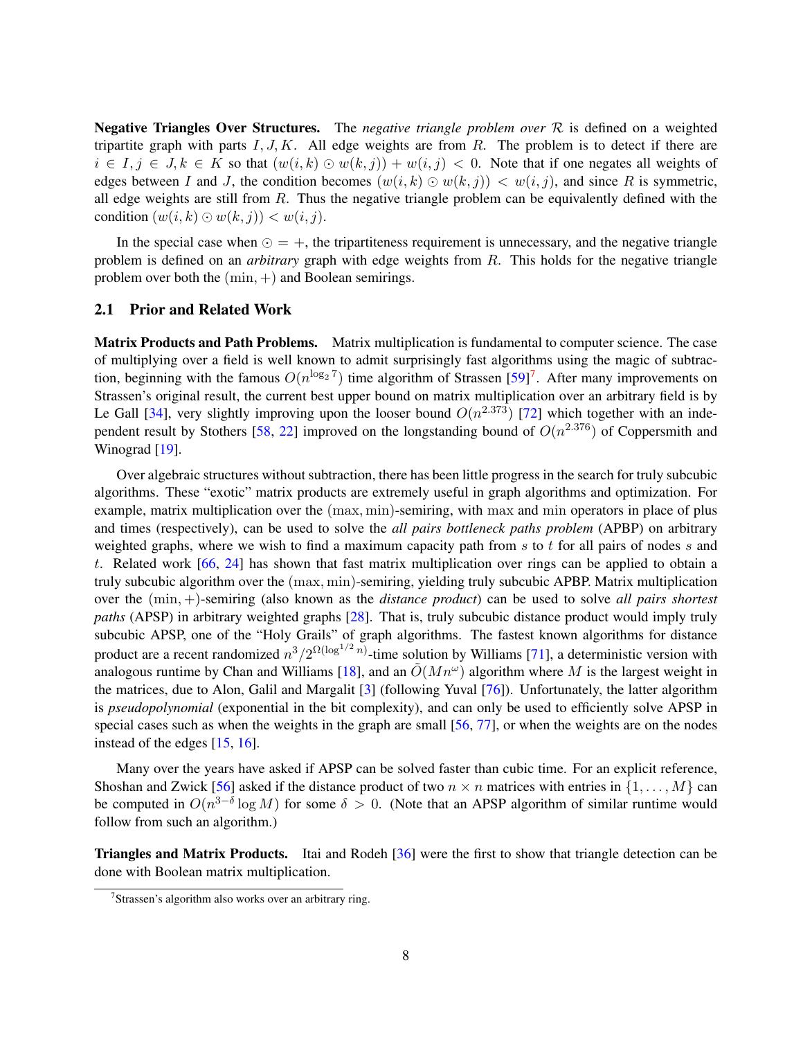**Negative Triangles Over Structures.** The *negative triangle problem over* $\mathcal{R}$ is defined on a weighted tripartite graph with parts $I, J, K$. All edge weights are from $R$. The problem is to detect if there are $i \in I, j \in J, k \in K$ so that $(w(i,k) \odot w(k,j)) + w(i,j) < 0$. Note that if one negates all weights of edges between $I$ and $J$, the condition becomes $(w(i,k) \odot w(k,j)) < w(i,j)$, and since $R$ is symmetric, all edge weights are still from $R$. Thus the negative triangle problem can be equivalently defined with the condition $(w(i,k) \odot w(k,j)) < w(i,j)$.

In the special case when $\odot = +$, the tripartiteness requirement is unnecessary, and the negative triangle problem is defined on an *arbitrary* graph with edge weights from $R$. This holds for the negative triangle problem over both the $(\min, +)$ and Boolean semirings.

### 2.1 Prior and Related Work

**Matrix Products and Path Problems.** Matrix multiplication is fundamental to computer science. The case of multiplying over a field is well known to admit surprisingly fast algorithms using the magic of subtraction, beginning with the famous $O(n^{\log_2 7})$ time algorithm of Strassen [59][7]. After many improvements on Strassen's original result, the current best upper bound on matrix multiplication over an arbitrary field is by Le Gall [34], very slightly improving upon the looser bound $O(n^{2.373})$ [72] which together with an independent result by Stothers [58, 22] improved on the longstanding bound of $O(n^{2.376})$ of Coppersmith and Winograd [19].

Over algebraic structures without subtraction, there has been little progress in the search for truly subcubic algorithms. These "exotic" matrix products are extremely useful in graph algorithms and optimization. For example, matrix multiplication over the $(\max, \min)$-semiring, with $\max$ and $\min$ operators in place of plus and times (respectively), can be used to solve the *all pairs bottleneck paths problem* (APBP) on arbitrary weighted graphs, where we wish to find a maximum capacity path from $s$ to $t$ for all pairs of nodes $s$ and $t$. Related work [66, 24] has shown that fast matrix multiplication over rings can be applied to obtain a truly subcubic algorithm over the $(\max, \min)$-semiring, yielding truly subcubic APBP. Matrix multiplication over the $(\min, +)$-semiring (also known as the *distance product*) can be used to solve *all pairs shortest paths* (APSP) in arbitrary weighted graphs [28]. That is, truly subcubic distance product would imply truly subcubic APSP, one of the "Holy Grails" of graph algorithms. The fastest known algorithms for distance product are a recent randomized $n^3/2^{\Omega(\log^{1/2} n)}$-time solution by Williams [71], a deterministic version with analogous runtime by Chan and Williams [18], and an $\tilde{O}(Mn^{\omega})$ algorithm where $M$ is the largest weight in the matrices, due to Alon, Galil and Margalit [3] (following Yuval [76]). Unfortunately, the latter algorithm is *pseudopolynomial* (exponential in the bit complexity), and can only be used to efficiently solve APSP in special cases such as when the weights in the graph are small [56, 77], or when the weights are on the nodes instead of the edges [15, 16].

Many over the years have asked if APSP can be solved faster than cubic time. For an explicit reference, Shoshan and Zwick [56] asked if the distance product of two $n \times n$ matrices with entries in $\{1, \ldots, M\}$ can be computed in $O(n^{3-\delta} \log M)$ for some $\delta > 0$. (Note that an APSP algorithm of similar runtime would follow from such an algorithm.)

**Triangles and Matrix Products.** Itai and Rodeh [36] were the first to show that triangle detection can be done with Boolean matrix multiplication.

[7] Strassen's algorithm also works over an arbitrary ring.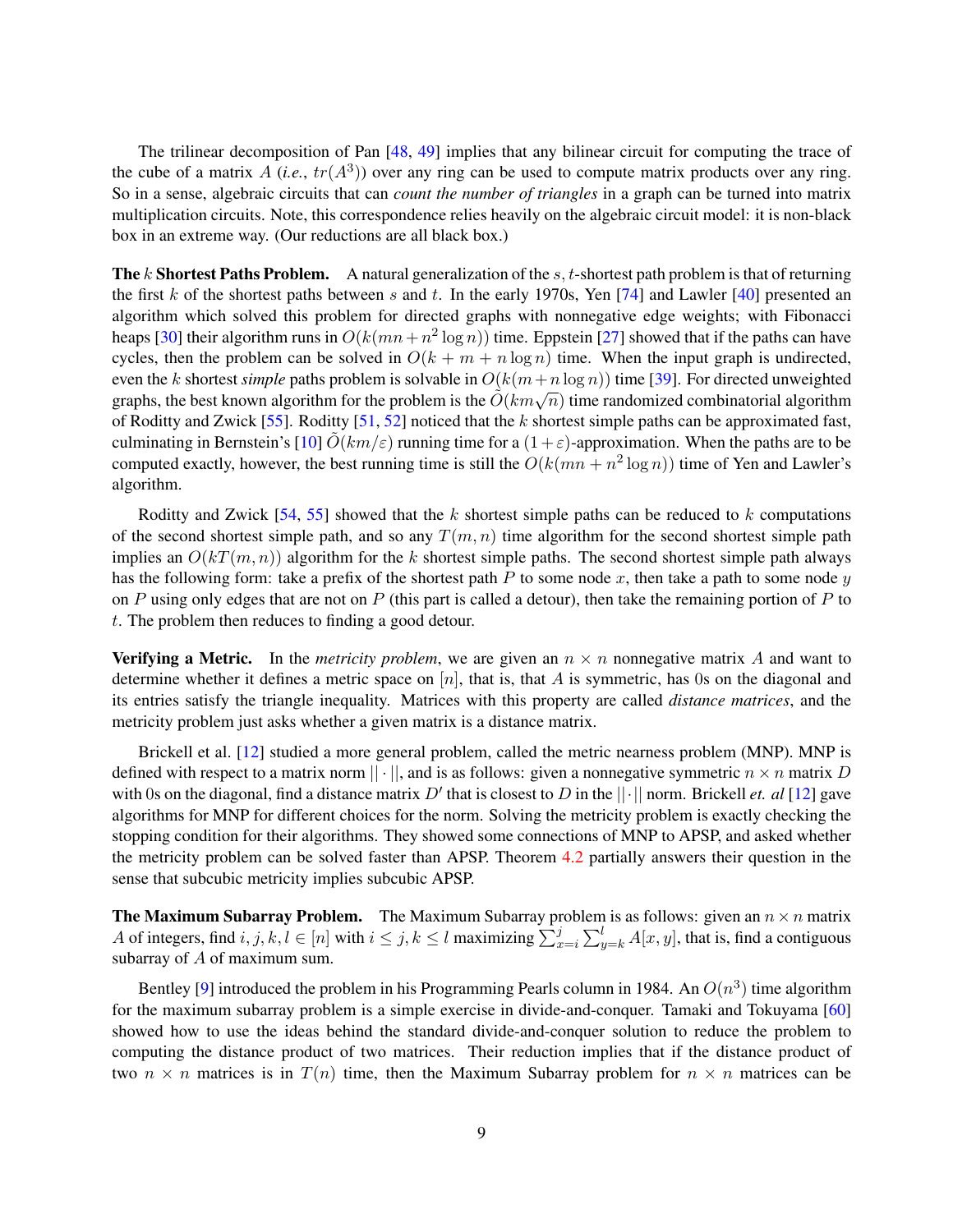The trilinear decomposition of Pan [48, 49] implies that any bilinear circuit for computing the trace of the cube of a matrix $A$ (*i.e.*, $tr(A^3)$) over any ring can be used to compute matrix products over any ring. So in a sense, algebraic circuits that can *count the number of triangles* in a graph can be turned into matrix multiplication circuits. Note, this correspondence relies heavily on the algebraic circuit model: it is non-black box in an extreme way. (Our reductions are all black box.)

**The $k$ Shortest Paths Problem.** A natural generalization of the $s, t$-shortest path problem is that of returning the first $k$ of the shortest paths between $s$ and $t$. In the early 1970s, Yen [74] and Lawler [40] presented an algorithm which solved this problem for directed graphs with nonnegative edge weights; with Fibonacci heaps [30] their algorithm runs in $O(k(mn + n^2 \log n))$ time. Eppstein [27] showed that if the paths can have cycles, then the problem can be solved in $O(k + m + n \log n)$ time. When the input graph is undirected, even the $k$ shortest ***simple*** paths problem is solvable in $O(k(m + n \log n))$ time [39]. For directed unweighted graphs, the best known algorithm for the problem is the $\tilde{O}(km\sqrt{n})$ time randomized combinatorial algorithm of Roditty and Zwick [55]. Roditty [51, 52] noticed that the $k$ shortest simple paths can be approximated fast, culminating in Bernstein's [10] $\tilde{O}(km/\varepsilon)$ running time for a $(1+\varepsilon)$-approximation. When the paths are to be computed exactly, however, the best running time is still the $O(k(mn + n^2 \log n))$ time of Yen and Lawler's algorithm.

Roditty and Zwick [54, 55] showed that the $k$ shortest simple paths can be reduced to $k$ computations of the second shortest simple path, and so any $T(m, n)$ time algorithm for the second shortest simple path implies an $O(kT(m, n))$ algorithm for the $k$ shortest simple paths. The second shortest simple path always has the following form: take a prefix of the shortest path $P$ to some node $x$, then take a path to some node $y$ on $P$ using only edges that are not on $P$ (this part is called a detour), then take the remaining portion of $P$ to $t$. The problem then reduces to finding a good detour.

**Verifying a Metric.** In the *metricity problem*, we are given an $n \times n$ nonnegative matrix $A$ and want to determine whether it defines a metric space on $[n]$, that is, that $A$ is symmetric, has 0s on the diagonal and its entries satisfy the triangle inequality. Matrices with this property are called *distance matrices*, and the metricity problem just asks whether a given matrix is a distance matrix.

Brickell et al. [12] studied a more general problem, called the metric nearness problem (MNP). MNP is defined with respect to a matrix norm $||\cdot||$, and is as follows: given a nonnegative symmetric $n \times n$ matrix $D$ with 0s on the diagonal, find a distance matrix $D'$ that is closest to $D$ in the $||\cdot||$ norm. Brickell *et. al* [12] gave algorithms for MNP for different choices for the norm. Solving the metricity problem is exactly checking the stopping condition for their algorithms. They showed some connections of MNP to APSP, and asked whether the metricity problem can be solved faster than APSP. Theorem 4.2 partially answers their question in the sense that subcubic metricity implies subcubic APSP.

**The Maximum Subarray Problem.** The Maximum Subarray problem is as follows: given an $n \times n$ matrix $A$ of integers, find $i, j, k, l \in [n]$ with $i \leq j, k \leq l$ maximizing $\sum_{x=i}^{j} \sum_{y=k}^{l} A[x, y]$, that is, find a contiguous subarray of $A$ of maximum sum.

Bentley [9] introduced the problem in his Programming Pearls column in 1984. An $O(n^3)$ time algorithm for the maximum subarray problem is a simple exercise in divide-and-conquer. Tamaki and Tokuyama [60] showed how to use the ideas behind the standard divide-and-conquer solution to reduce the problem to computing the distance product of two matrices. Their reduction implies that if the distance product of two $n \times n$ matrices is in $T(n)$ time, then the Maximum Subarray problem for $n \times n$ matrices can be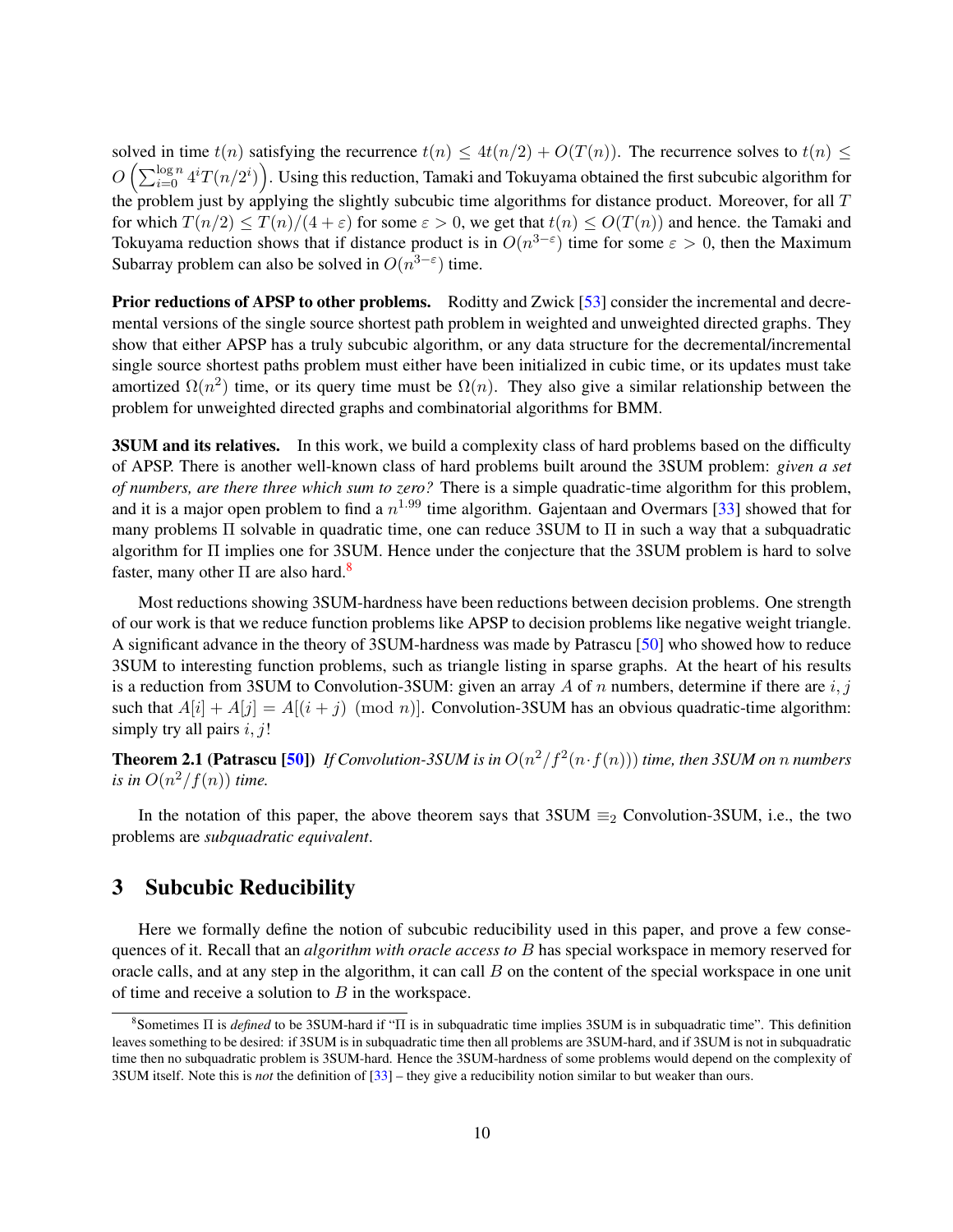solved in time $t(n)$ satisfying the recurrence $t(n) \leq 4t(n/2) + O(T(n))$. The recurrence solves to $t(n) \leq O\left(\sum_{i=0}^{\log n} 4^i T(n/2^i)\right)$. Using this reduction, Tamaki and Tokuyama obtained the first subcubic algorithm for the problem just by applying the slightly subcubic time algorithms for distance product. Moreover, for all $T$ for which $T(n/2) \leq T(n)/(4+\varepsilon)$ for some $\varepsilon > 0$, we get that $t(n) \leq O(T(n))$ and hence. the Tamaki and Tokuyama reduction shows that if distance product is in $O(n^{3-\varepsilon})$ time for some $\varepsilon > 0$, then the Maximum Subarray problem can also be solved in $O(n^{3-\varepsilon})$ time.

**Prior reductions of APSP to other problems.** Roditty and Zwick [53] consider the incremental and decremental versions of the single source shortest path problem in weighted and unweighted directed graphs. They show that either APSP has a truly subcubic algorithm, or any data structure for the decremental/incremental single source shortest paths problem must either have been initialized in cubic time, or its updates must take amortized $\Omega(n^2)$ time, or its query time must be $\Omega(n)$. They also give a similar relationship between the problem for unweighted directed graphs and combinatorial algorithms for BMM.

**3SUM and its relatives.** In this work, we build a complexity class of hard problems based on the difficulty of APSP. There is another well-known class of hard problems built around the 3SUM problem: *given a set of numbers, are there three which sum to zero?* There is a simple quadratic-time algorithm for this problem, and it is a major open problem to find a $n^{1.99}$ time algorithm. Gajentaan and Overmars [33] showed that for many problems $\Pi$ solvable in quadratic time, one can reduce 3SUM to $\Pi$ in such a way that a subquadratic algorithm for $\Pi$ implies one for 3SUM. Hence under the conjecture that the 3SUM problem is hard to solve faster, many other $\Pi$ are also hard.[8]

Most reductions showing 3SUM-hardness have been reductions between decision problems. One strength of our work is that we reduce function problems like APSP to decision problems like negative weight triangle. A significant advance in the theory of 3SUM-hardness was made by Patrascu [50] who showed how to reduce 3SUM to interesting function problems, such as triangle listing in sparse graphs. At the heart of his results is a reduction from 3SUM to Convolution-3SUM: given an array $A$ of $n$ numbers, determine if there are $i, j$ such that $A[i] + A[j] = A[(i+j) \pmod{n}]$. Convolution-3SUM has an obvious quadratic-time algorithm: simply try all pairs $i, j$!

**Theorem 2.1 (Patrascu [50])** *If Convolution-3SUM is in $O(n^2/f^2(n \cdot f(n)))$ time, then 3SUM on $n$ numbers is in $O(n^2/f(n))$ time.*

In the notation of this paper, the above theorem says that 3SUM $\equiv_2$ Convolution-3SUM, i.e., the two problems are *subquadratic equivalent*.

# 3 Subcubic Reducibility

Here we formally define the notion of subcubic reducibility used in this paper, and prove a few consequences of it. Recall that an *algorithm with oracle access to $B$* has special workspace in memory reserved for oracle calls, and at any step in the algorithm, it can call $B$ on the content of the special workspace in one unit of time and receive a solution to $B$ in the workspace.

[8] Sometimes $\Pi$ is *defined* to be 3SUM-hard if "$\Pi$ is in subquadratic time implies 3SUM is in subquadratic time". This definition leaves something to be desired: if 3SUM is in subquadratic time then all problems are 3SUM-hard, and if 3SUM is not in subquadratic time then no subquadratic problem is 3SUM-hard. Hence the 3SUM-hardness of some problems would depend on the complexity of 3SUM itself. Note this is *not* the definition of [33] – they give a reducibility notion similar to but weaker than ours.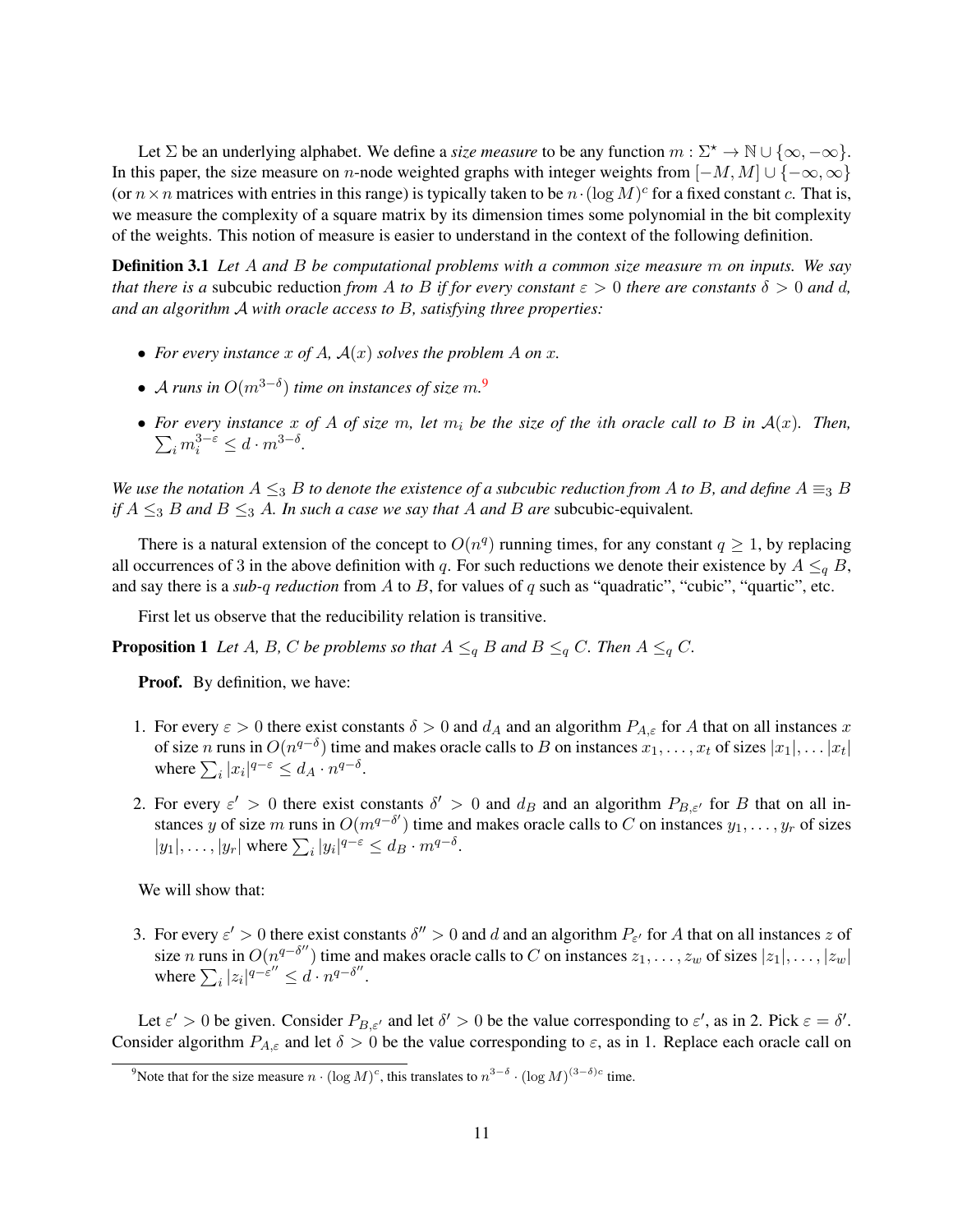Let $\Sigma$ be an underlying alphabet. We define a *size measure* to be any function $m : \Sigma^\star \to \mathbb{N} \cup \{\infty, -\infty\}$. In this paper, the size measure on $n$-node weighted graphs with integer weights from $[-M, M] \cup \{-\infty, \infty\}$ (or $n \times n$ matrices with entries in this range) is typically taken to be $n \cdot (\log M)^c$ for a fixed constant $c$. That is, we measure the complexity of a square matrix by its dimension times some polynomial in the bit complexity of the weights. This notion of measure is easier to understand in the context of the following definition.

**Definition 3.1** *Let $A$ and $B$ be computational problems with a common size measure $m$ on inputs. We say that there is a* subcubic reduction *from $A$ to $B$ if for every constant $\varepsilon > 0$ there are constants $\delta > 0$ and $d$, and an algorithm $\mathcal{A}$ with oracle access to $B$, satisfying three properties:*

- *For every instance $x$ of $A$, $\mathcal{A}(x)$ solves the problem $A$ on $x$.*
- *$\mathcal{A}$ runs in $O(m^{3-\delta})$ time on instances of size $m$.*[9]
- *For every instance $x$ of $A$ of size $m$, let $m_i$ be the size of the $i$th oracle call to $B$ in $\mathcal{A}(x)$. Then, $\sum_i m_i^{3-\varepsilon} \leq d \cdot m^{3-\delta}$.*

*We use the notation $A \leq_3 B$ to denote the existence of a subcubic reduction from $A$ to $B$, and define $A \equiv_3 B$ if $A \leq_3 B$ and $B \leq_3 A$. In such a case we say that $A$ and $B$ are* subcubic-equivalent*.*

There is a natural extension of the concept to $O(n^q)$ running times, for any constant $q \geq 1$, by replacing all occurrences of 3 in the above definition with $q$. For such reductions we denote their existence by $A \leq_q B$, and say there is a *sub-$q$ reduction* from $A$ to $B$, for values of $q$ such as "quadratic", "cubic", "quartic", etc.

First let us observe that the reducibility relation is transitive.

**Proposition 1** *Let $A$, $B$, $C$ be problems so that $A \leq_q B$ and $B \leq_q C$. Then $A \leq_q C$.*

**Proof.** By definition, we have:

1. For every $\varepsilon > 0$ there exist constants $\delta > 0$ and $d_A$ and an algorithm $P_{A,\varepsilon}$ for $A$ that on all instances $x$ of size $n$ runs in $O(n^{q-\delta})$ time and makes oracle calls to $B$ on instances $x_1, \ldots, x_t$ of sizes $|x_1|, \ldots |x_t|$ where $\sum_i |x_i|^{q-\varepsilon} \leq d_A \cdot n^{q-\delta}$.
2. For every $\varepsilon' > 0$ there exist constants $\delta' > 0$ and $d_B$ and an algorithm $P_{B,\varepsilon'}$ for $B$ that on all instances $y$ of size $m$ runs in $O(m^{q-\delta'})$ time and makes oracle calls to $C$ on instances $y_1, \ldots, y_r$ of sizes $|y_1|, \ldots, |y_r|$ where $\sum_i |y_i|^{q-\varepsilon} \leq d_B \cdot m^{q-\delta}$.

We will show that:

3. For every $\varepsilon' > 0$ there exist constants $\delta'' > 0$ and $d$ and an algorithm $P_{\varepsilon'}$ for $A$ that on all instances $z$ of size $n$ runs in $O(n^{q-\delta''})$ time and makes oracle calls to $C$ on instances $z_1, \ldots, z_w$ of sizes $|z_1|, \ldots, |z_w|$ where $\sum_i |z_i|^{q-\varepsilon''} \leq d \cdot n^{q-\delta''}$.

Let $\varepsilon' > 0$ be given. Consider $P_{B,\varepsilon'}$ and let $\delta' > 0$ be the value corresponding to $\varepsilon'$, as in 2. Pick $\varepsilon = \delta'$. Consider algorithm $P_{A,\varepsilon}$ and let $\delta > 0$ be the value corresponding to $\varepsilon$, as in 1. Replace each oracle call on

[9] Note that for the size measure $n \cdot (\log M)^c$, this translates to $n^{3-\delta} \cdot (\log M)^{(3-\delta)c}$ time.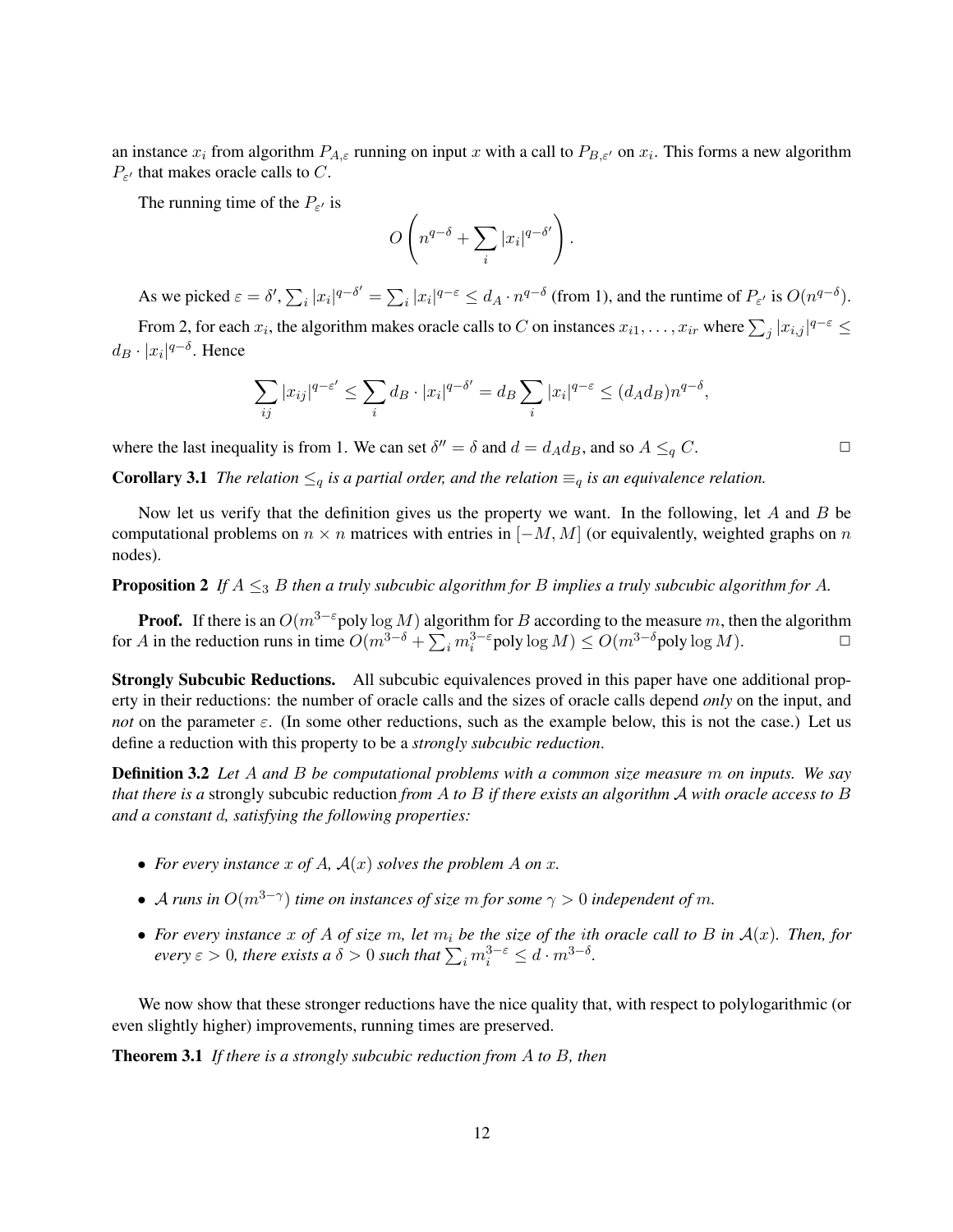an instance $x_i$ from algorithm $P_{A,\varepsilon}$ running on input $x$ with a call to $P_{B,\varepsilon'}$ on $x_i$. This forms a new algorithm $P_{\varepsilon'}$ that makes oracle calls to $C$.

The running time of the $P_{\varepsilon'}$ is

$$O\left(n^{q-\delta} + \sum_i |x_i|^{q-\delta'}\right).$$

As we picked $\varepsilon = \delta'$, $\sum_i |x_i|^{q-\delta'} = \sum_i |x_i|^{q-\varepsilon} \le d_A \cdot n^{q-\delta}$ (from 1), and the runtime of $P_{\varepsilon'}$ is $O(n^{q-\delta})$.

From 2, for each $x_i$, the algorithm makes oracle calls to $C$ on instances $x_{i1}, \ldots, x_{ir}$ where $\sum_j |x_{i,j}|^{q-\varepsilon} \le d_B \cdot |x_i|^{q-\delta}$. Hence

$$\sum_{ij} |x_{ij}|^{q-\varepsilon'} \le \sum_i d_B \cdot |x_i|^{q-\delta'} = d_B \sum_i |x_i|^{q-\varepsilon} \le (d_A d_B) n^{q-\delta},$$

where the last inequality is from 1. We can set $\delta'' = \delta$ and $d = d_A d_B$, and so $A \le_q C$. $\square$

**Corollary 3.1** *The relation $\le_q$ is a partial order, and the relation $\equiv_q$ is an equivalence relation.*

Now let us verify that the definition gives us the property we want. In the following, let $A$ and $B$ be computational problems on $n \times n$ matrices with entries in $[-M, M]$ (or equivalently, weighted graphs on $n$ nodes).

**Proposition 2** *If $A \le_3 B$ then a truly subcubic algorithm for $B$ implies a truly subcubic algorithm for $A$.*

**Proof.** If there is an $O(m^{3-\varepsilon}\text{poly}\log M)$ algorithm for $B$ according to the measure $m$, then the algorithm for $A$ in the reduction runs in time $O(m^{3-\delta} + \sum_i m_i^{3-\varepsilon}\text{poly}\log M) \le O(m^{3-\delta}\text{poly}\log M)$. $\square$

**Strongly Subcubic Reductions.** All subcubic equivalences proved in this paper have one additional property in their reductions: the number of oracle calls and the sizes of oracle calls depend *only* on the input, and *not* on the parameter $\varepsilon$. (In some other reductions, such as the example below, this is not the case.) Let us define a reduction with this property to be a *strongly subcubic reduction*.

**Definition 3.2** *Let $A$ and $B$ be computational problems with a common size measure $m$ on inputs. We say that there is a* strongly subcubic reduction *from $A$ to $B$ if there exists an algorithm $\mathcal{A}$ with oracle access to $B$ and a constant $d$, satisfying the following properties:*

- *For every instance $x$ of $A$, $\mathcal{A}(x)$ solves the problem $A$ on $x$.*
- *$\mathcal{A}$ runs in $O(m^{3-\gamma})$ time on instances of size $m$ for some $\gamma > 0$ independent of $m$.*
- *For every instance $x$ of $A$ of size $m$, let $m_i$ be the size of the $i$th oracle call to $B$ in $\mathcal{A}(x)$. Then, for every $\varepsilon > 0$, there exists a $\delta > 0$ such that $\sum_i m_i^{3-\varepsilon} \le d \cdot m^{3-\delta}$.*

We now show that these stronger reductions have the nice quality that, with respect to polylogarithmic (or even slightly higher) improvements, running times are preserved.

**Theorem 3.1** *If there is a strongly subcubic reduction from $A$ to $B$, then*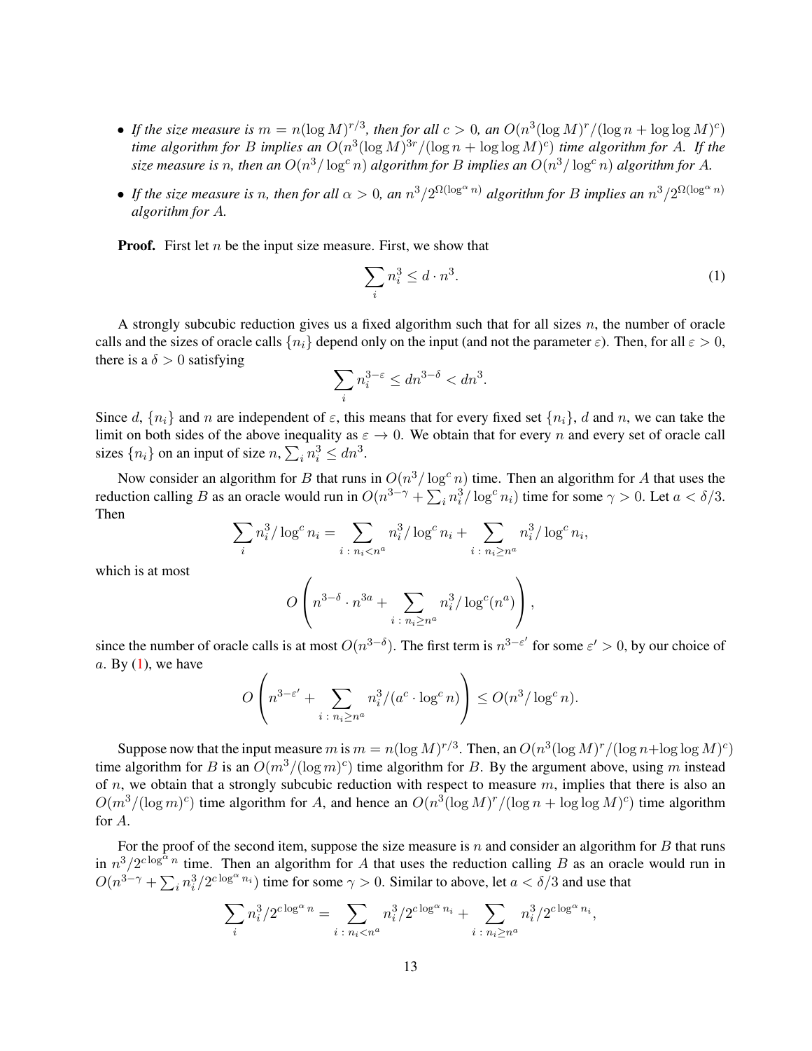- *If the size measure is $m = n(\log M)^{r/3}$, then for all $c > 0$, an $O(n^3(\log M)^r/(\log n + \log\log M)^c)$ time algorithm for $B$ implies an $O(n^3(\log M)^{3r}/(\log n + \log\log M)^c)$ time algorithm for $A$. If the size measure is $n$, then an $O(n^3/\log^c n)$ algorithm for $B$ implies an $O(n^3/\log^c n)$ algorithm for $A$.*
- *If the size measure is $n$, then for all $\alpha > 0$, an $n^3/2^{\Omega(\log^\alpha n)}$ algorithm for $B$ implies an $n^3/2^{\Omega(\log^\alpha n)}$ algorithm for $A$.*

**Proof.** First let $n$ be the input size measure. First, we show that

$$\sum_i n_i^3 \leq d \cdot n^3. \tag{1}$$

A strongly subcubic reduction gives us a fixed algorithm such that for all sizes $n$, the number of oracle calls and the sizes of oracle calls $\{n_i\}$ depend only on the input (and not the parameter $\varepsilon$). Then, for all $\varepsilon > 0$, there is a $\delta > 0$ satisfying

$$\sum_i n_i^{3-\varepsilon} \leq dn^{3-\delta} < dn^3.$$

Since $d$, $\{n_i\}$ and $n$ are independent of $\varepsilon$, this means that for every fixed set $\{n_i\}$, $d$ and $n$, we can take the limit on both sides of the above inequality as $\varepsilon \to 0$. We obtain that for every $n$ and every set of oracle call sizes $\{n_i\}$ on an input of size $n$, $\sum_i n_i^3 \leq dn^3$.

Now consider an algorithm for $B$ that runs in $O(n^3/\log^c n)$ time. Then an algorithm for $A$ that uses the reduction calling $B$ as an oracle would run in $O(n^{3-\gamma} + \sum_i n_i^3/\log^c n_i)$ time for some $\gamma > 0$. Let $a < \delta/3$. Then

$$\sum_i n_i^3/\log^c n_i = \sum_{i\,:\,n_i < n^a} n_i^3/\log^c n_i + \sum_{i\,:\,n_i \geq n^a} n_i^3/\log^c n_i,$$

which is at most

$$O\left(n^{3-\delta} \cdot n^{3a} + \sum_{i\,:\,n_i \geq n^a} n_i^3/\log^c(n^a)\right),$$

since the number of oracle calls is at most $O(n^{3-\delta})$. The first term is $n^{3-\varepsilon'}$ for some $\varepsilon' > 0$, by our choice of $a$. By (1), we have

$$O\left(n^{3-\varepsilon'} + \sum_{i\,:\,n_i \geq n^a} n_i^3/(a^c \cdot \log^c n)\right) \leq O(n^3/\log^c n).$$

Suppose now that the input measure $m$ is $m = n(\log M)^{r/3}$. Then, an $O(n^3(\log M)^r/(\log n + \log\log M)^c)$ time algorithm for $B$ is an $O(m^3/(\log m)^c)$ time algorithm for $B$. By the argument above, using $m$ instead of $n$, we obtain that a strongly subcubic reduction with respect to measure $m$, implies that there is also an $O(m^3/(\log m)^c)$ time algorithm for $A$, and hence an $O(n^3(\log M)^r/(\log n + \log\log M)^c)$ time algorithm for $A$.

For the proof of the second item, suppose the size measure is $n$ and consider an algorithm for $B$ that runs in $n^3/2^{c\log^\alpha n}$ time. Then an algorithm for $A$ that uses the reduction calling $B$ as an oracle would run in $O(n^{3-\gamma} + \sum_i n_i^3/2^{c\log^\alpha n_i})$ time for some $\gamma > 0$. Similar to above, let $a < \delta/3$ and use that

$$\sum_i n_i^3/2^{c\log^\alpha n} = \sum_{i\,:\,n_i < n^a} n_i^3/2^{c\log^\alpha n_i} + \sum_{i\,:\,n_i \geq n^a} n_i^3/2^{c\log^\alpha n_i},$$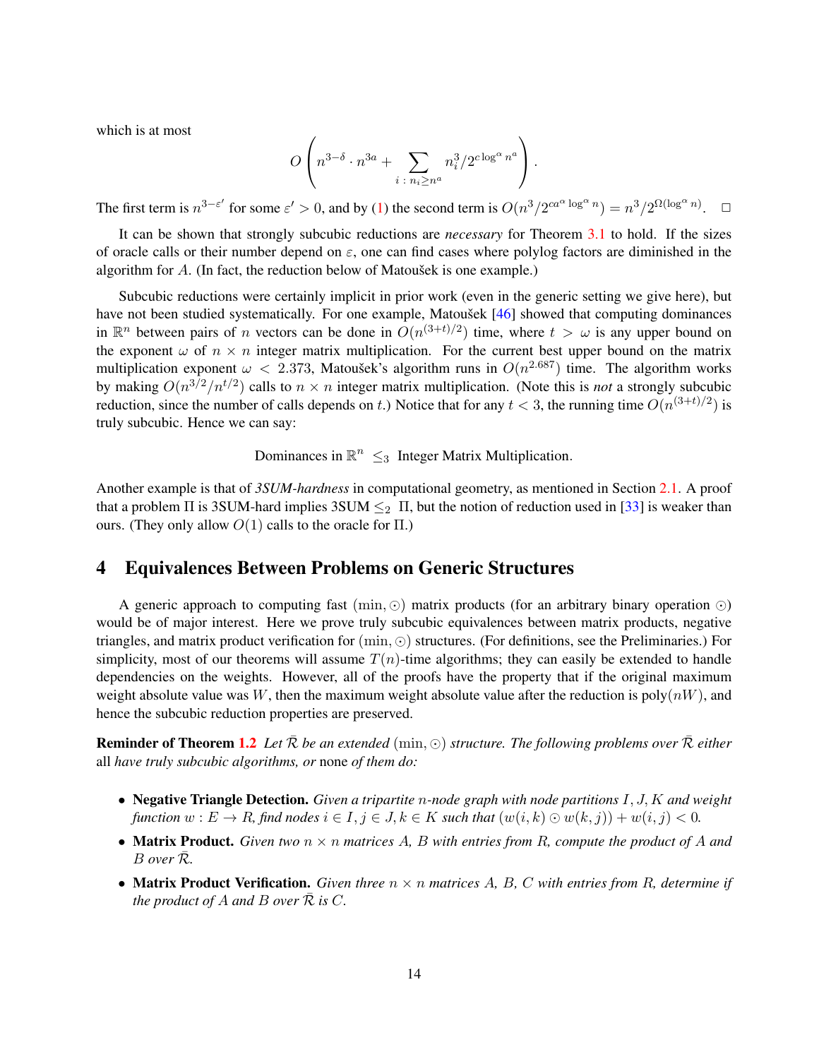which is at most

$$O\left(n^{3-\delta} \cdot n^{3a} + \sum_{i\,:\,n_i \geq n^a} n_i^3 / 2^{c \log^\alpha n^a}\right).$$

The first term is $n^{3-\varepsilon'}$ for some $\varepsilon' > 0$, and by (1) the second term is $O(n^3/2^{ca^\alpha \log^\alpha n}) = n^3/2^{\Omega(\log^\alpha n)}$. $\square$

It can be shown that strongly subcubic reductions are *necessary* for Theorem 3.1 to hold. If the sizes of oracle calls or their number depend on $\varepsilon$, one can find cases where polylog factors are diminished in the algorithm for $A$. (In fact, the reduction below of Matoušek is one example.)

Subcubic reductions were certainly implicit in prior work (even in the generic setting we give here), but have not been studied systematically. For one example, Matoušek [46] showed that computing dominances in $\mathbb{R}^n$ between pairs of $n$ vectors can be done in $O(n^{(3+t)/2})$ time, where $t > \omega$ is any upper bound on the exponent $\omega$ of $n \times n$ integer matrix multiplication. For the current best upper bound on the matrix multiplication exponent $\omega < 2.373$, Matoušek's algorithm runs in $O(n^{2.687})$ time. The algorithm works by making $O(n^{3/2}/n^{t/2})$ calls to $n \times n$ integer matrix multiplication. (Note this is *not* a strongly subcubic reduction, since the number of calls depends on $t$.) Notice that for any $t < 3$, the running time $O(n^{(3+t)/2})$ is truly subcubic. Hence we can say:

$$\text{Dominances in } \mathbb{R}^n \leq_3 \text{Integer Matrix Multiplication}.$$

Another example is that of *3SUM-hardness* in computational geometry, as mentioned in Section 2.1. A proof that a problem $\Pi$ is 3SUM-hard implies 3SUM $\leq_2$ $\Pi$, but the notion of reduction used in [33] is weaker than ours. (They only allow $O(1)$ calls to the oracle for $\Pi$.)

# 4 Equivalences Between Problems on Generic Structures

A generic approach to computing fast $(\min, \odot)$ matrix products (for an arbitrary binary operation $\odot$) would be of major interest. Here we prove truly subcubic equivalences between matrix products, negative triangles, and matrix product verification for $(\min, \odot)$ structures. (For definitions, see the Preliminaries.) For simplicity, most of our theorems will assume $T(n)$-time algorithms; they can easily be extended to handle dependencies on the weights. However, all of the proofs have the property that if the original maximum weight absolute value was $W$, then the maximum weight absolute value after the reduction is $\text{poly}(nW)$, and hence the subcubic reduction properties are preserved.

**Reminder of Theorem 1.2** *Let $\bar{\mathcal{R}}$ be an extended $(\min, \odot)$ structure. The following problems over $\bar{\mathcal{R}}$ either* all *have truly subcubic algorithms, or* none *of them do:*

- **Negative Triangle Detection.** *Given a tripartite $n$-node graph with node partitions $I, J, K$ and weight function $w : E \to R$, find nodes $i \in I, j \in J, k \in K$ such that $(w(i,k) \odot w(k,j)) + w(i,j) < 0$.*
- **Matrix Product.** *Given two $n \times n$ matrices $A$, $B$ with entries from $R$, compute the product of $A$ and $B$ over $\bar{\mathcal{R}}$.*
- **Matrix Product Verification.** *Given three $n \times n$ matrices $A$, $B$, $C$ with entries from $R$, determine if the product of $A$ and $B$ over $\bar{\mathcal{R}}$ is $C$.*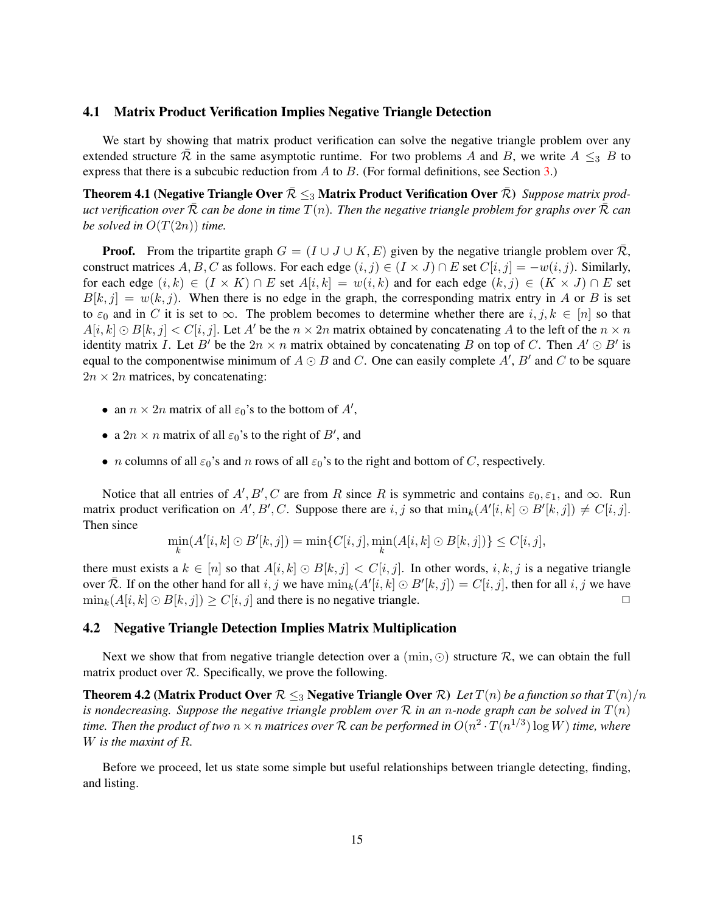### 4.1 Matrix Product Verification Implies Negative Triangle Detection

We start by showing that matrix product verification can solve the negative triangle problem over any extended structure $\bar{\mathcal{R}}$ in the same asymptotic runtime. For two problems $A$ and $B$, we write $A \leq_3 B$ to express that there is a subcubic reduction from $A$ to $B$. (For formal definitions, see Section 3.)

**Theorem 4.1 (Negative Triangle Over $\bar{\mathcal{R}} \leq_3$ Matrix Product Verification Over $\bar{\mathcal{R}}$)** *Suppose matrix product verification over $\bar{\mathcal{R}}$ can be done in time $T(n)$. Then the negative triangle problem for graphs over $\bar{\mathcal{R}}$ can be solved in $O(T(2n))$ time.*

**Proof.** From the tripartite graph $G = (I \cup J \cup K, E)$ given by the negative triangle problem over $\bar{\mathcal{R}}$, construct matrices $A, B, C$ as follows. For each edge $(i,j) \in (I \times J) \cap E$ set $C[i,j] = -w(i,j)$. Similarly, for each edge $(i,k) \in (I \times K) \cap E$ set $A[i,k] = w(i,k)$ and for each edge $(k,j) \in (K \times J) \cap E$ set $B[k,j] = w(k,j)$. When there is no edge in the graph, the corresponding matrix entry in $A$ or $B$ is set to $\varepsilon_0$ and in $C$ it is set to $\infty$. The problem becomes to determine whether there are $i,j,k \in [n]$ so that $A[i,k] \odot B[k,j] < C[i,j]$. Let $A'$ be the $n \times 2n$ matrix obtained by concatenating $A$ to the left of the $n \times n$ identity matrix $I$. Let $B'$ be the $2n \times n$ matrix obtained by concatenating $B$ on top of $C$. Then $A' \odot B'$ is equal to the componentwise minimum of $A \odot B$ and $C$. One can easily complete $A'$, $B'$ and $C$ to be square $2n \times 2n$ matrices, by concatenating:

- an $n \times 2n$ matrix of all $\varepsilon_0$'s to the bottom of $A'$,
- a $2n \times n$ matrix of all $\varepsilon_0$'s to the right of $B'$, and
- $n$ columns of all $\varepsilon_0$'s and $n$ rows of all $\varepsilon_0$'s to the right and bottom of $C$, respectively.

Notice that all entries of $A', B', C$ are from $R$ since $R$ is symmetric and contains $\varepsilon_0, \varepsilon_1$, and $\infty$. Run matrix product verification on $A', B', C$. Suppose there are $i,j$ so that $\min_k(A'[i,k] \odot B'[k,j]) \neq C[i,j]$. Then since

$$\min_k(A'[i,k] \odot B'[k,j]) = \min\{C[i,j], \min_k(A[i,k] \odot B[k,j])\} \leq C[i,j],$$

there must exists a $k \in [n]$ so that $A[i,k] \odot B[k,j] < C[i,j]$. In other words, $i,k,j$ is a negative triangle over $\bar{\mathcal{R}}$. If on the other hand for all $i,j$ we have $\min_k(A'[i,k] \odot B'[k,j]) = C[i,j]$, then for all $i,j$ we have $\min_k(A[i,k] \odot B[k,j]) \geq C[i,j]$ and there is no negative triangle. $\square$

### 4.2 Negative Triangle Detection Implies Matrix Multiplication

Next we show that from negative triangle detection over a $(\min, \odot)$ structure $\mathcal{R}$, we can obtain the full matrix product over $\mathcal{R}$. Specifically, we prove the following.

**Theorem 4.2 (Matrix Product Over $\mathcal{R} \leq_3$ Negative Triangle Over $\mathcal{R}$)** *Let $T(n)$ be a function so that $T(n)/n$ is nondecreasing. Suppose the negative triangle problem over $\mathcal{R}$ in an $n$-node graph can be solved in $T(n)$ time. Then the product of two $n \times n$ matrices over $\mathcal{R}$ can be performed in $O(n^2 \cdot T(n^{1/3}) \log W)$ time, where $W$ is the maxint of $R$.*

Before we proceed, let us state some simple but useful relationships between triangle detecting, finding, and listing.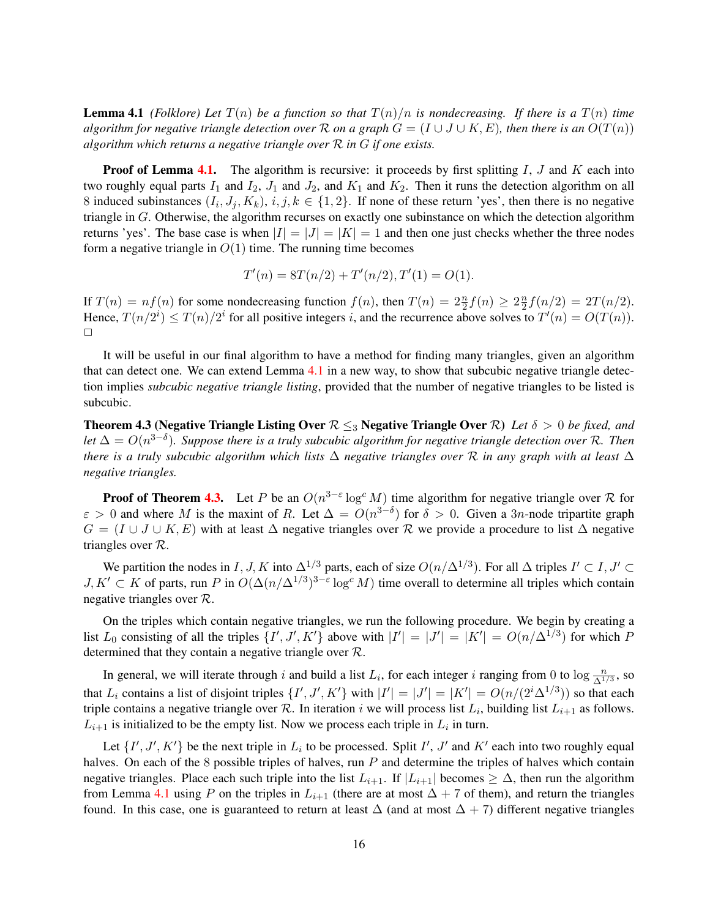**Lemma 4.1** *(Folklore) Let $T(n)$ be a function so that $T(n)/n$ is nondecreasing. If there is a $T(n)$ time algorithm for negative triangle detection over $\mathcal{R}$ on a graph $G = (I \cup J \cup K, E)$, then there is an $O(T(n))$ algorithm which returns a negative triangle over $\mathcal{R}$ in $G$ if one exists.*

**Proof of Lemma 4.1.** The algorithm is recursive: it proceeds by first splitting $I$, $J$ and $K$ each into two roughly equal parts $I_1$ and $I_2$, $J_1$ and $J_2$, and $K_1$ and $K_2$. Then it runs the detection algorithm on all 8 induced subinstances $(I_i, J_j, K_k)$, $i, j, k \in \{1, 2\}$. If none of these return 'yes', then there is no negative triangle in $G$. Otherwise, the algorithm recurses on exactly one subinstance on which the detection algorithm returns 'yes'. The base case is when $|I| = |J| = |K| = 1$ and then one just checks whether the three nodes form a negative triangle in $O(1)$ time. The running time becomes

$$T'(n) = 8T(n/2) + T'(n/2), T'(1) = O(1).$$

If $T(n) = nf(n)$ for some nondecreasing function $f(n)$, then $T(n) = 2\frac{n}{2}f(n) \geq 2\frac{n}{2}f(n/2) = 2T(n/2)$. Hence, $T(n/2^i) \leq T(n)/2^i$ for all positive integers $i$, and the recurrence above solves to $T'(n) = O(T(n))$. $\square$

It will be useful in our final algorithm to have a method for finding many triangles, given an algorithm that can detect one. We can extend Lemma 4.1 in a new way, to show that subcubic negative triangle detection implies *subcubic negative triangle listing*, provided that the number of negative triangles to be listed is subcubic.

**Theorem 4.3 (Negative Triangle Listing Over $\mathcal{R} \leq_3$ Negative Triangle Over $\mathcal{R}$)** *Let $\delta > 0$ be fixed, and let $\Delta = O(n^{3-\delta})$. Suppose there is a truly subcubic algorithm for negative triangle detection over $\mathcal{R}$. Then there is a truly subcubic algorithm which lists $\Delta$ negative triangles over $\mathcal{R}$ in any graph with at least $\Delta$ negative triangles.*

**Proof of Theorem 4.3.** Let $P$ be an $O(n^{3-\varepsilon} \log^c M)$ time algorithm for negative triangle over $\mathcal{R}$ for $\varepsilon > 0$ and where $M$ is the maxint of $R$. Let $\Delta = O(n^{3-\delta})$ for $\delta > 0$. Given a $3n$-node tripartite graph $G = (I \cup J \cup K, E)$ with at least $\Delta$ negative triangles over $\mathcal{R}$ we provide a procedure to list $\Delta$ negative triangles over $\mathcal{R}$.

We partition the nodes in $I, J, K$ into $\Delta^{1/3}$ parts, each of size $O(n/\Delta^{1/3})$. For all $\Delta$ triples $I' \subset I, J' \subset J, K' \subset K$ of parts, run $P$ in $O(\Delta(n/\Delta^{1/3})^{3-\varepsilon} \log^c M)$ time overall to determine all triples which contain negative triangles over $\mathcal{R}$.

On the triples which contain negative triangles, we run the following procedure. We begin by creating a list $L_0$ consisting of all the triples $\{I', J', K'\}$ above with $|I'| = |J'| = |K'| = O(n/\Delta^{1/3})$ for which $P$ determined that they contain a negative triangle over $\mathcal{R}$.

In general, we will iterate through $i$ and build a list $L_i$, for each integer $i$ ranging from 0 to $\log \frac{n}{\Delta^{1/3}}$, so that $L_i$ contains a list of disjoint triples $\{I', J', K'\}$ with $|I'| = |J'| = |K'| = O(n/(2^i\Delta^{1/3}))$ so that each triple contains a negative triangle over $\mathcal{R}$. In iteration $i$ we will process list $L_i$, building list $L_{i+1}$ as follows. $L_{i+1}$ is initialized to be the empty list. Now we process each triple in $L_i$ in turn.

Let $\{I', J', K'\}$ be the next triple in $L_i$ to be processed. Split $I'$, $J'$ and $K'$ each into two roughly equal halves. On each of the 8 possible triples of halves, run $P$ and determine the triples of halves which contain negative triangles. Place each such triple into the list $L_{i+1}$. If $|L_{i+1}|$ becomes $\geq \Delta$, then run the algorithm from Lemma 4.1 using $P$ on the triples in $L_{i+1}$ (there are at most $\Delta + 7$ of them), and return the triangles found. In this case, one is guaranteed to return at least $\Delta$ (and at most $\Delta + 7$) different negative triangles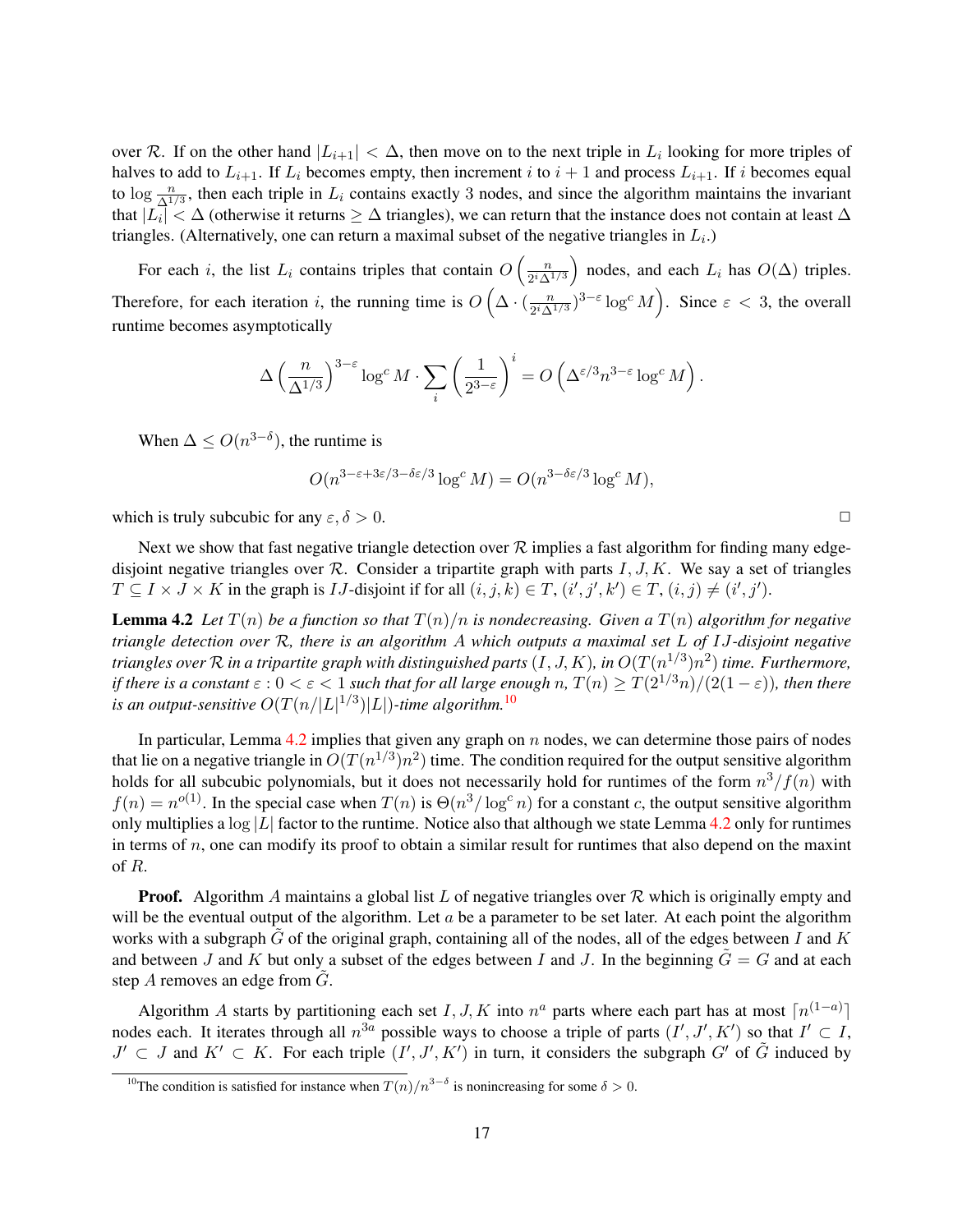over $\mathcal{R}$. If on the other hand $|L_{i+1}| < \Delta$, then move on to the next triple in $L_i$ looking for more triples of halves to add to $L_{i+1}$. If $L_i$ becomes empty, then increment $i$ to $i+1$ and process $L_{i+1}$. If $i$ becomes equal to $\log \frac{n}{\Delta^{1/3}}$, then each triple in $L_i$ contains exactly 3 nodes, and since the algorithm maintains the invariant that $|L_i| < \Delta$ (otherwise it returns $\geq \Delta$ triangles), we can return that the instance does not contain at least $\Delta$ triangles. (Alternatively, one can return a maximal subset of the negative triangles in $L_i$.)

For each $i$, the list $L_i$ contains triples that contain $O\left(\frac{n}{2^i \Delta^{1/3}}\right)$ nodes, and each $L_i$ has $O(\Delta)$ triples. Therefore, for each iteration $i$, the running time is $O\left(\Delta \cdot (\frac{n}{2^i \Delta^{1/3}})^{3-\varepsilon} \log^c M\right)$. Since $\varepsilon < 3$, the overall runtime becomes asymptotically

$$\Delta \left(\frac{n}{\Delta^{1/3}}\right)^{3-\varepsilon} \log^c M \cdot \sum_i \left(\frac{1}{2^{3-\varepsilon}}\right)^i = O\left(\Delta^{\varepsilon/3} n^{3-\varepsilon} \log^c M\right).$$

When $\Delta \leq O(n^{3-\delta})$, the runtime is

$$O(n^{3-\varepsilon+3\varepsilon/3-\delta\varepsilon/3} \log^c M) = O(n^{3-\delta\varepsilon/3} \log^c M),$$

which is truly subcubic for any $\varepsilon, \delta > 0$. □

Next we show that fast negative triangle detection over $\mathcal{R}$ implies a fast algorithm for finding many edge-disjoint negative triangles over $\mathcal{R}$. Consider a tripartite graph with parts $I, J, K$. We say a set of triangles $T \subseteq I \times J \times K$ in the graph is $IJ$-disjoint if for all $(i,j,k) \in T$, $(i',j',k') \in T$, $(i,j) \neq (i',j')$.

**Lemma 4.2** *Let $T(n)$ be a function so that $T(n)/n$ is nondecreasing. Given a $T(n)$ algorithm for negative triangle detection over $\mathcal{R}$, there is an algorithm $A$ which outputs a maximal set $L$ of $IJ$-disjoint negative triangles over $\mathcal{R}$ in a tripartite graph with distinguished parts $(I,J,K)$, in $O(T(n^{1/3})n^2)$ time. Furthermore, if there is a constant $\varepsilon : 0 < \varepsilon < 1$ such that for all large enough $n$, $T(n) \geq T(2^{1/3}n)/(2(1-\varepsilon))$, then there is an output-sensitive $O(T(n/|L|^{1/3})|L|)$-time algorithm.*[10]

In particular, Lemma 4.2 implies that given any graph on $n$ nodes, we can determine those pairs of nodes that lie on a negative triangle in $O(T(n^{1/3})n^2)$ time. The condition required for the output sensitive algorithm holds for all subcubic polynomials, but it does not necessarily hold for runtimes of the form $n^3/f(n)$ with $f(n) = n^{o(1)}$. In the special case when $T(n)$ is $\Theta(n^3/\log^c n)$ for a constant $c$, the output sensitive algorithm only multiplies a $\log |L|$ factor to the runtime. Notice also that although we state Lemma 4.2 only for runtimes in terms of $n$, one can modify its proof to obtain a similar result for runtimes that also depend on the maxint of $R$.

**Proof.** Algorithm $A$ maintains a global list $L$ of negative triangles over $\mathcal{R}$ which is originally empty and will be the eventual output of the algorithm. Let $a$ be a parameter to be set later. At each point the algorithm works with a subgraph $\tilde{G}$ of the original graph, containing all of the nodes, all of the edges between $I$ and $K$ and between $J$ and $K$ but only a subset of the edges between $I$ and $J$. In the beginning $\tilde{G} = G$ and at each step $A$ removes an edge from $\tilde{G}$.

Algorithm $A$ starts by partitioning each set $I, J, K$ into $n^a$ parts where each part has at most $\lceil n^{(1-a)} \rceil$ nodes each. It iterates through all $n^{3a}$ possible ways to choose a triple of parts $(I', J', K')$ so that $I' \subset I$, $J' \subset J$ and $K' \subset K$. For each triple $(I', J', K')$ in turn, it considers the subgraph $G'$ of $\tilde{G}$ induced by

[10] The condition is satisfied for instance when $T(n)/n^{3-\delta}$ is nonincreasing for some $\delta > 0$.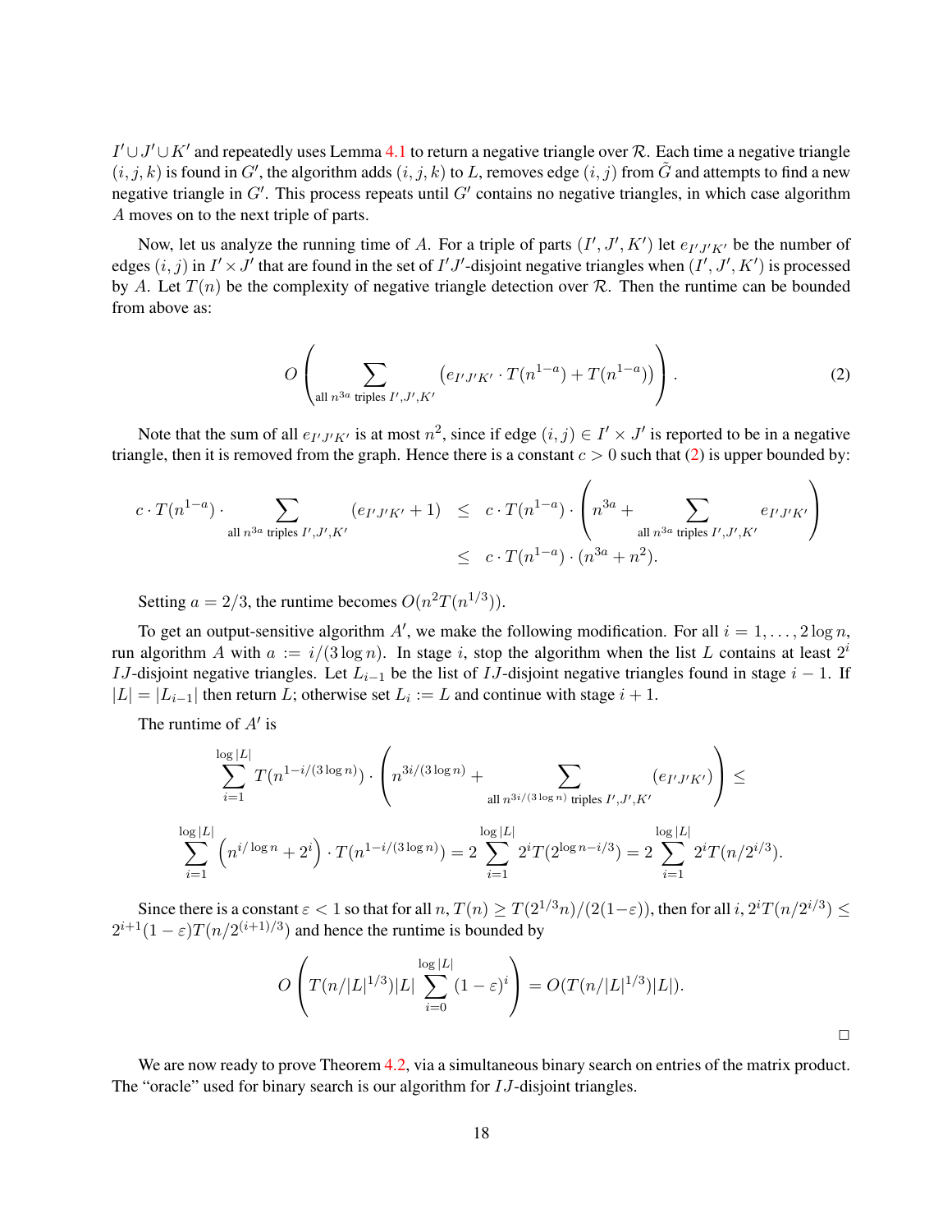$I' \cup J' \cup K'$ and repeatedly uses Lemma 4.1 to return a negative triangle over $\mathcal{R}$. Each time a negative triangle $(i, j, k)$ is found in $G'$, the algorithm adds $(i, j, k)$ to $L$, removes edge $(i, j)$ from $\tilde{G}$ and attempts to find a new negative triangle in $G'$. This process repeats until $G'$ contains no negative triangles, in which case algorithm $A$ moves on to the next triple of parts.

Now, let us analyze the running time of $A$. For a triple of parts $(I', J', K')$ let $e_{I'J'K'}$ be the number of edges $(i, j)$ in $I' \times J'$ that are found in the set of $I'J'$-disjoint negative triangles when $(I', J', K')$ is processed by $A$. Let $T(n)$ be the complexity of negative triangle detection over $\mathcal{R}$. Then the runtime can be bounded from above as:

$$O\left( \sum_{\text{all } n^{3a} \text{ triples } I', J', K'} \left( e_{I'J'K'} \cdot T(n^{1-a}) + T(n^{1-a}) \right) \right). \tag{2}$$

Note that the sum of all $e_{I'J'K'}$ is at most $n^2$, since if edge $(i, j) \in I' \times J'$ is reported to be in a negative triangle, then it is removed from the graph. Hence there is a constant $c > 0$ such that (2) is upper bounded by:

$$\begin{aligned} c \cdot T(n^{1-a}) \cdot \sum_{\text{all } n^{3a} \text{ triples } I', J', K'} (e_{I'J'K'} + 1) \quad &\leq \quad c \cdot T(n^{1-a}) \cdot \left( n^{3a} + \sum_{\text{all } n^{3a} \text{ triples } I', J', K'} e_{I'J'K'} \right) \\ &\leq \quad c \cdot T(n^{1-a}) \cdot (n^{3a} + n^2). \end{aligned}$$

Setting $a = 2/3$, the runtime becomes $O(n^2 T(n^{1/3}))$.

To get an output-sensitive algorithm $A'$, we make the following modification. For all $i = 1, \ldots, 2\log n$, run algorithm $A$ with $a := i/(3\log n)$. In stage $i$, stop the algorithm when the list $L$ contains at least $2^i$ $IJ$-disjoint negative triangles. Let $L_{i-1}$ be the list of $IJ$-disjoint negative triangles found in stage $i - 1$. If $|L| = |L_{i-1}|$ then return $L$; otherwise set $L_i := L$ and continue with stage $i + 1$.

The runtime of $A'$ is

$$\sum_{i=1}^{\log |L|} T(n^{1-i/(3\log n)}) \cdot \left( n^{3i/(3\log n)} + \sum_{\text{all } n^{3i/(3\log n)} \text{ triples } I', J', K'} (e_{I'J'K'}) \right) \leq$$

$$\sum_{i=1}^{\log |L|} \left( n^{i/\log n} + 2^i \right) \cdot T(n^{1-i/(3\log n)}) = 2 \sum_{i=1}^{\log |L|} 2^i T(2^{\log n - i/3}) = 2 \sum_{i=1}^{\log |L|} 2^i T(n/2^{i/3}).$$

Since there is a constant $\varepsilon < 1$ so that for all $n$, $T(n) \geq T(2^{1/3} n)/(2(1-\varepsilon))$, then for all $i$, $2^i T(n/2^{i/3}) \leq 2^{i+1}(1-\varepsilon) T(n/2^{(i+1)/3})$ and hence the runtime is bounded by

$$O\left( T(n/|L|^{1/3}) |L| \sum_{i=0}^{\log |L|} (1-\varepsilon)^i \right) = O(T(n/|L|^{1/3})|L|).$$

□

We are now ready to prove Theorem 4.2, via a simultaneous binary search on entries of the matrix product. The "oracle" used for binary search is our algorithm for $IJ$-disjoint triangles.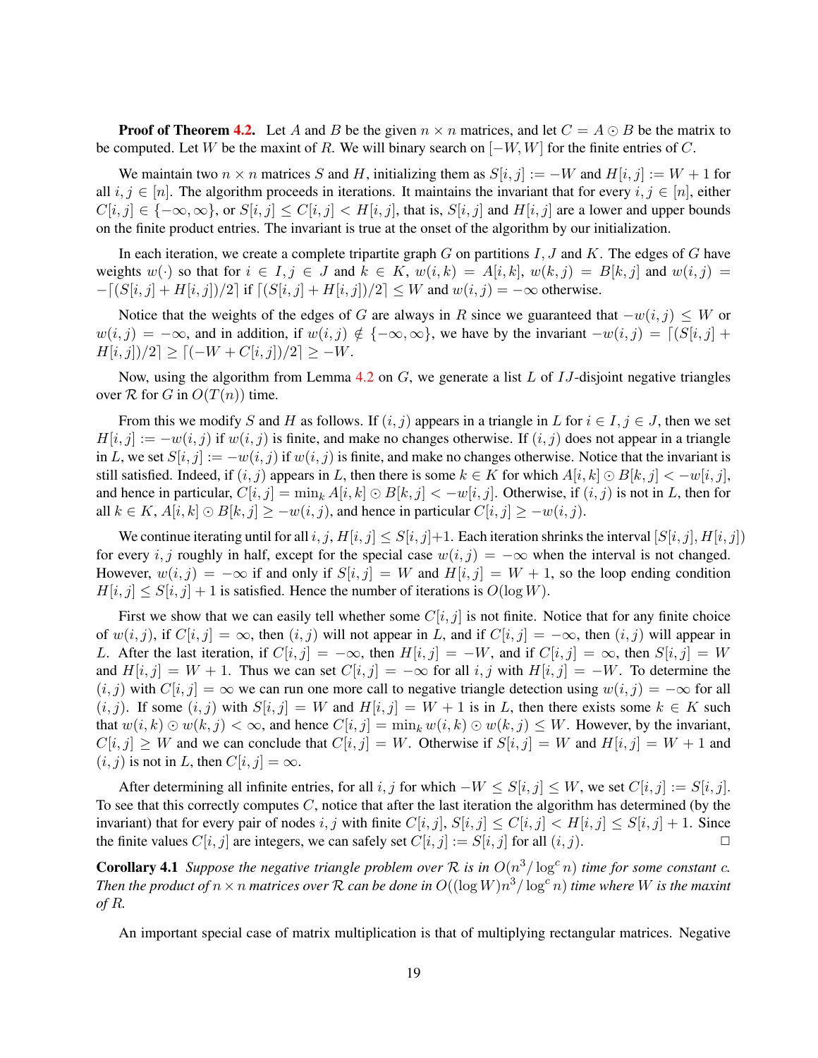**Proof of Theorem 4.2.** Let $A$ and $B$ be the given $n \times n$ matrices, and let $C = A \odot B$ be the matrix to be computed. Let $W$ be the maxint of $R$. We will binary search on $[-W, W]$ for the finite entries of $C$.

We maintain two $n \times n$ matrices $S$ and $H$, initializing them as $S[i,j] := -W$ and $H[i,j] := W+1$ for all $i,j \in [n]$. The algorithm proceeds in iterations. It maintains the invariant that for every $i,j \in [n]$, either $C[i,j] \in \{-\infty, \infty\}$, or $S[i,j] \leq C[i,j] < H[i,j]$, that is, $S[i,j]$ and $H[i,j]$ are a lower and upper bounds on the finite product entries. The invariant is true at the onset of the algorithm by our initialization.

In each iteration, we create a complete tripartite graph $G$ on partitions $I$, $J$ and $K$. The edges of $G$ have weights $w(\cdot)$ so that for $i \in I, j \in J$ and $k \in K$, $w(i,k) = A[i,k]$, $w(k,j) = B[k,j]$ and $w(i,j) = -\lceil (S[i,j] + H[i,j])/2 \rceil$ if $\lceil (S[i,j] + H[i,j])/2 \rceil \leq W$ and $w(i,j) = -\infty$ otherwise.

Notice that the weights of the edges of $G$ are always in $R$ since we guaranteed that $-w(i,j) \leq W$ or $w(i,j) = -\infty$, and in addition, if $w(i,j) \notin \{-\infty, \infty\}$, we have by the invariant $-w(i,j) = \lceil (S[i,j] + H[i,j])/2 \rceil \geq \lceil (-W + C[i,j])/2 \rceil \geq -W$.

Now, using the algorithm from Lemma 4.2 on $G$, we generate a list $L$ of $IJ$-disjoint negative triangles over $\mathcal{R}$ for $G$ in $O(T(n))$ time.

From this we modify $S$ and $H$ as follows. If $(i,j)$ appears in a triangle in $L$ for $i \in I, j \in J$, then we set $H[i,j] := -w(i,j)$ if $w(i,j)$ is finite, and make no changes otherwise. If $(i,j)$ does not appear in a triangle in $L$, we set $S[i,j] := -w(i,j)$ if $w(i,j)$ is finite, and make no changes otherwise. Notice that the invariant is still satisfied. Indeed, if $(i,j)$ appears in $L$, then there is some $k \in K$ for which $A[i,k] \odot B[k,j] < -w[i,j]$, and hence in particular, $C[i,j] = \min_k A[i,k] \odot B[k,j] < -w[i,j]$. Otherwise, if $(i,j)$ is not in $L$, then for all $k \in K$, $A[i,k] \odot B[k,j] \geq -w(i,j)$, and hence in particular $C[i,j] \geq -w(i,j)$.

We continue iterating until for all $i,j$, $H[i,j] \leq S[i,j]+1$. Each iteration shrinks the interval $[S[i,j], H[i,j])$ for every $i,j$ roughly in half, except for the special case $w(i,j) = -\infty$ when the interval is not changed. However, $w(i,j) = -\infty$ if and only if $S[i,j] = W$ and $H[i,j] = W+1$, so the loop ending condition $H[i,j] \leq S[i,j]+1$ is satisfied. Hence the number of iterations is $O(\log W)$.

First we show that we can easily tell whether some $C[i,j]$ is not finite. Notice that for any finite choice of $w(i,j)$, if $C[i,j] = \infty$, then $(i,j)$ will not appear in $L$, and if $C[i,j] = -\infty$, then $(i,j)$ will appear in $L$. After the last iteration, if $C[i,j] = -\infty$, then $H[i,j] = -W$, and if $C[i,j] = \infty$, then $S[i,j] = W$ and $H[i,j] = W+1$. Thus we can set $C[i,j] = -\infty$ for all $i,j$ with $H[i,j] = -W$. To determine the $(i,j)$ with $C[i,j] = \infty$ we can run one more call to negative triangle detection using $w(i,j) = -\infty$ for all $(i,j)$. If some $(i,j)$ with $S[i,j] = W$ and $H[i,j] = W+1$ is in $L$, then there exists some $k \in K$ such that $w(i,k) \odot w(k,j) < \infty$, and hence $C[i,j] = \min_k w(i,k) \odot w(k,j) \leq W$. However, by the invariant, $C[i,j] \geq W$ and we can conclude that $C[i,j] = W$. Otherwise if $S[i,j] = W$ and $H[i,j] = W+1$ and $(i,j)$ is not in $L$, then $C[i,j] = \infty$.

After determining all infinite entries, for all $i,j$ for which $-W \leq S[i,j] \leq W$, we set $C[i,j] := S[i,j]$. To see that this correctly computes $C$, notice that after the last iteration the algorithm has determined (by the invariant) that for every pair of nodes $i,j$ with finite $C[i,j]$, $S[i,j] \leq C[i,j] < H[i,j] \leq S[i,j]+1$. Since the finite values $C[i,j]$ are integers, we can safely set $C[i,j] := S[i,j]$ for all $(i,j)$. □

**Corollary 4.1** *Suppose the negative triangle problem over $\mathcal{R}$ is in $O(n^3/\log^c n)$ time for some constant $c$. Then the product of $n \times n$ matrices over $\mathcal{R}$ can be done in $O((\log W)n^3/\log^c n)$ time where $W$ is the maxint of $R$.*

An important special case of matrix multiplication is that of multiplying rectangular matrices. Negative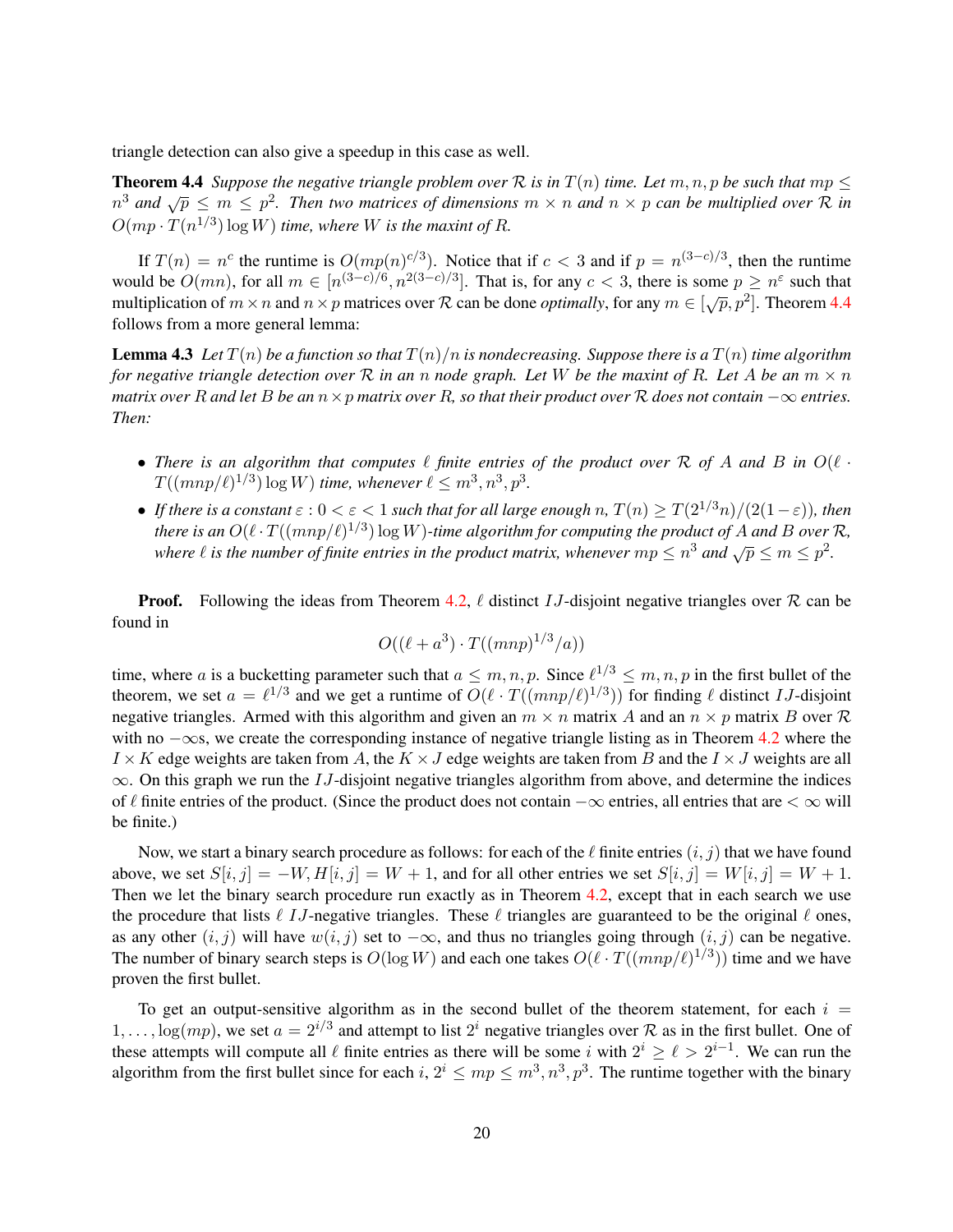triangle detection can also give a speedup in this case as well.

**Theorem 4.4** *Suppose the negative triangle problem over $\mathcal{R}$ is in $T(n)$ time. Let $m, n, p$ be such that $mp \leq n^3$ and $\sqrt{p} \leq m \leq p^2$. Then two matrices of dimensions $m \times n$ and $n \times p$ can be multiplied over $\mathcal{R}$ in $O(mp \cdot T(n^{1/3}) \log W)$ time, where $W$ is the maxint of $R$.*

If $T(n) = n^c$ the runtime is $O(mp(n)^{c/3})$. Notice that if $c < 3$ and if $p = n^{(3-c)/3}$, then the runtime would be $O(mn)$, for all $m \in [n^{(3-c)/6}, n^{2(3-c)/3}]$. That is, for any $c < 3$, there is some $p \geq n^{\varepsilon}$ such that multiplication of $m \times n$ and $n \times p$ matrices over $\mathcal{R}$ can be done *optimally*, for any $m \in [\sqrt{p}, p^2]$. Theorem 4.4 follows from a more general lemma:

**Lemma 4.3** *Let $T(n)$ be a function so that $T(n)/n$ is nondecreasing. Suppose there is a $T(n)$ time algorithm for negative triangle detection over $\mathcal{R}$ in an $n$ node graph. Let $W$ be the maxint of $R$. Let $A$ be an $m \times n$ matrix over $R$ and let $B$ be an $n \times p$ matrix over $R$, so that their product over $\mathcal{R}$ does not contain $-\infty$ entries. Then:*

- *There is an algorithm that computes $\ell$ finite entries of the product over $\mathcal{R}$ of $A$ and $B$ in $O(\ell \cdot T((mnp/\ell)^{1/3}) \log W)$ time, whenever $\ell \leq m^3, n^3, p^3$.*
- *If there is a constant $\varepsilon : 0 < \varepsilon < 1$ such that for all large enough $n$, $T(n) \geq T(2^{1/3}n)/(2(1-\varepsilon))$, then there is an $O(\ell \cdot T((mnp/\ell)^{1/3}) \log W)$-time algorithm for computing the product of $A$ and $B$ over $\mathcal{R}$, where $\ell$ is the number of finite entries in the product matrix, whenever $mp \leq n^3$ and $\sqrt{p} \leq m \leq p^2$.*

**Proof.** Following the ideas from Theorem 4.2, $\ell$ distinct $IJ$-disjoint negative triangles over $\mathcal{R}$ can be found in

$$O((\ell + a^3) \cdot T((mnp)^{1/3}/a))$$

time, where $a$ is a bucketting parameter such that $a \leq m, n, p$. Since $\ell^{1/3} \leq m, n, p$ in the first bullet of the theorem, we set $a = \ell^{1/3}$ and we get a runtime of $O(\ell \cdot T((mnp/\ell)^{1/3}))$ for finding $\ell$ distinct $IJ$-disjoint negative triangles. Armed with this algorithm and given an $m \times n$ matrix $A$ and an $n \times p$ matrix $B$ over $\mathcal{R}$ with no $-\infty$s, we create the corresponding instance of negative triangle listing as in Theorem 4.2 where the $I \times K$ edge weights are taken from $A$, the $K \times J$ edge weights are taken from $B$ and the $I \times J$ weights are all $\infty$. On this graph we run the $IJ$-disjoint negative triangles algorithm from above, and determine the indices of $\ell$ finite entries of the product. (Since the product does not contain $-\infty$ entries, all entries that are $< \infty$ will be finite.)

Now, we start a binary search procedure as follows: for each of the $\ell$ finite entries $(i, j)$ that we have found above, we set $S[i, j] = -W, H[i, j] = W + 1$, and for all other entries we set $S[i, j] = W[i, j] = W + 1$. Then we let the binary search procedure run exactly as in Theorem 4.2, except that in each search we use the procedure that lists $\ell$ $IJ$-negative triangles. These $\ell$ triangles are guaranteed to be the original $\ell$ ones, as any other $(i, j)$ will have $w(i, j)$ set to $-\infty$, and thus no triangles going through $(i, j)$ can be negative. The number of binary search steps is $O(\log W)$ and each one takes $O(\ell \cdot T((mnp/\ell)^{1/3}))$ time and we have proven the first bullet.

To get an output-sensitive algorithm as in the second bullet of the theorem statement, for each $i = 1, \ldots, \log(mp)$, we set $a = 2^{i/3}$ and attempt to list $2^i$ negative triangles over $\mathcal{R}$ as in the first bullet. One of these attempts will compute all $\ell$ finite entries as there will be some $i$ with $2^i \geq \ell > 2^{i-1}$. We can run the algorithm from the first bullet since for each $i$, $2^i \leq mp \leq m^3, n^3, p^3$. The runtime together with the binary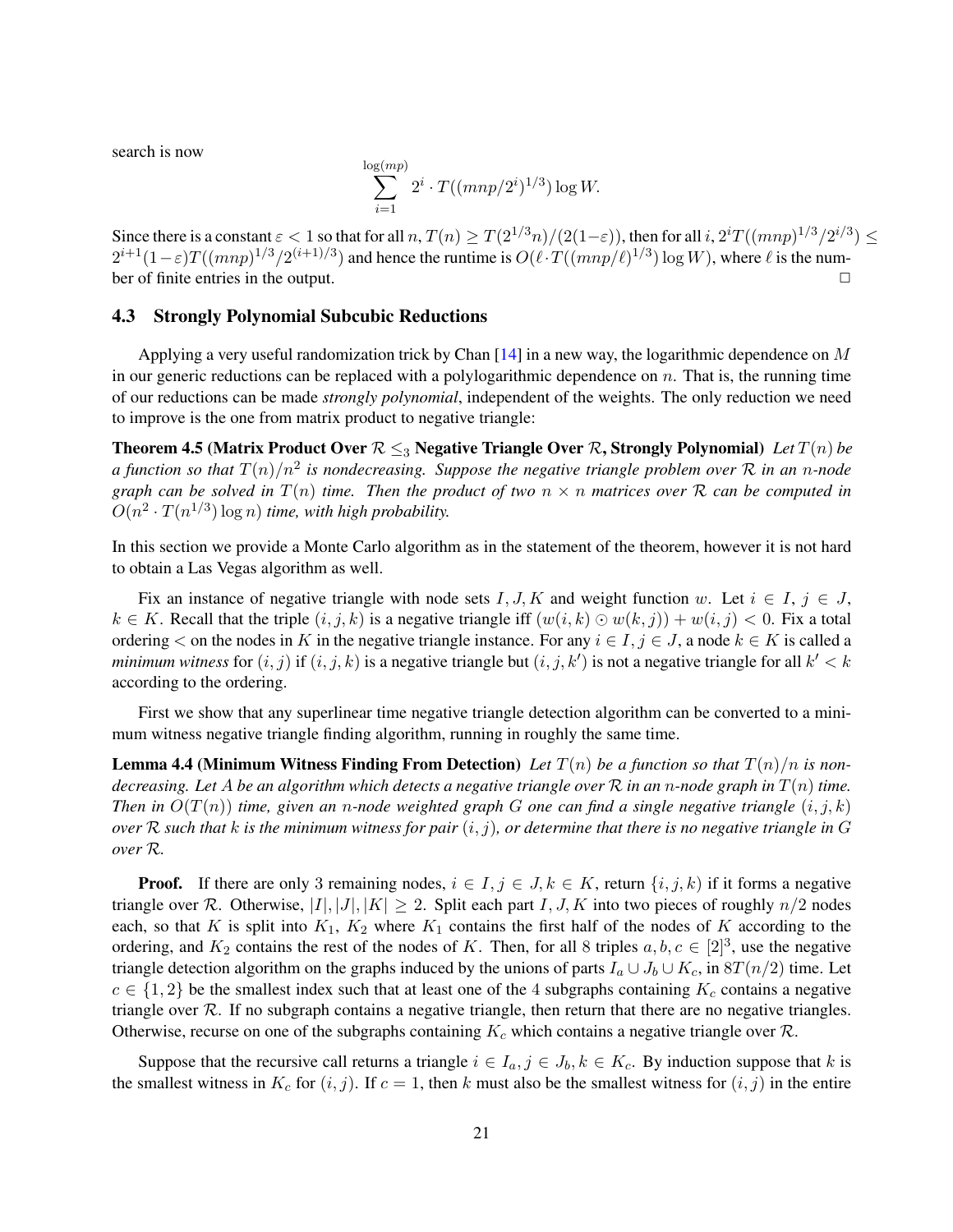search is now

$$\sum_{i=1}^{\log(mp)} 2^i \cdot T((mnp/2^i)^{1/3}) \log W.$$

Since there is a constant $\varepsilon < 1$ so that for all $n$, $T(n) \geq T(2^{1/3}n)/(2(1-\varepsilon))$, then for all $i$, $2^i T((mnp)^{1/3}/2^{i/3}) \leq 2^{i+1}(1-\varepsilon)T((mnp)^{1/3}/2^{(i+1)/3})$ and hence the runtime is $O(\ell \cdot T((mnp/\ell)^{1/3}) \log W)$, where $\ell$ is the number of finite entries in the output. □

### 4.3 Strongly Polynomial Subcubic Reductions

Applying a very useful randomization trick by Chan [14] in a new way, the logarithmic dependence on $M$ in our generic reductions can be replaced with a polylogarithmic dependence on $n$. That is, the running time of our reductions can be made *strongly polynomial*, independent of the weights. The only reduction we need to improve is the one from matrix product to negative triangle:

**Theorem 4.5 (Matrix Product Over $\mathcal{R} \leq_3$ Negative Triangle Over $\mathcal{R}$, Strongly Polynomial)** *Let $T(n)$ be a function so that $T(n)/n^2$ is nondecreasing. Suppose the negative triangle problem over $\mathcal{R}$ in an $n$-node graph can be solved in $T(n)$ time. Then the product of two $n \times n$ matrices over $\mathcal{R}$ can be computed in $O(n^2 \cdot T(n^{1/3}) \log n)$ time, with high probability.*

In this section we provide a Monte Carlo algorithm as in the statement of the theorem, however it is not hard to obtain a Las Vegas algorithm as well.

Fix an instance of negative triangle with node sets $I, J, K$ and weight function $w$. Let $i \in I$, $j \in J$, $k \in K$. Recall that the triple $(i, j, k)$ is a negative triangle iff $(w(i, k) \odot w(k, j)) + w(i, j) < 0$. Fix a total ordering $<$ on the nodes in $K$ in the negative triangle instance. For any $i \in I, j \in J$, a node $k \in K$ is called a *minimum witness* for $(i, j)$ if $(i, j, k)$ is a negative triangle but $(i, j, k')$ is not a negative triangle for all $k' < k$ according to the ordering.

First we show that any superlinear time negative triangle detection algorithm can be converted to a minimum witness negative triangle finding algorithm, running in roughly the same time.

**Lemma 4.4 (Minimum Witness Finding From Detection)** *Let $T(n)$ be a function so that $T(n)/n$ is nondecreasing. Let $A$ be an algorithm which detects a negative triangle over $\mathcal{R}$ in an $n$-node graph in $T(n)$ time. Then in $O(T(n))$ time, given an $n$-node weighted graph $G$ one can find a single negative triangle $(i, j, k)$ over $\mathcal{R}$ such that $k$ is the minimum witness for pair $(i, j)$, or determine that there is no negative triangle in $G$ over $\mathcal{R}$.*

**Proof.** If there are only 3 remaining nodes, $i \in I, j \in J, k \in K$, return $\{i, j, k)$ if it forms a negative triangle over $\mathcal{R}$. Otherwise, $|I|, |J|, |K| \geq 2$. Split each part $I, J, K$ into two pieces of roughly $n/2$ nodes each, so that $K$ is split into $K_1$, $K_2$ where $K_1$ contains the first half of the nodes of $K$ according to the ordering, and $K_2$ contains the rest of the nodes of $K$. Then, for all 8 triples $a, b, c \in [2]^3$, use the negative triangle detection algorithm on the graphs induced by the unions of parts $I_a \cup J_b \cup K_c$, in $8T(n/2)$ time. Let $c \in \{1, 2\}$ be the smallest index such that at least one of the 4 subgraphs containing $K_c$ contains a negative triangle over $\mathcal{R}$. If no subgraph contains a negative triangle, then return that there are no negative triangles. Otherwise, recurse on one of the subgraphs containing $K_c$ which contains a negative triangle over $\mathcal{R}$.

Suppose that the recursive call returns a triangle $i \in I_a, j \in J_b, k \in K_c$. By induction suppose that $k$ is the smallest witness in $K_c$ for $(i, j)$. If $c = 1$, then $k$ must also be the smallest witness for $(i, j)$ in the entire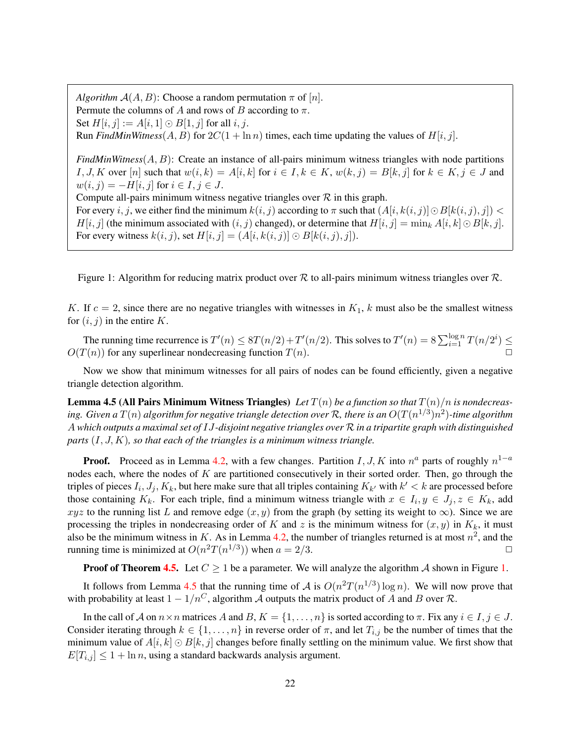*Algorithm* $\mathcal{A}(A, B)$: Choose a random permutation $\pi$ of $[n]$.
Permute the columns of $A$ and rows of $B$ according to $\pi$.
Set $H[i, j] := A[i, 1] \odot B[1, j]$ for all $i, j$.
Run *FindMinWitness*$(A, B)$ for $2C(1 + \ln n)$ times, each time updating the values of $H[i, j]$.

*FindMinWitness*$(A, B)$: Create an instance of all-pairs minimum witness triangles with node partitions $I, J, K$ over $[n]$ such that $w(i, k) = A[i, k]$ for $i \in I, k \in K$, $w(k, j) = B[k, j]$ for $k \in K, j \in J$ and $w(i, j) = -H[i, j]$ for $i \in I, j \in J$.
Compute all-pairs minimum witness negative triangles over $\mathcal{R}$ in this graph.
For every $i, j$, we either find the minimum $k(i, j)$ according to $\pi$ such that $(A[i, k(i, j)] \odot B[k(i, j), j]) < H[i, j]$ (the minimum associated with $(i, j)$ changed), or determine that $H[i, j] = \min_k A[i, k] \odot B[k, j]$.
For every witness $k(i, j)$, set $H[i, j] = (A[i, k(i, j)] \odot B[k(i, j), j])$.

Figure 1: Algorithm for reducing matrix product over $\mathcal{R}$ to all-pairs minimum witness triangles over $\mathcal{R}$.

$K$. If $c = 2$, since there are no negative triangles with witnesses in $K_1$, $k$ must also be the smallest witness for $(i, j)$ in the entire $K$.

The running time recurrence is $T'(n) \leq 8T(n/2) + T'(n/2)$. This solves to $T'(n) = 8 \sum_{i=1}^{\log n} T(n/2^i) \leq O(T(n))$ for any superlinear nondecreasing function $T(n)$. □

Now we show that minimum witnesses for all pairs of nodes can be found efficiently, given a negative triangle detection algorithm.

**Lemma 4.5 (All Pairs Minimum Witness Triangles)** *Let $T(n)$ be a function so that $T(n)/n$ is nondecreasing. Given a $T(n)$ algorithm for negative triangle detection over $\mathcal{R}$, there is an $O(T(n^{1/3})n^2)$-time algorithm $A$ which outputs a maximal set of $IJ$-disjoint negative triangles over $\mathcal{R}$ in a tripartite graph with distinguished parts $(I, J, K)$, so that each of the triangles is a minimum witness triangle.*

**Proof.** Proceed as in Lemma 4.2, with a few changes. Partition $I, J, K$ into $n^a$ parts of roughly $n^{1-a}$ nodes each, where the nodes of $K$ are partitioned consecutively in their sorted order. Then, go through the triples of pieces $I_i, J_j, K_k$, but here make sure that all triples containing $K_{k'}$ with $k' < k$ are processed before those containing $K_k$. For each triple, find a minimum witness triangle with $x \in I_i, y \in J_j, z \in K_k$, add $xyz$ to the running list $L$ and remove edge $(x, y)$ from the graph (by setting its weight to $\infty$). Since we are processing the triples in nondecreasing order of $K$ and $z$ is the minimum witness for $(x, y)$ in $K_k$, it must also be the minimum witness in $K$. As in Lemma 4.2, the number of triangles returned is at most $n^2$, and the running time is minimized at $O(n^2 T(n^{1/3}))$ when $a = 2/3$. □

**Proof of Theorem 4.5.** Let $C \geq 1$ be a parameter. We will analyze the algorithm $\mathcal{A}$ shown in Figure 1.

It follows from Lemma 4.5 that the running time of $\mathcal{A}$ is $O(n^2 T(n^{1/3}) \log n)$. We will now prove that with probability at least $1 - 1/n^C$, algorithm $\mathcal{A}$ outputs the matrix product of $A$ and $B$ over $\mathcal{R}$.

In the call of $\mathcal{A}$ on $n \times n$ matrices $A$ and $B$, $K = \{1, \ldots, n\}$ is sorted according to $\pi$. Fix any $i \in I, j \in J$. Consider iterating through $k \in \{1, \ldots, n\}$ in reverse order of $\pi$, and let $T_{i,j}$ be the number of times that the minimum value of $A[i, k] \odot B[k, j]$ changes before finally settling on the minimum value. We first show that $E[T_{i,j}] \leq 1 + \ln n$, using a standard backwards analysis argument.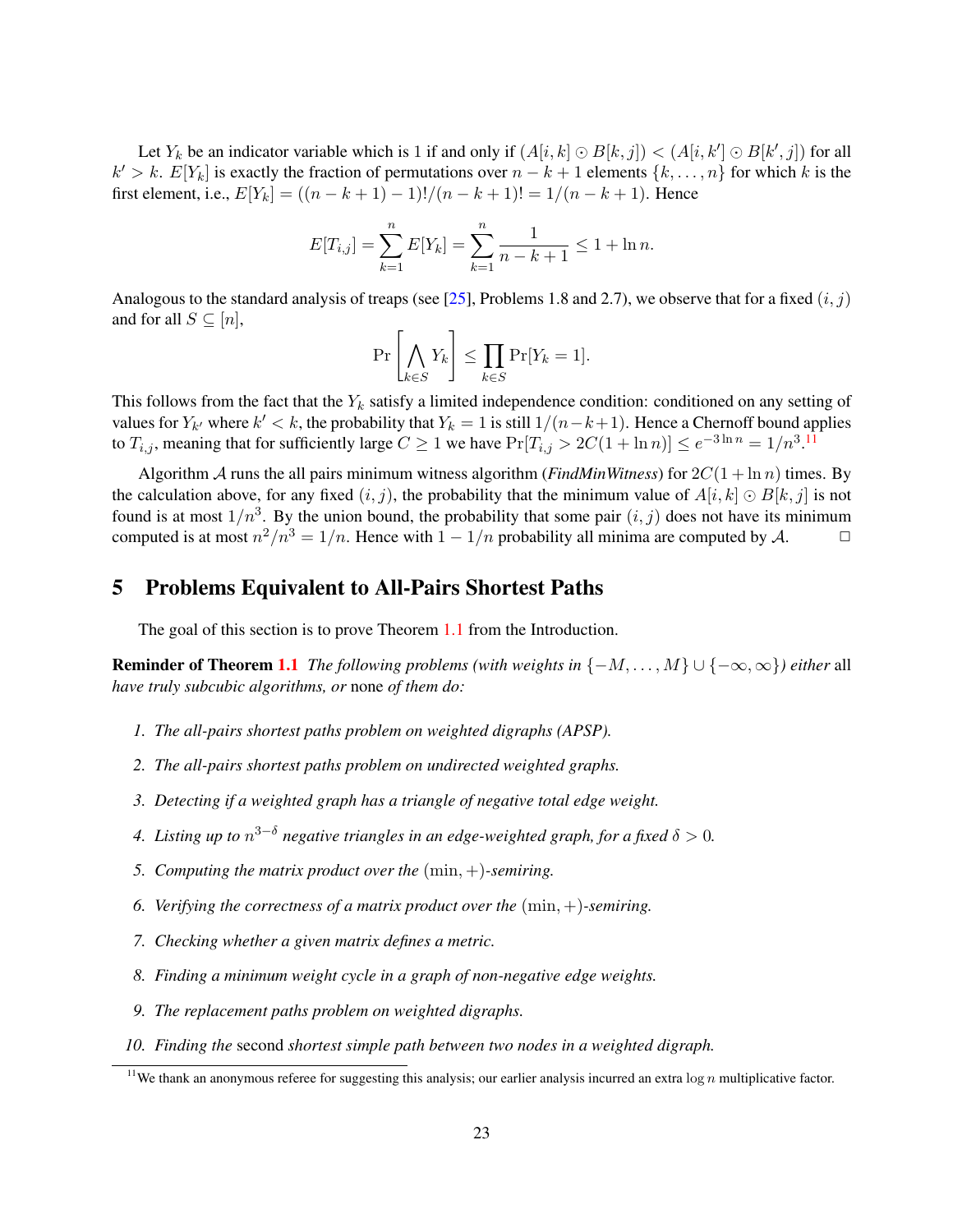Let $Y_k$ be an indicator variable which is 1 if and only if $(A[i,k] \odot B[k,j]) < (A[i,k'] \odot B[k',j])$ for all $k' > k$. $E[Y_k]$ is exactly the fraction of permutations over $n-k+1$ elements $\{k,\ldots,n\}$ for which $k$ is the first element, i.e., $E[Y_k] = ((n-k+1)-1)!/(n-k+1)! = 1/(n-k+1)$. Hence

$$E[T_{i,j}] = \sum_{k=1}^{n} E[Y_k] = \sum_{k=1}^{n} \frac{1}{n-k+1} \leq 1 + \ln n.$$

Analogous to the standard analysis of treaps (see [25], Problems 1.8 and 2.7), we observe that for a fixed $(i,j)$ and for all $S \subseteq [n]$,

$$\Pr\left[\bigwedge_{k \in S} Y_k\right] \leq \prod_{k \in S} \Pr[Y_k = 1].$$

This follows from the fact that the $Y_k$ satisfy a limited independence condition: conditioned on any setting of values for $Y_{k'}$ where $k' < k$, the probability that $Y_k = 1$ is still $1/(n-k+1)$. Hence a Chernoff bound applies to $T_{i,j}$, meaning that for sufficiently large $C \geq 1$ we have $\Pr[T_{i,j} > 2C(1+\ln n)] \leq e^{-3\ln n} = 1/n^3$.[11]

Algorithm $\mathcal{A}$ runs the all pairs minimum witness algorithm (*FindMinWitness*) for $2C(1+\ln n)$ times. By the calculation above, for any fixed $(i,j)$, the probability that the minimum value of $A[i,k] \odot B[k,j]$ is not found is at most $1/n^3$. By the union bound, the probability that some pair $(i,j)$ does not have its minimum computed is at most $n^2/n^3 = 1/n$. Hence with $1 - 1/n$ probability all minima are computed by $\mathcal{A}$. □

## 5 Problems Equivalent to All-Pairs Shortest Paths

The goal of this section is to prove Theorem 1.1 from the Introduction.

**Reminder of Theorem 1.1** *The following problems (with weights in $\{-M,\ldots,M\} \cup \{-\infty,\infty\}$) either* all *have truly subcubic algorithms, or* none *of them do:*

1. *The all-pairs shortest paths problem on weighted digraphs (APSP).*
2. *The all-pairs shortest paths problem on undirected weighted graphs.*
3. *Detecting if a weighted graph has a triangle of negative total edge weight.*
4. *Listing up to $n^{3-\delta}$ negative triangles in an edge-weighted graph, for a fixed $\delta > 0$.*
5. *Computing the matrix product over the $(\min,+)$-semiring.*
6. *Verifying the correctness of a matrix product over the $(\min,+)$-semiring.*
7. *Checking whether a given matrix defines a metric.*
8. *Finding a minimum weight cycle in a graph of non-negative edge weights.*
9. *The replacement paths problem on weighted digraphs.*
10. *Finding the* second *shortest simple path between two nodes in a weighted digraph.*

[11] We thank an anonymous referee for suggesting this analysis; our earlier analysis incurred an extra $\log n$ multiplicative factor.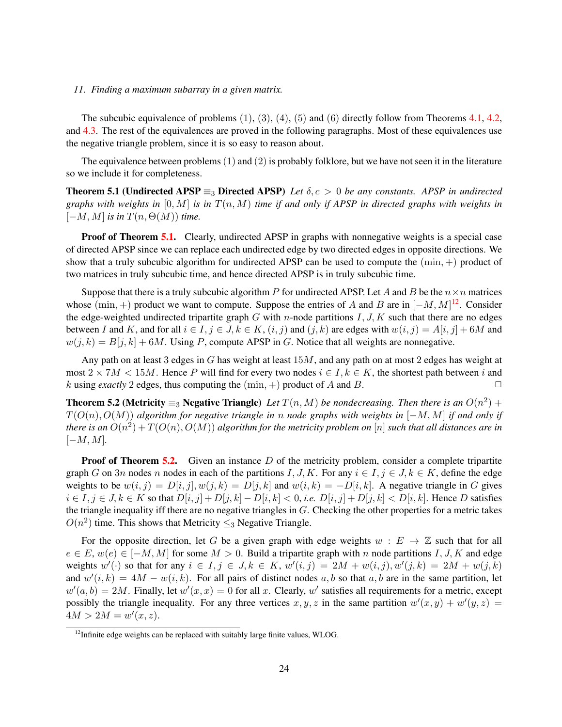*11. Finding a maximum subarray in a given matrix.*

The subcubic equivalence of problems (1), (3), (4), (5) and (6) directly follow from Theorems 4.1, 4.2, and 4.3. The rest of the equivalences are proved in the following paragraphs. Most of these equivalences use the negative triangle problem, since it is so easy to reason about.

The equivalence between problems (1) and (2) is probably folklore, but we have not seen it in the literature so we include it for completeness.

**Theorem 5.1 (Undirected APSP $\equiv_3$ Directed APSP)** *Let $\delta, c > 0$ be any constants. APSP in undirected graphs with weights in $[0, M]$ is in $T(n, M)$ time if and only if APSP in directed graphs with weights in $[-M, M]$ is in $T(n, \Theta(M))$ time.*

**Proof of Theorem 5.1.** Clearly, undirected APSP in graphs with nonnegative weights is a special case of directed APSP since we can replace each undirected edge by two directed edges in opposite directions. We show that a truly subcubic algorithm for undirected APSP can be used to compute the $(\min, +)$ product of two matrices in truly subcubic time, and hence directed APSP is in truly subcubic time.

Suppose that there is a truly subcubic algorithm $P$ for undirected APSP. Let $A$ and $B$ be the $n \times n$ matrices whose $(\min, +)$ product we want to compute. Suppose the entries of $A$ and $B$ are in $[-M, M]$[12]. Consider the edge-weighted undirected tripartite graph $G$ with $n$-node partitions $I, J, K$ such that there are no edges between $I$ and $K$, and for all $i \in I, j \in J, k \in K$, $(i, j)$ and $(j, k)$ are edges with $w(i, j) = A[i, j] + 6M$ and $w(j, k) = B[j, k] + 6M$. Using $P$, compute APSP in $G$. Notice that all weights are nonnegative.

Any path on at least 3 edges in $G$ has weight at least $15M$, and any path on at most 2 edges has weight at most $2 \times 7M < 15M$. Hence $P$ will find for every two nodes $i \in I, k \in K$, the shortest path between $i$ and $k$ using *exactly* 2 edges, thus computing the $(\min, +)$ product of $A$ and $B$. $\square$

**Theorem 5.2 (Metricity $\equiv_3$ Negative Triangle)** *Let $T(n, M)$ be nondecreasing. Then there is an $O(n^2) + T(O(n), O(M))$ algorithm for negative triangle in $n$ node graphs with weights in $[-M, M]$ if and only if there is an $O(n^2) + T(O(n), O(M))$ algorithm for the metricity problem on $[n]$ such that all distances are in $[-M, M]$.*

**Proof of Theorem 5.2.** Given an instance $D$ of the metricity problem, consider a complete tripartite graph $G$ on $3n$ nodes $n$ nodes in each of the partitions $I, J, K$. For any $i \in I, j \in J, k \in K$, define the edge weights to be $w(i, j) = D[i, j], w(j, k) = D[j, k]$ and $w(i, k) = -D[i, k]$. A negative triangle in $G$ gives $i \in I, j \in J, k \in K$ so that $D[i, j] + D[j, k] - D[i, k] < 0$, *i.e.* $D[i, j] + D[j, k] < D[i, k]$. Hence $D$ satisfies the triangle inequality iff there are no negative triangles in $G$. Checking the other properties for a metric takes $O(n^2)$ time. This shows that Metricity $\leq_3$ Negative Triangle.

For the opposite direction, let $G$ be a given graph with edge weights $w : E \to \mathbb{Z}$ such that for all $e \in E$, $w(e) \in [-M, M]$ for some $M > 0$. Build a tripartite graph with $n$ node partitions $I, J, K$ and edge weights $w'(\cdot)$ so that for any $i \in I, j \in J, k \in K$, $w'(i, j) = 2M + w(i, j), w'(j, k) = 2M + w(j, k)$ and $w'(i, k) = 4M - w(i, k)$. For all pairs of distinct nodes $a, b$ so that $a, b$ are in the same partition, let $w'(a, b) = 2M$. Finally, let $w'(x, x) = 0$ for all $x$. Clearly, $w'$ satisfies all requirements for a metric, except possibly the triangle inequality. For any three vertices $x, y, z$ in the same partition $w'(x, y) + w'(y, z) = 4M > 2M = w'(x, z)$.

[12] Infinite edge weights can be replaced with suitably large finite values, WLOG.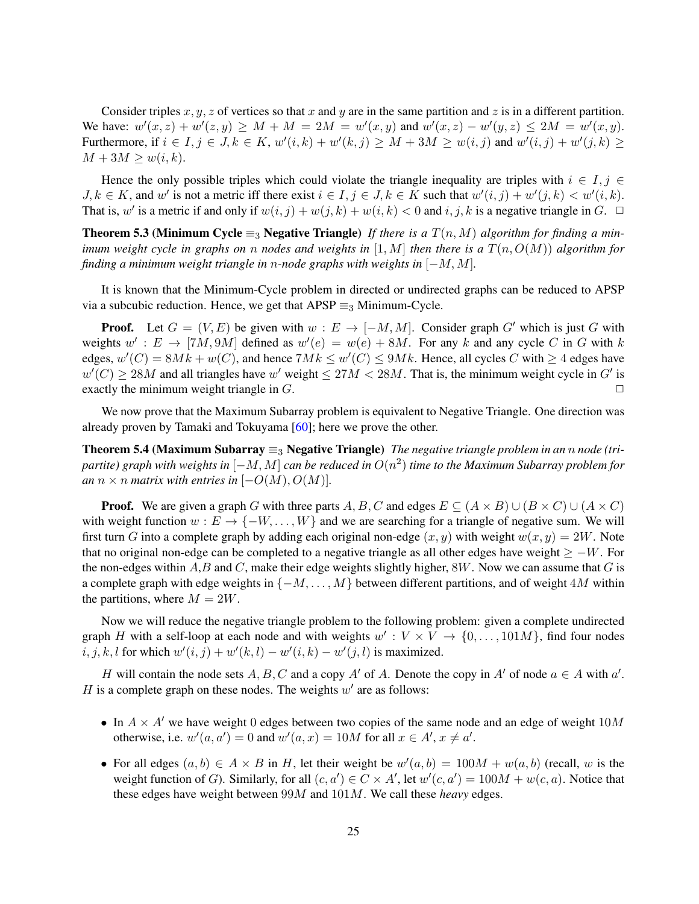Consider triples $x, y, z$ of vertices so that $x$ and $y$ are in the same partition and $z$ is in a different partition. We have: $w'(x,z) + w'(z,y) \geq M + M = 2M = w'(x,y)$ and $w'(x,z) - w'(y,z) \leq 2M = w'(x,y)$. Furthermore, if $i \in I, j \in J, k \in K$, $w'(i,k) + w'(k,j) \geq M + 3M \geq w(i,j)$ and $w'(i,j) + w'(j,k) \geq M + 3M \geq w(i,k)$.

Hence the only possible triples which could violate the triangle inequality are triples with $i \in I, j \in J, k \in K$, and $w'$ is not a metric iff there exist $i \in I, j \in J, k \in K$ such that $w'(i,j) + w'(j,k) < w'(i,k)$. That is, $w'$ is a metric if and only if $w(i,j) + w(j,k) + w(i,k) < 0$ and $i, j, k$ is a negative triangle in $G$. □

**Theorem 5.3 (Minimum Cycle $\equiv_3$ Negative Triangle)** *If there is a $T(n,M)$ algorithm for finding a minimum weight cycle in graphs on $n$ nodes and weights in $[1,M]$ then there is a $T(n,O(M))$ algorithm for finding a minimum weight triangle in $n$-node graphs with weights in $[-M,M]$.*

It is known that the Minimum-Cycle problem in directed or undirected graphs can be reduced to APSP via a subcubic reduction. Hence, we get that APSP $\equiv_3$ Minimum-Cycle.

**Proof.** Let $G = (V,E)$ be given with $w : E \to [-M,M]$. Consider graph $G'$ which is just $G$ with weights $w' : E \to [7M, 9M]$ defined as $w'(e) = w(e) + 8M$. For any $k$ and any cycle $C$ in $G$ with $k$ edges, $w'(C) = 8Mk + w(C)$, and hence $7Mk \leq w'(C) \leq 9Mk$. Hence, all cycles $C$ with $\geq 4$ edges have $w'(C) \geq 28M$ and all triangles have $w'$ weight $\leq 27M < 28M$. That is, the minimum weight cycle in $G'$ is exactly the minimum weight triangle in $G$. □

We now prove that the Maximum Subarray problem is equivalent to Negative Triangle. One direction was already proven by Tamaki and Tokuyama [60]; here we prove the other.

**Theorem 5.4 (Maximum Subarray $\equiv_3$ Negative Triangle)** *The negative triangle problem in an $n$ node (tripartite) graph with weights in $[-M,M]$ can be reduced in $O(n^2)$ time to the Maximum Subarray problem for an $n \times n$ matrix with entries in $[-O(M), O(M)]$.*

**Proof.** We are given a graph $G$ with three parts $A, B, C$ and edges $E \subseteq (A \times B) \cup (B \times C) \cup (A \times C)$ with weight function $w : E \to \{-W, \ldots, W\}$ and we are searching for a triangle of negative sum. We will first turn $G$ into a complete graph by adding each original non-edge $(x,y)$ with weight $w(x,y) = 2W$. Note that no original non-edge can be completed to a negative triangle as all other edges have weight $\geq -W$. For the non-edges within $A$,$B$ and $C$, make their edge weights slightly higher, $8W$. Now we can assume that $G$ is a complete graph with edge weights in $\{-M, \ldots, M\}$ between different partitions, and of weight $4M$ within the partitions, where $M = 2W$.

Now we will reduce the negative triangle problem to the following problem: given a complete undirected graph $H$ with a self-loop at each node and with weights $w' : V \times V \to \{0, \ldots, 101M\}$, find four nodes $i, j, k, l$ for which $w'(i,j) + w'(k,l) - w'(i,k) - w'(j,l)$ is maximized.

$H$ will contain the node sets $A, B, C$ and a copy $A'$ of $A$. Denote the copy in $A'$ of node $a \in A$ with $a'$. $H$ is a complete graph on these nodes. The weights $w'$ are as follows:

- In $A \times A'$ we have weight $0$ edges between two copies of the same node and an edge of weight $10M$ otherwise, i.e. $w'(a,a') = 0$ and $w'(a,x) = 10M$ for all $x \in A'$, $x \neq a'$.
- For all edges $(a,b) \in A \times B$ in $H$, let their weight be $w'(a,b) = 100M + w(a,b)$ (recall, $w$ is the weight function of $G$). Similarly, for all $(c,a') \in C \times A'$, let $w'(c,a') = 100M + w(c,a)$. Notice that these edges have weight between $99M$ and $101M$. We call these *heavy* edges.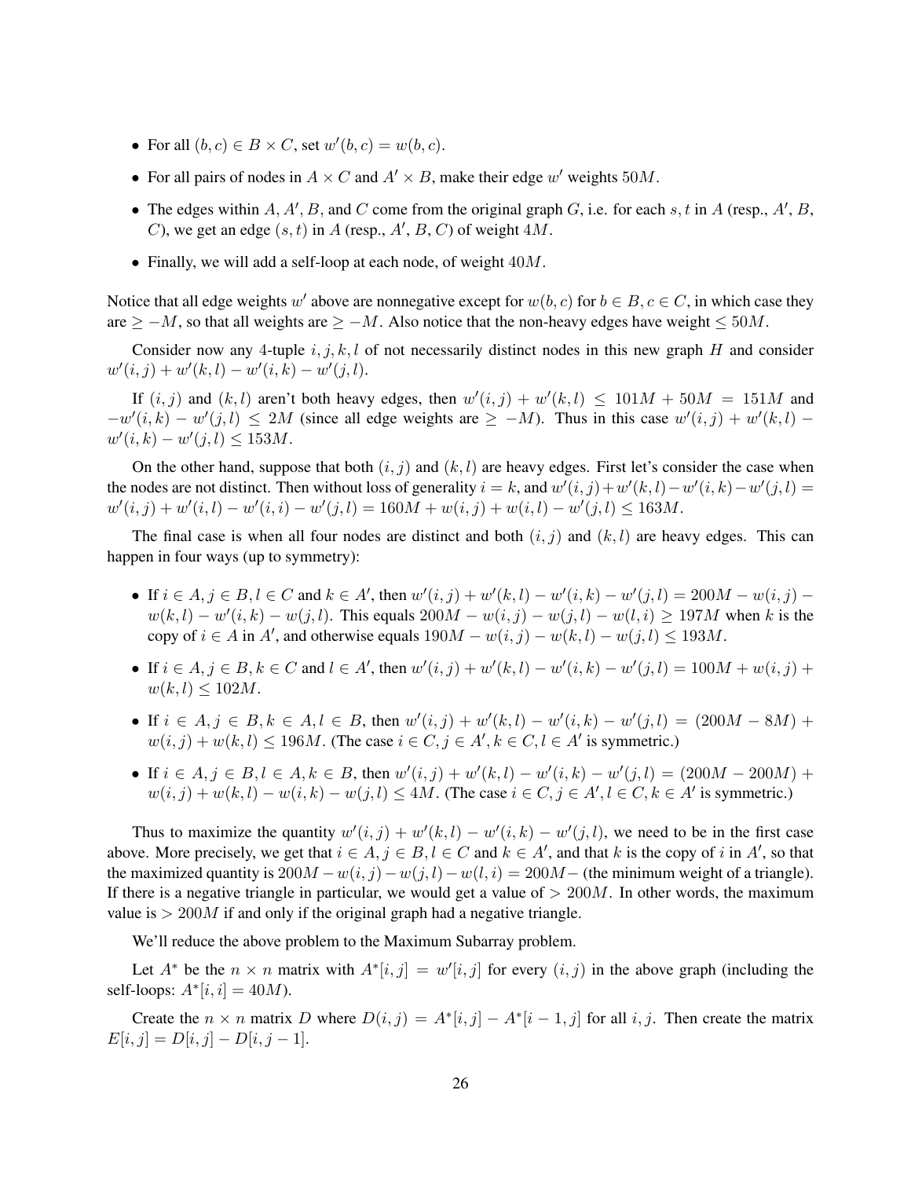- For all $(b, c) \in B \times C$, set $w'(b, c) = w(b, c)$.
- For all pairs of nodes in $A \times C$ and $A' \times B$, make their edge $w'$ weights $50M$.
- The edges within $A, A', B$, and $C$ come from the original graph $G$, i.e. for each $s, t$ in $A$ (resp., $A'$, $B$, $C$), we get an edge $(s, t)$ in $A$ (resp., $A'$, $B$, $C$) of weight $4M$.
- Finally, we will add a self-loop at each node, of weight $40M$.

Notice that all edge weights $w'$ above are nonnegative except for $w(b, c)$ for $b \in B, c \in C$, in which case they are $\geq -M$, so that all weights are $\geq -M$. Also notice that the non-heavy edges have weight $\leq 50M$.

Consider now any 4-tuple $i, j, k, l$ of not necessarily distinct nodes in this new graph $H$ and consider $w'(i, j) + w'(k, l) - w'(i, k) - w'(j, l)$.

If $(i, j)$ and $(k, l)$ aren't both heavy edges, then $w'(i, j) + w'(k, l) \leq 101M + 50M = 151M$ and $-w'(i, k) - w'(j, l) \leq 2M$ (since all edge weights are $\geq -M$). Thus in this case $w'(i, j) + w'(k, l) - w'(i, k) - w'(j, l) \leq 153M$.

On the other hand, suppose that both $(i, j)$ and $(k, l)$ are heavy edges. First let's consider the case when the nodes are not distinct. Then without loss of generality $i = k$, and $w'(i, j) + w'(k, l) - w'(i, k) - w'(j, l) = w'(i, j) + w'(i, l) - w'(i, i) - w'(j, l) = 160M + w(i, j) + w(i, l) - w'(j, l) \leq 163M$.

The final case is when all four nodes are distinct and both $(i, j)$ and $(k, l)$ are heavy edges. This can happen in four ways (up to symmetry):

- If $i \in A, j \in B, l \in C$ and $k \in A'$, then $w'(i, j) + w'(k, l) - w'(i, k) - w'(j, l) = 200M - w(i, j) - w(k, l) - w'(i, k) - w(j, l)$. This equals $200M - w(i, j) - w(j, l) - w(l, i) \geq 197M$ when $k$ is the copy of $i \in A$ in $A'$, and otherwise equals $190M - w(i, j) - w(k, l) - w(j, l) \leq 193M$.
- If $i \in A, j \in B, k \in C$ and $l \in A'$, then $w'(i, j) + w'(k, l) - w'(i, k) - w'(j, l) = 100M + w(i, j) + w(k, l) \leq 102M$.
- If $i \in A, j \in B, k \in A, l \in B$, then $w'(i, j) + w'(k, l) - w'(i, k) - w'(j, l) = (200M - 8M) + w(i, j) + w(k, l) \leq 196M$. (The case $i \in C, j \in A', k \in C, l \in A'$ is symmetric.)
- If $i \in A, j \in B, l \in A, k \in B$, then $w'(i, j) + w'(k, l) - w'(i, k) - w'(j, l) = (200M - 200M) + w(i, j) + w(k, l) - w(i, k) - w(j, l) \leq 4M$. (The case $i \in C, j \in A', l \in C, k \in A'$ is symmetric.)

Thus to maximize the quantity $w'(i, j) + w'(k, l) - w'(i, k) - w'(j, l)$, we need to be in the first case above. More precisely, we get that $i \in A, j \in B, l \in C$ and $k \in A'$, and that $k$ is the copy of $i$ in $A'$, so that the maximized quantity is $200M - w(i, j) - w(j, l) - w(l, i) = 200M-$ (the minimum weight of a triangle). If there is a negative triangle in particular, we would get a value of $> 200M$. In other words, the maximum value is $> 200M$ if and only if the original graph had a negative triangle.

We'll reduce the above problem to the Maximum Subarray problem.

Let $A^*$ be the $n \times n$ matrix with $A^*[i, j] = w'[i, j]$ for every $(i, j)$ in the above graph (including the self-loops: $A^*[i, i] = 40M$).

Create the $n \times n$ matrix $D$ where $D(i, j) = A^*[i, j] - A^*[i - 1, j]$ for all $i, j$. Then create the matrix $E[i, j] = D[i, j] - D[i, j - 1]$.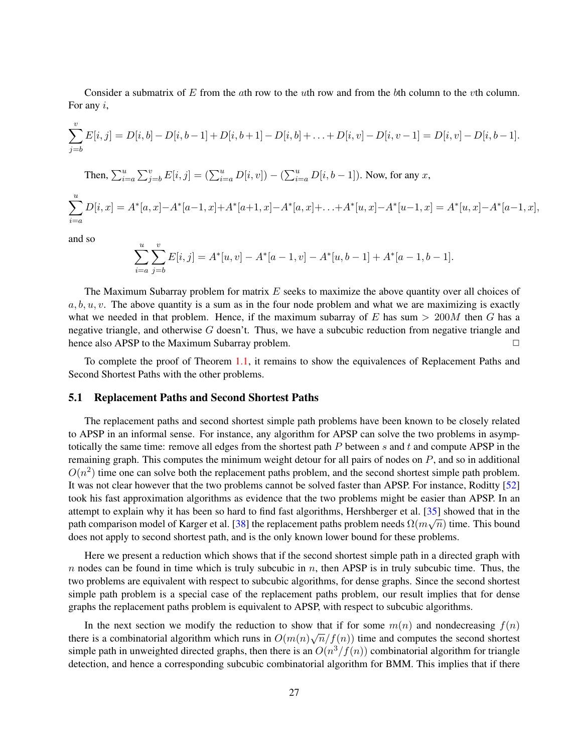Consider a submatrix of $E$ from the $a$th row to the $u$th row and from the $b$th column to the $v$th column. For any $i$,

$$\sum_{j=b}^{v} E[i,j] = D[i,b] - D[i,b-1] + D[i,b+1] - D[i,b] + \ldots + D[i,v] - D[i,v-1] = D[i,v] - D[i,b-1].$$

Then, $\sum_{i=a}^{u} \sum_{j=b}^{v} E[i,j] = (\sum_{i=a}^{u} D[i,v]) - (\sum_{i=a}^{u} D[i,b-1])$. Now, for any $x$,

$$\sum_{i=a}^{u} D[i,x] = A^*[a,x] - A^*[a-1,x] + A^*[a+1,x] - A^*[a,x] + \ldots + A^*[u,x] - A^*[u-1,x] = A^*[u,x] - A^*[a-1,x],$$

and so

$$\sum_{i=a}^{u} \sum_{j=b}^{v} E[i,j] = A^*[u,v] - A^*[a-1,v] - A^*[u,b-1] + A^*[a-1,b-1].$$

The Maximum Subarray problem for matrix $E$ seeks to maximize the above quantity over all choices of $a, b, u, v$. The above quantity is a sum as in the four node problem and what we are maximizing is exactly what we needed in that problem. Hence, if the maximum subarray of $E$ has sum $> 200M$ then $G$ has a negative triangle, and otherwise $G$ doesn't. Thus, we have a subcubic reduction from negative triangle and hence also APSP to the Maximum Subarray problem. □

To complete the proof of Theorem 1.1, it remains to show the equivalences of Replacement Paths and Second Shortest Paths with the other problems.

## 5.1 Replacement Paths and Second Shortest Paths

The replacement paths and second shortest simple path problems have been known to be closely related to APSP in an informal sense. For instance, any algorithm for APSP can solve the two problems in asymptotically the same time: remove all edges from the shortest path $P$ between $s$ and $t$ and compute APSP in the remaining graph. This computes the minimum weight detour for all pairs of nodes on $P$, and so in additional $O(n^2)$ time one can solve both the replacement paths problem, and the second shortest simple path problem. It was not clear however that the two problems cannot be solved faster than APSP. For instance, Roditty [52] took his fast approximation algorithms as evidence that the two problems might be easier than APSP. In an attempt to explain why it has been so hard to find fast algorithms, Hershberger et al. [35] showed that in the path comparison model of Karger et al. [38] the replacement paths problem needs $\Omega(m\sqrt{n})$ time. This bound does not apply to second shortest path, and is the only known lower bound for these problems.

Here we present a reduction which shows that if the second shortest simple path in a directed graph with $n$ nodes can be found in time which is truly subcubic in $n$, then APSP is in truly subcubic time. Thus, the two problems are equivalent with respect to subcubic algorithms, for dense graphs. Since the second shortest simple path problem is a special case of the replacement paths problem, our result implies that for dense graphs the replacement paths problem is equivalent to APSP, with respect to subcubic algorithms.

In the next section we modify the reduction to show that if for some $m(n)$ and nondecreasing $f(n)$ there is a combinatorial algorithm which runs in $O(m(n)\sqrt{n}/f(n))$ time and computes the second shortest simple path in unweighted directed graphs, then there is an $O(n^3/f(n))$ combinatorial algorithm for triangle detection, and hence a corresponding subcubic combinatorial algorithm for BMM. This implies that if there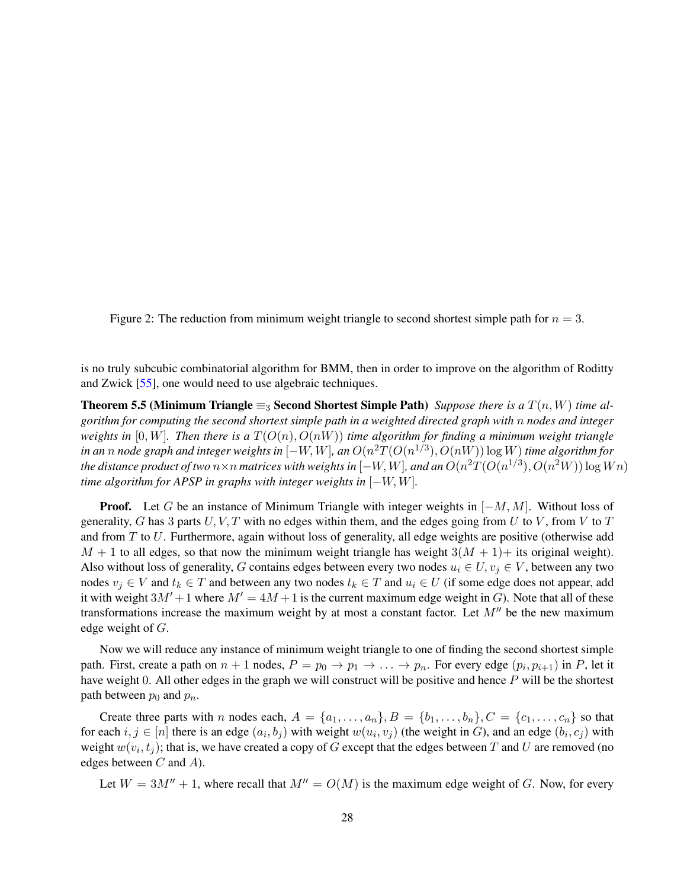Figure 2: The reduction from minimum weight triangle to second shortest simple path for $n = 3$.

is no truly subcubic combinatorial algorithm for BMM, then in order to improve on the algorithm of Roditty and Zwick [55], one would need to use algebraic techniques.

**Theorem 5.5 (Minimum Triangle $\equiv_3$ Second Shortest Simple Path)** *Suppose there is a $T(n, W)$ time algorithm for computing the second shortest simple path in a weighted directed graph with $n$ nodes and integer weights in $[0, W]$. Then there is a $T(O(n), O(nW))$ time algorithm for finding a minimum weight triangle in an $n$ node graph and integer weights in $[-W, W]$, an $O(n^2 T(O(n^{1/3}), O(nW)) \log W)$ time algorithm for the distance product of two $n \times n$ matrices with weights in $[-W, W]$, and an $O(n^2 T(O(n^{1/3}), O(n^2 W)) \log Wn)$ time algorithm for APSP in graphs with integer weights in $[-W, W]$.*

**Proof.** Let $G$ be an instance of Minimum Triangle with integer weights in $[-M, M]$. Without loss of generality, $G$ has 3 parts $U, V, T$ with no edges within them, and the edges going from $U$ to $V$, from $V$ to $T$ and from $T$ to $U$. Furthermore, again without loss of generality, all edge weights are positive (otherwise add $M + 1$ to all edges, so that now the minimum weight triangle has weight $3(M + 1)+$ its original weight). Also without loss of generality, $G$ contains edges between every two nodes $u_i \in U, v_j \in V$, between any two nodes $v_j \in V$ and $t_k \in T$ and between any two nodes $t_k \in T$ and $u_i \in U$ (if some edge does not appear, add it with weight $3M' + 1$ where $M' = 4M + 1$ is the current maximum edge weight in $G$). Note that all of these transformations increase the maximum weight by at most a constant factor. Let $M''$ be the new maximum edge weight of $G$.

Now we will reduce any instance of minimum weight triangle to one of finding the second shortest simple path. First, create a path on $n + 1$ nodes, $P = p_0 \to p_1 \to \ldots \to p_n$. For every edge $(p_i, p_{i+1})$ in $P$, let it have weight 0. All other edges in the graph we will construct will be positive and hence $P$ will be the shortest path between $p_0$ and $p_n$.

Create three parts with $n$ nodes each, $A = \{a_1, \ldots, a_n\}, B = \{b_1, \ldots, b_n\}, C = \{c_1, \ldots, c_n\}$ so that for each $i, j \in [n]$ there is an edge $(a_i, b_j)$ with weight $w(u_i, v_j)$ (the weight in $G$), and an edge $(b_i, c_j)$ with weight $w(v_i, t_j)$; that is, we have created a copy of $G$ except that the edges between $T$ and $U$ are removed (no edges between $C$ and $A$).

Let $W = 3M'' + 1$, where recall that $M'' = O(M)$ is the maximum edge weight of $G$. Now, for every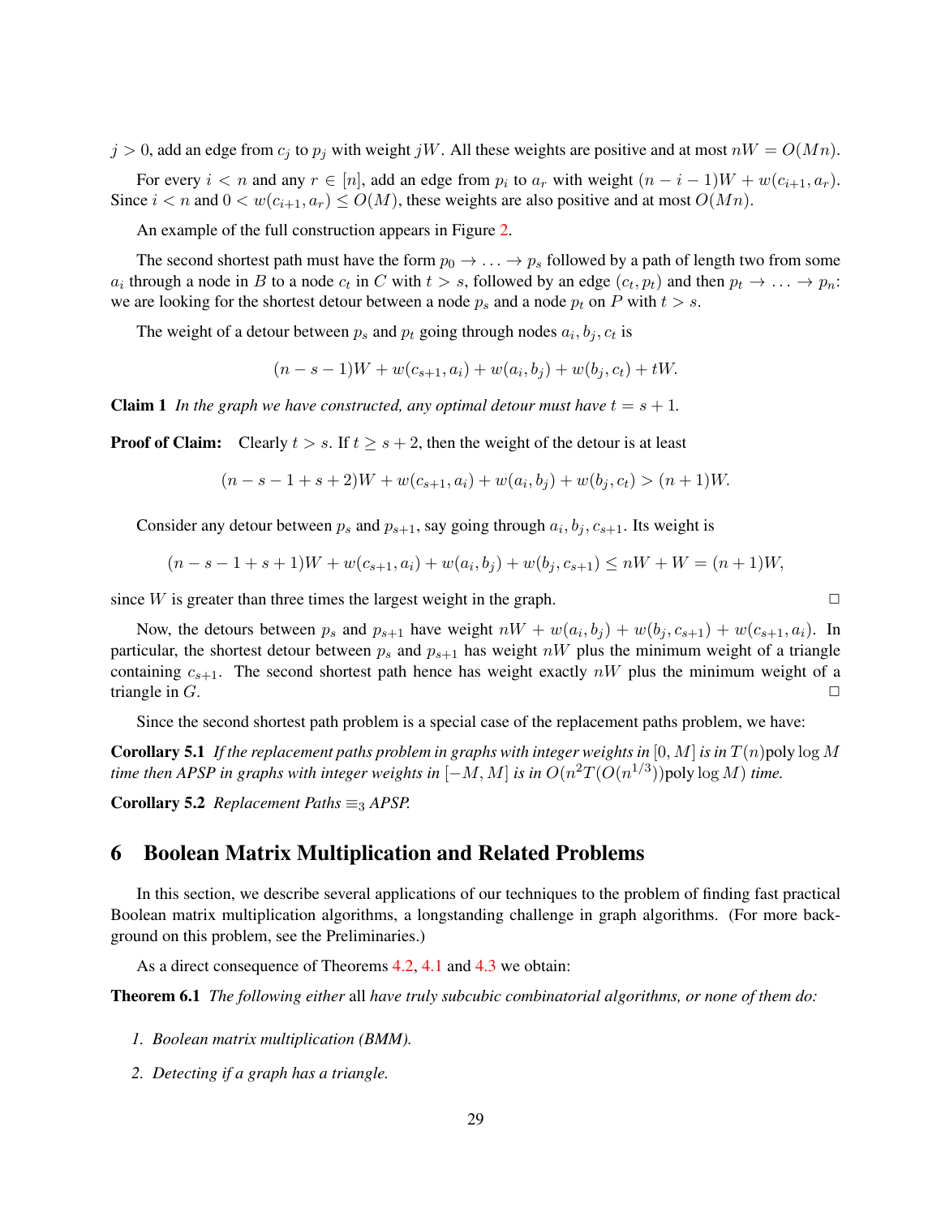$j > 0$, add an edge from $c_j$ to $p_j$ with weight $jW$. All these weights are positive and at most $nW = O(Mn)$.

For every $i < n$ and any $r \in [n]$, add an edge from $p_i$ to $a_r$ with weight $(n - i - 1)W + w(c_{i+1}, a_r)$. Since $i < n$ and $0 < w(c_{i+1}, a_r) \leq O(M)$, these weights are also positive and at most $O(Mn)$.

An example of the full construction appears in Figure 2.

The second shortest path must have the form $p_0 \to \ldots \to p_s$ followed by a path of length two from some $a_i$ through a node in $B$ to a node $c_t$ in $C$ with $t > s$, followed by an edge $(c_t, p_t)$ and then $p_t \to \ldots \to p_n$: we are looking for the shortest detour between a node $p_s$ and a node $p_t$ on $P$ with $t > s$.

The weight of a detour between $p_s$ and $p_t$ going through nodes $a_i, b_j, c_t$ is

$$(n - s - 1)W + w(c_{s+1}, a_i) + w(a_i, b_j) + w(b_j, c_t) + tW.$$

**Claim 1** *In the graph we have constructed, any optimal detour must have $t = s + 1$.*

**Proof of Claim:** Clearly $t > s$. If $t \geq s + 2$, then the weight of the detour is at least

$$(n - s - 1 + s + 2)W + w(c_{s+1}, a_i) + w(a_i, b_j) + w(b_j, c_t) > (n + 1)W.$$

Consider any detour between $p_s$ and $p_{s+1}$, say going through $a_i, b_j, c_{s+1}$. Its weight is

$$(n - s - 1 + s + 1)W + w(c_{s+1}, a_i) + w(a_i, b_j) + w(b_j, c_{s+1}) \leq nW + W = (n + 1)W,$$

since $W$ is greater than three times the largest weight in the graph. $\square$

Now, the detours between $p_s$ and $p_{s+1}$ have weight $nW + w(a_i, b_j) + w(b_j, c_{s+1}) + w(c_{s+1}, a_i)$. In particular, the shortest detour between $p_s$ and $p_{s+1}$ has weight $nW$ plus the minimum weight of a triangle containing $c_{s+1}$. The second shortest path hence has weight exactly $nW$ plus the minimum weight of a triangle in $G$. $\square$

Since the second shortest path problem is a special case of the replacement paths problem, we have:

**Corollary 5.1** *If the replacement paths problem in graphs with integer weights in $[0, M]$ is in $T(n)\text{poly}\log M$ time then APSP in graphs with integer weights in $[-M, M]$ is in $O(n^2 T(O(n^{1/3}))\text{poly}\log M)$ time.*

**Corollary 5.2** *Replacement Paths $\equiv_3$ APSP.*

## 6 Boolean Matrix Multiplication and Related Problems

In this section, we describe several applications of our techniques to the problem of finding fast practical Boolean matrix multiplication algorithms, a longstanding challenge in graph algorithms. (For more background on this problem, see the Preliminaries.)

As a direct consequence of Theorems 4.2, 4.1 and 4.3 we obtain:

**Theorem 6.1** *The following either* all *have truly subcubic combinatorial algorithms, or none of them do:*

1. *Boolean matrix multiplication (BMM).*
2. *Detecting if a graph has a triangle.*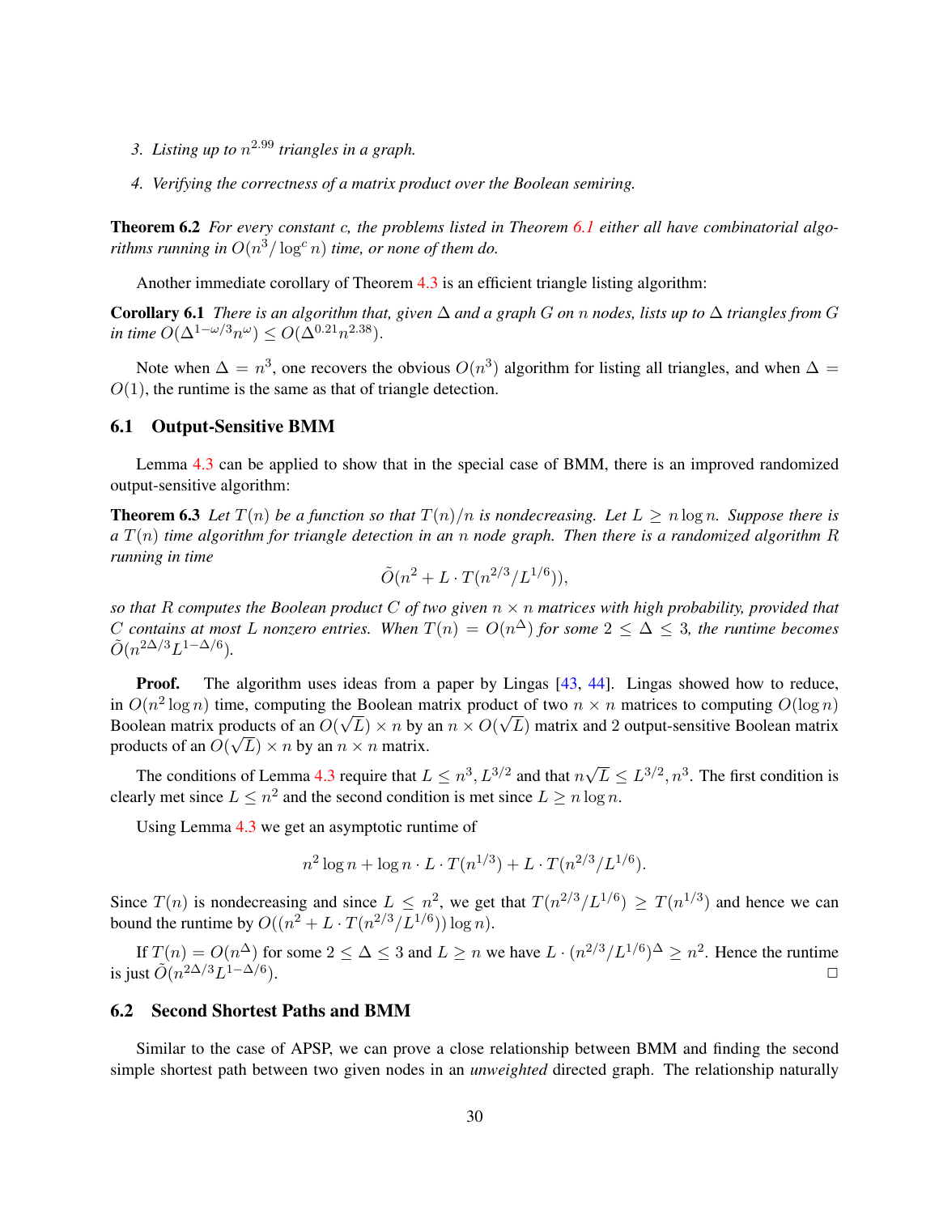3. *Listing up to $n^{2.99}$ triangles in a graph.*

4. *Verifying the correctness of a matrix product over the Boolean semiring.*

**Theorem 6.2** *For every constant $c$, the problems listed in Theorem 6.1 either all have combinatorial algorithms running in $O(n^3/\log^c n)$ time, or none of them do.*

Another immediate corollary of Theorem 4.3 is an efficient triangle listing algorithm:

**Corollary 6.1** *There is an algorithm that, given $\Delta$ and a graph $G$ on $n$ nodes, lists up to $\Delta$ triangles from $G$ in time $O(\Delta^{1-\omega/3}n^{\omega}) \leq O(\Delta^{0.21}n^{2.38})$.*

Note when $\Delta = n^3$, one recovers the obvious $O(n^3)$ algorithm for listing all triangles, and when $\Delta = O(1)$, the runtime is the same as that of triangle detection.

### 6.1 Output-Sensitive BMM

Lemma 4.3 can be applied to show that in the special case of BMM, there is an improved randomized output-sensitive algorithm:

**Theorem 6.3** *Let $T(n)$ be a function so that $T(n)/n$ is nondecreasing. Let $L \geq n \log n$. Suppose there is a $T(n)$ time algorithm for triangle detection in an $n$ node graph. Then there is a randomized algorithm $R$ running in time*

$$\tilde{O}(n^2 + L \cdot T(n^{2/3}/L^{1/6})),$$

*so that $R$ computes the Boolean product $C$ of two given $n \times n$ matrices with high probability, provided that $C$ contains at most $L$ nonzero entries. When $T(n) = O(n^{\Delta})$ for some $2 \leq \Delta \leq 3$, the runtime becomes $\tilde{O}(n^{2\Delta/3}L^{1-\Delta/6})$.*

**Proof.** The algorithm uses ideas from a paper by Lingas [43, 44]. Lingas showed how to reduce, in $O(n^2 \log n)$ time, computing the Boolean matrix product of two $n \times n$ matrices to computing $O(\log n)$ Boolean matrix products of an $O(\sqrt{L}) \times n$ by an $n \times O(\sqrt{L})$ matrix and 2 output-sensitive Boolean matrix products of an $O(\sqrt{L}) \times n$ by an $n \times n$ matrix.

The conditions of Lemma 4.3 require that $L \leq n^3, L^{3/2}$ and that $n\sqrt{L} \leq L^{3/2}, n^3$. The first condition is clearly met since $L \leq n^2$ and the second condition is met since $L \geq n \log n$.

Using Lemma 4.3 we get an asymptotic runtime of

$$n^2 \log n + \log n \cdot L \cdot T(n^{1/3}) + L \cdot T(n^{2/3}/L^{1/6}).$$

Since $T(n)$ is nondecreasing and since $L \leq n^2$, we get that $T(n^{2/3}/L^{1/6}) \geq T(n^{1/3})$ and hence we can bound the runtime by $O((n^2 + L \cdot T(n^{2/3}/L^{1/6})) \log n)$.

If $T(n) = O(n^{\Delta})$ for some $2 \leq \Delta \leq 3$ and $L \geq n$ we have $L \cdot (n^{2/3}/L^{1/6})^{\Delta} \geq n^2$. Hence the runtime is just $\tilde{O}(n^{2\Delta/3}L^{1-\Delta/6})$. □

### 6.2 Second Shortest Paths and BMM

Similar to the case of APSP, we can prove a close relationship between BMM and finding the second simple shortest path between two given nodes in an *unweighted* directed graph. The relationship naturally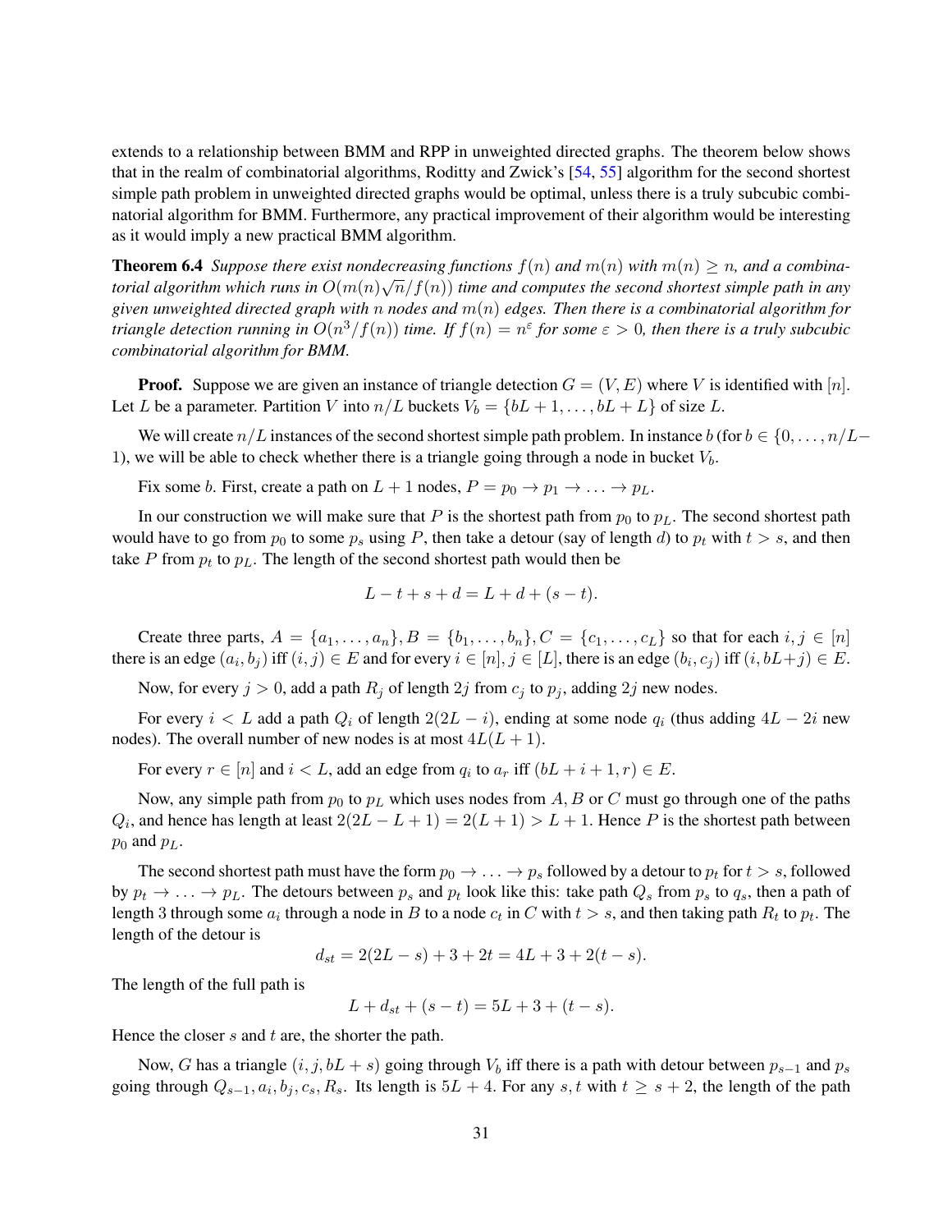extends to a relationship between BMM and RPP in unweighted directed graphs. The theorem below shows that in the realm of combinatorial algorithms, Roditty and Zwick's [54, 55] algorithm for the second shortest simple path problem in unweighted directed graphs would be optimal, unless there is a truly subcubic combinatorial algorithm for BMM. Furthermore, any practical improvement of their algorithm would be interesting as it would imply a new practical BMM algorithm.

**Theorem 6.4** *Suppose there exist nondecreasing functions $f(n)$ and $m(n)$ with $m(n) \geq n$, and a combinatorial algorithm which runs in $O(m(n)\sqrt{n}/f(n))$ time and computes the second shortest simple path in any given unweighted directed graph with $n$ nodes and $m(n)$ edges. Then there is a combinatorial algorithm for triangle detection running in $O(n^3/f(n))$ time. If $f(n) = n^\varepsilon$ for some $\varepsilon > 0$, then there is a truly subcubic combinatorial algorithm for BMM.*

**Proof.** Suppose we are given an instance of triangle detection $G = (V, E)$ where $V$ is identified with $[n]$. Let $L$ be a parameter. Partition $V$ into $n/L$ buckets $V_b = \{bL + 1, \ldots, bL + L\}$ of size $L$.

We will create $n/L$ instances of the second shortest simple path problem. In instance $b$ (for $b \in \{0, \ldots, n/L - 1\}$), we will be able to check whether there is a triangle going through a node in bucket $V_b$.

Fix some $b$. First, create a path on $L + 1$ nodes, $P = p_0 \to p_1 \to \ldots \to p_L$.

In our construction we will make sure that $P$ is the shortest path from $p_0$ to $p_L$. The second shortest path would have to go from $p_0$ to some $p_s$ using $P$, then take a detour (say of length $d$) to $p_t$ with $t > s$, and then take $P$ from $p_t$ to $p_L$. The length of the second shortest path would then be

$$L - t + s + d = L + d + (s - t).$$

Create three parts, $A = \{a_1, \ldots, a_n\}, B = \{b_1, \ldots, b_n\}, C = \{c_1, \ldots, c_L\}$ so that for each $i, j \in [n]$ there is an edge $(a_i, b_j)$ iff $(i, j) \in E$ and for every $i \in [n], j \in [L]$, there is an edge $(b_i, c_j)$ iff $(i, bL+j) \in E$.

Now, for every $j > 0$, add a path $R_j$ of length $2j$ from $c_j$ to $p_j$, adding $2j$ new nodes.

For every $i < L$ add a path $Q_i$ of length $2(2L - i)$, ending at some node $q_i$ (thus adding $4L - 2i$ new nodes). The overall number of new nodes is at most $4L(L + 1)$.

For every $r \in [n]$ and $i < L$, add an edge from $q_i$ to $a_r$ iff $(bL + i + 1, r) \in E$.

Now, any simple path from $p_0$ to $p_L$ which uses nodes from $A$, $B$ or $C$ must go through one of the paths $Q_i$, and hence has length at least $2(2L - L + 1) = 2(L + 1) > L + 1$. Hence $P$ is the shortest path between $p_0$ and $p_L$.

The second shortest path must have the form $p_0 \to \ldots \to p_s$ followed by a detour to $p_t$ for $t > s$, followed by $p_t \to \ldots \to p_L$. The detours between $p_s$ and $p_t$ look like this: take path $Q_s$ from $p_s$ to $q_s$, then a path of length 3 through some $a_i$ through a node in $B$ to a node $c_t$ in $C$ with $t > s$, and then taking path $R_t$ to $p_t$. The length of the detour is

$$d_{st} = 2(2L - s) + 3 + 2t = 4L + 3 + 2(t - s).$$

The length of the full path is

$$L + d_{st} + (s - t) = 5L + 3 + (t - s).$$

Hence the closer $s$ and $t$ are, the shorter the path.

Now, $G$ has a triangle $(i, j, bL + s)$ going through $V_b$ iff there is a path with detour between $p_{s-1}$ and $p_s$ going through $Q_{s-1}, a_i, b_j, c_s, R_s$. Its length is $5L + 4$. For any $s, t$ with $t \geq s + 2$, the length of the path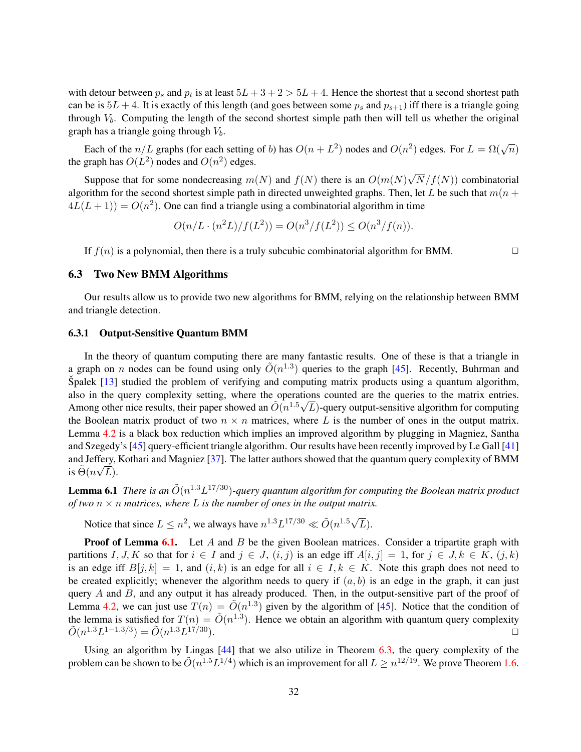with detour between $p_s$ and $p_t$ is at least $5L + 3 + 2 > 5L + 4$. Hence the shortest that a second shortest path can be is $5L + 4$. It is exactly of this length (and goes between some $p_s$ and $p_{s+1}$) iff there is a triangle going through $V_b$. Computing the length of the second shortest simple path then will tell us whether the original graph has a triangle going through $V_b$.

Each of the $n/L$ graphs (for each setting of $b$) has $O(n + L^2)$ nodes and $O(n^2)$ edges. For $L = \Omega(\sqrt{n})$ the graph has $O(L^2)$ nodes and $O(n^2)$ edges.

Suppose that for some nondecreasing $m(N)$ and $f(N)$ there is an $O(m(N)\sqrt{N}/f(N))$ combinatorial algorithm for the second shortest simple path in directed unweighted graphs. Then, let $L$ be such that $m(n + 4L(L+1)) = O(n^2)$. One can find a triangle using a combinatorial algorithm in time

$$O(n/L \cdot (n^2 L)/f(L^2)) = O(n^3/f(L^2)) \leq O(n^3/f(n)).$$

If $f(n)$ is a polynomial, then there is a truly subcubic combinatorial algorithm for BMM. □

### 6.3 Two New BMM Algorithms

Our results allow us to provide two new algorithms for BMM, relying on the relationship between BMM and triangle detection.

#### 6.3.1 Output-Sensitive Quantum BMM

In the theory of quantum computing there are many fantastic results. One of these is that a triangle in a graph on $n$ nodes can be found using only $\tilde{O}(n^{1.3})$ queries to the graph [45]. Recently, Buhrman and Špalek [13] studied the problem of verifying and computing matrix products using a quantum algorithm, also in the query complexity setting, where the operations counted are the queries to the matrix entries. Among other nice results, their paper showed an $\tilde{O}(n^{1.5}\sqrt{L})$-query output-sensitive algorithm for computing the Boolean matrix product of two $n \times n$ matrices, where $L$ is the number of ones in the output matrix. Lemma 4.2 is a black box reduction which implies an improved algorithm by plugging in Magniez, Santha and Szegedy's [45] query-efficient triangle algorithm. Our results have been recently improved by Le Gall [41] and Jeffery, Kothari and Magniez [37]. The latter authors showed that the quantum query complexity of BMM is $\tilde{\Theta}(n\sqrt{L})$.

**Lemma 6.1** *There is an $\tilde{O}(n^{1.3}L^{17/30})$-query quantum algorithm for computing the Boolean matrix product of two $n \times n$ matrices, where $L$ is the number of ones in the output matrix.*

Notice that since $L \leq n^2$, we always have $n^{1.3}L^{17/30} \ll \tilde{O}(n^{1.5}\sqrt{L})$.

**Proof of Lemma 6.1.** Let $A$ and $B$ be the given Boolean matrices. Consider a tripartite graph with partitions $I, J, K$ so that for $i \in I$ and $j \in J$, $(i, j)$ is an edge iff $A[i, j] = 1$, for $j \in J, k \in K$, $(j, k)$ is an edge iff $B[j, k] = 1$, and $(i, k)$ is an edge for all $i \in I, k \in K$. Note this graph does not need to be created explicitly; whenever the algorithm needs to query if $(a, b)$ is an edge in the graph, it can just query $A$ and $B$, and any output it has already produced. Then, in the output-sensitive part of the proof of Lemma 4.2, we can just use $T(n) = \tilde{O}(n^{1.3})$ given by the algorithm of [45]. Notice that the condition of the lemma is satisfied for $T(n) = \tilde{O}(n^{1.3})$. Hence we obtain an algorithm with quantum query complexity $\tilde{O}(n^{1.3}L^{1-1.3/3}) = \tilde{O}(n^{1.3}L^{17/30})$. □

Using an algorithm by Lingas [44] that we also utilize in Theorem 6.3, the query complexity of the problem can be shown to be $\tilde{O}(n^{1.5}L^{1/4})$ which is an improvement for all $L \geq n^{12/19}$. We prove Theorem 1.6.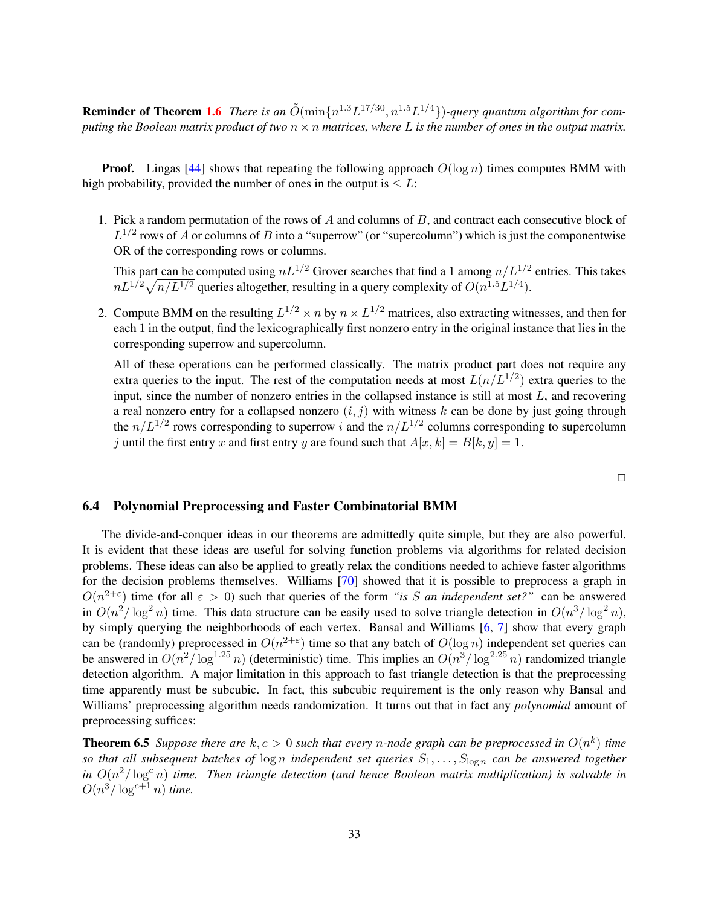**Reminder of Theorem 1.6** *There is an $\tilde{O}(\min\{n^{1.3}L^{17/30}, n^{1.5}L^{1/4}\})$-query quantum algorithm for computing the Boolean matrix product of two $n \times n$ matrices, where $L$ is the number of ones in the output matrix.*

**Proof.** Lingas [44] shows that repeating the following approach $O(\log n)$ times computes BMM with high probability, provided the number of ones in the output is $\leq L$:

1. Pick a random permutation of the rows of $A$ and columns of $B$, and contract each consecutive block of $L^{1/2}$ rows of $A$ or columns of $B$ into a "superrow" (or "supercolumn") which is just the componentwise OR of the corresponding rows or columns.

   This part can be computed using $nL^{1/2}$ Grover searches that find a 1 among $n/L^{1/2}$ entries. This takes $nL^{1/2}\sqrt{n/L^{1/2}}$ queries altogether, resulting in a query complexity of $O(n^{1.5}L^{1/4})$.

2. Compute BMM on the resulting $L^{1/2} \times n$ by $n \times L^{1/2}$ matrices, also extracting witnesses, and then for each 1 in the output, find the lexicographically first nonzero entry in the original instance that lies in the corresponding superrow and supercolumn.

   All of these operations can be performed classically. The matrix product part does not require any extra queries to the input. The rest of the computation needs at most $L(n/L^{1/2})$ extra queries to the input, since the number of nonzero entries in the collapsed instance is still at most $L$, and recovering a real nonzero entry for a collapsed nonzero $(i, j)$ with witness $k$ can be done by just going through the $n/L^{1/2}$ rows corresponding to superrow $i$ and the $n/L^{1/2}$ columns corresponding to supercolumn $j$ until the first entry $x$ and first entry $y$ are found such that $A[x, k] = B[k, y] = 1$.

□

### 6.4 Polynomial Preprocessing and Faster Combinatorial BMM

The divide-and-conquer ideas in our theorems are admittedly quite simple, but they are also powerful. It is evident that these ideas are useful for solving function problems via algorithms for related decision problems. These ideas can also be applied to greatly relax the conditions needed to achieve faster algorithms for the decision problems themselves. Williams [70] showed that it is possible to preprocess a graph in $O(n^{2+\varepsilon})$ time (for all $\varepsilon > 0$) such that queries of the form *"is $S$ an independent set?"* can be answered in $O(n^2/\log^2 n)$ time. This data structure can be easily used to solve triangle detection in $O(n^3/\log^2 n)$, by simply querying the neighborhoods of each vertex. Bansal and Williams [6, 7] show that every graph can be (randomly) preprocessed in $O(n^{2+\varepsilon})$ time so that any batch of $O(\log n)$ independent set queries can be answered in $O(n^2/\log^{1.25} n)$ (deterministic) time. This implies an $O(n^3/\log^{2.25} n)$ randomized triangle detection algorithm. A major limitation in this approach to fast triangle detection is that the preprocessing time apparently must be subcubic. In fact, this subcubic requirement is the only reason why Bansal and Williams' preprocessing algorithm needs randomization. It turns out that in fact any *polynomial* amount of preprocessing suffices:

**Theorem 6.5** *Suppose there are $k, c > 0$ such that every $n$-node graph can be preprocessed in $O(n^k)$ time so that all subsequent batches of $\log n$ independent set queries $S_1, \ldots, S_{\log n}$ can be answered together in $O(n^2/\log^c n)$ time. Then triangle detection (and hence Boolean matrix multiplication) is solvable in $O(n^3/\log^{c+1} n)$ time.*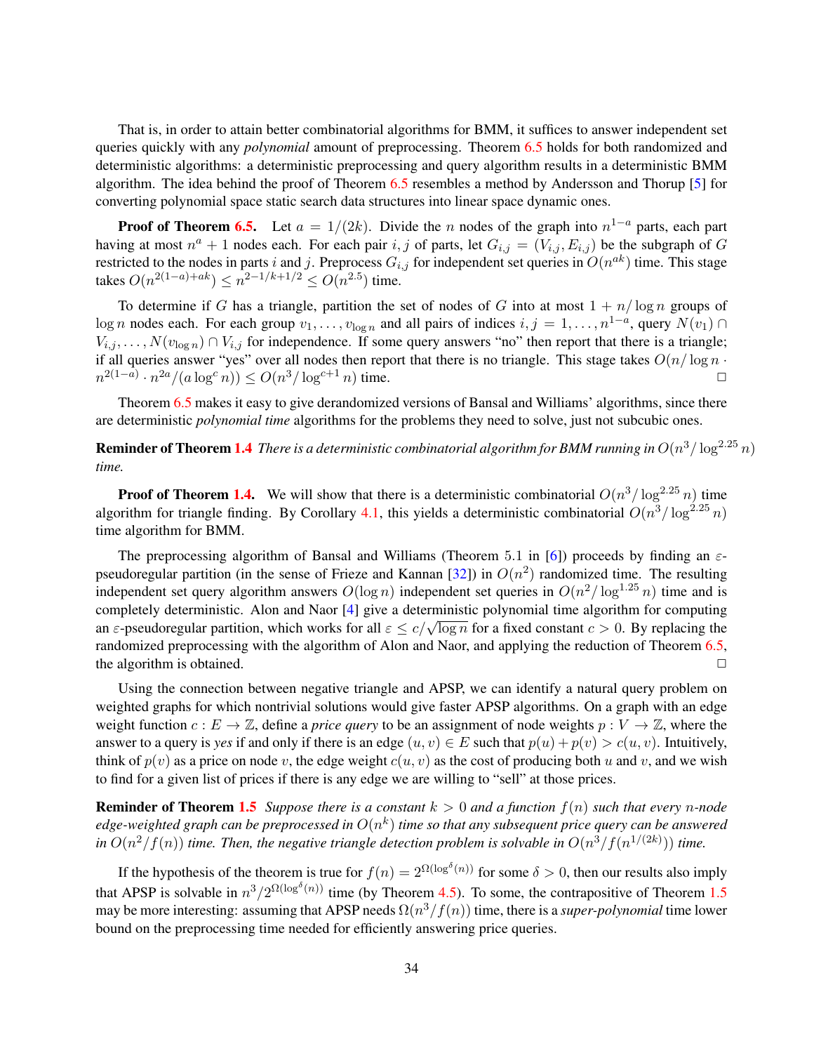That is, in order to attain better combinatorial algorithms for BMM, it suffices to answer independent set queries quickly with any *polynomial* amount of preprocessing. Theorem 6.5 holds for both randomized and deterministic algorithms: a deterministic preprocessing and query algorithm results in a deterministic BMM algorithm. The idea behind the proof of Theorem 6.5 resembles a method by Andersson and Thorup [5] for converting polynomial space static search data structures into linear space dynamic ones.

**Proof of Theorem 6.5.** Let $a = 1/(2k)$. Divide the $n$ nodes of the graph into $n^{1-a}$ parts, each part having at most $n^a + 1$ nodes each. For each pair $i, j$ of parts, let $G_{i,j} = (V_{i,j}, E_{i,j})$ be the subgraph of $G$ restricted to the nodes in parts $i$ and $j$. Preprocess $G_{i,j}$ for independent set queries in $O(n^{ak})$ time. This stage takes $O(n^{2(1-a)+ak}) \leq n^{2-1/k+1/2} \leq O(n^{2.5})$ time.

To determine if $G$ has a triangle, partition the set of nodes of $G$ into at most $1 + n/\log n$ groups of $\log n$ nodes each. For each group $v_1, \ldots, v_{\log n}$ and all pairs of indices $i, j = 1, \ldots, n^{1-a}$, query $N(v_1) \cap V_{i,j}, \ldots, N(v_{\log n}) \cap V_{i,j}$ for independence. If some query answers "no" then report that there is a triangle; if all queries answer "yes" over all nodes then report that there is no triangle. This stage takes $O(n/\log n \cdot n^{2(1-a)} \cdot n^{2a}/(a \log^c n)) \leq O(n^3/\log^{c+1} n)$ time. □

Theorem 6.5 makes it easy to give derandomized versions of Bansal and Williams' algorithms, since there are deterministic *polynomial time* algorithms for the problems they need to solve, just not subcubic ones.

**Reminder of Theorem 1.4** *There is a deterministic combinatorial algorithm for BMM running in $O(n^3/\log^{2.25} n)$ time.*

**Proof of Theorem 1.4.** We will show that there is a deterministic combinatorial $O(n^3/\log^{2.25} n)$ time algorithm for triangle finding. By Corollary 4.1, this yields a deterministic combinatorial $O(n^3/\log^{2.25} n)$ time algorithm for BMM.

The preprocessing algorithm of Bansal and Williams (Theorem 5.1 in [6]) proceeds by finding an $\varepsilon$-pseudoregular partition (in the sense of Frieze and Kannan [32]) in $O(n^2)$ randomized time. The resulting independent set query algorithm answers $O(\log n)$ independent set queries in $O(n^2/\log^{1.25} n)$ time and is completely deterministic. Alon and Naor [4] give a deterministic polynomial time algorithm for computing an $\varepsilon$-pseudoregular partition, which works for all $\varepsilon \leq c/\sqrt{\log n}$ for a fixed constant $c > 0$. By replacing the randomized preprocessing with the algorithm of Alon and Naor, and applying the reduction of Theorem 6.5, the algorithm is obtained. □

Using the connection between negative triangle and APSP, we can identify a natural query problem on weighted graphs for which nontrivial solutions would give faster APSP algorithms. On a graph with an edge weight function $c : E \to \mathbb{Z}$, define a *price query* to be an assignment of node weights $p : V \to \mathbb{Z}$, where the answer to a query is *yes* if and only if there is an edge $(u, v) \in E$ such that $p(u) + p(v) > c(u, v)$. Intuitively, think of $p(v)$ as a price on node $v$, the edge weight $c(u, v)$ as the cost of producing both $u$ and $v$, and we wish to find for a given list of prices if there is any edge we are willing to "sell" at those prices.

**Reminder of Theorem 1.5** *Suppose there is a constant $k > 0$ and a function $f(n)$ such that every $n$-node edge-weighted graph can be preprocessed in $O(n^k)$ time so that any subsequent price query can be answered in $O(n^2/f(n))$ time. Then, the negative triangle detection problem is solvable in $O(n^3/f(n^{1/(2k)}))$ time.*

If the hypothesis of the theorem is true for $f(n) = 2^{\Omega(\log^\delta(n))}$ for some $\delta > 0$, then our results also imply that APSP is solvable in $n^3/2^{\Omega(\log^\delta(n))}$ time (by Theorem 4.5). To some, the contrapositive of Theorem 1.5 may be more interesting: assuming that APSP needs $\Omega(n^3/f(n))$ time, there is a *super-polynomial* time lower bound on the preprocessing time needed for efficiently answering price queries.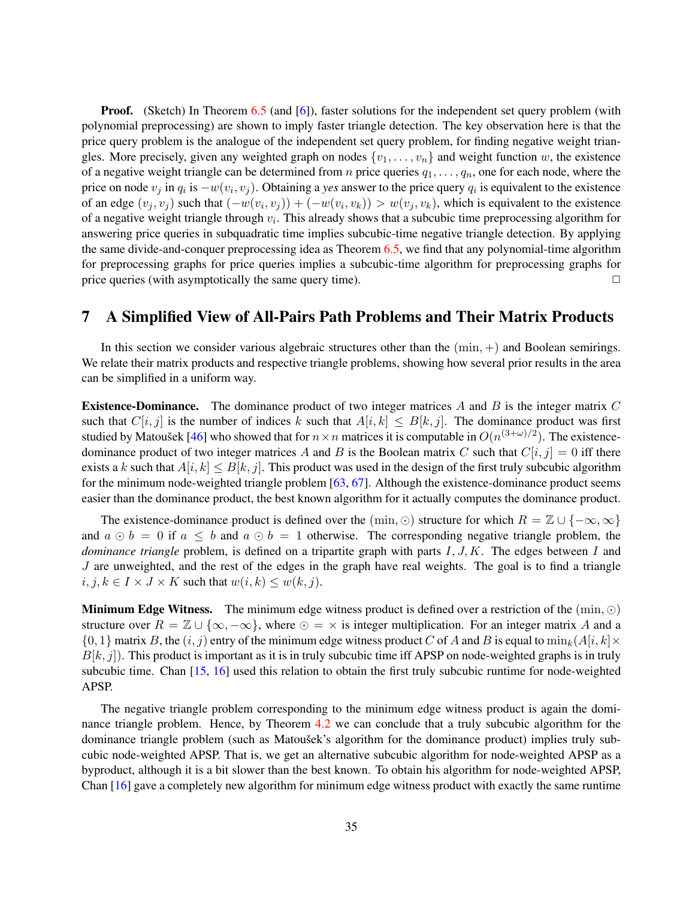**Proof.** (Sketch) In Theorem 6.5 (and [6]), faster solutions for the independent set query problem (with polynomial preprocessing) are shown to imply faster triangle detection. The key observation here is that the price query problem is the analogue of the independent set query problem, for finding negative weight triangles. More precisely, given any weighted graph on nodes $\{v_1, \ldots, v_n\}$ and weight function $w$, the existence of a negative weight triangle can be determined from $n$ price queries $q_1, \ldots, q_n$, one for each node, where the price on node $v_j$ in $q_i$ is $-w(v_i, v_j)$. Obtaining a *yes* answer to the price query $q_i$ is equivalent to the existence of an edge $(v_j, v_j)$ such that $(-w(v_i, v_j)) + (-w(v_i, v_k)) > w(v_j, v_k)$, which is equivalent to the existence of a negative weight triangle through $v_i$. This already shows that a subcubic time preprocessing algorithm for answering price queries in subquadratic time implies subcubic-time negative triangle detection. By applying the same divide-and-conquer preprocessing idea as Theorem 6.5, we find that any polynomial-time algorithm for preprocessing graphs for price queries implies a subcubic-time algorithm for preprocessing graphs for price queries (with asymptotically the same query time). □

## 7 A Simplified View of All-Pairs Path Problems and Their Matrix Products

In this section we consider various algebraic structures other than the $(\min, +)$ and Boolean semirings. We relate their matrix products and respective triangle problems, showing how several prior results in the area can be simplified in a uniform way.

**Existence-Dominance.** The dominance product of two integer matrices $A$ and $B$ is the integer matrix $C$ such that $C[i, j]$ is the number of indices $k$ such that $A[i, k] \leq B[k, j]$. The dominance product was first studied by Matoušek [46] who showed that for $n \times n$ matrices it is computable in $O(n^{(3+\omega)/2})$. The existence-dominance product of two integer matrices $A$ and $B$ is the Boolean matrix $C$ such that $C[i, j] = 0$ iff there exists a $k$ such that $A[i, k] \leq B[k, j]$. This product was used in the design of the first truly subcubic algorithm for the minimum node-weighted triangle problem [63, 67]. Although the existence-dominance product seems easier than the dominance product, the best known algorithm for it actually computes the dominance product.

The existence-dominance product is defined over the $(\min, \odot)$ structure for which $R = \mathbb{Z} \cup \{-\infty, \infty\}$ and $a \odot b = 0$ if $a \leq b$ and $a \odot b = 1$ otherwise. The corresponding negative triangle problem, the *dominance triangle* problem, is defined on a tripartite graph with parts $I, J, K$. The edges between $I$ and $J$ are unweighted, and the rest of the edges in the graph have real weights. The goal is to find a triangle $i, j, k \in I \times J \times K$ such that $w(i, k) \leq w(k, j)$.

**Minimum Edge Witness.** The minimum edge witness product is defined over a restriction of the $(\min, \odot)$ structure over $R = \mathbb{Z} \cup \{\infty, -\infty\}$, where $\odot = \times$ is integer multiplication. For an integer matrix $A$ and a $\{0, 1\}$ matrix $B$, the $(i, j)$ entry of the minimum edge witness product $C$ of $A$ and $B$ is equal to $\min_k(A[i, k] \times B[k, j])$. This product is important as it is in truly subcubic time iff APSP on node-weighted graphs is in truly subcubic time. Chan [15, 16] used this relation to obtain the first truly subcubic runtime for node-weighted APSP.

The negative triangle problem corresponding to the minimum edge witness product is again the dominance triangle problem. Hence, by Theorem 4.2 we can conclude that a truly subcubic algorithm for the dominance triangle problem (such as Matoušek's algorithm for the dominance product) implies truly subcubic node-weighted APSP. That is, we get an alternative subcubic algorithm for node-weighted APSP as a byproduct, although it is a bit slower than the best known. To obtain his algorithm for node-weighted APSP, Chan [16] gave a completely new algorithm for minimum edge witness product with exactly the same runtime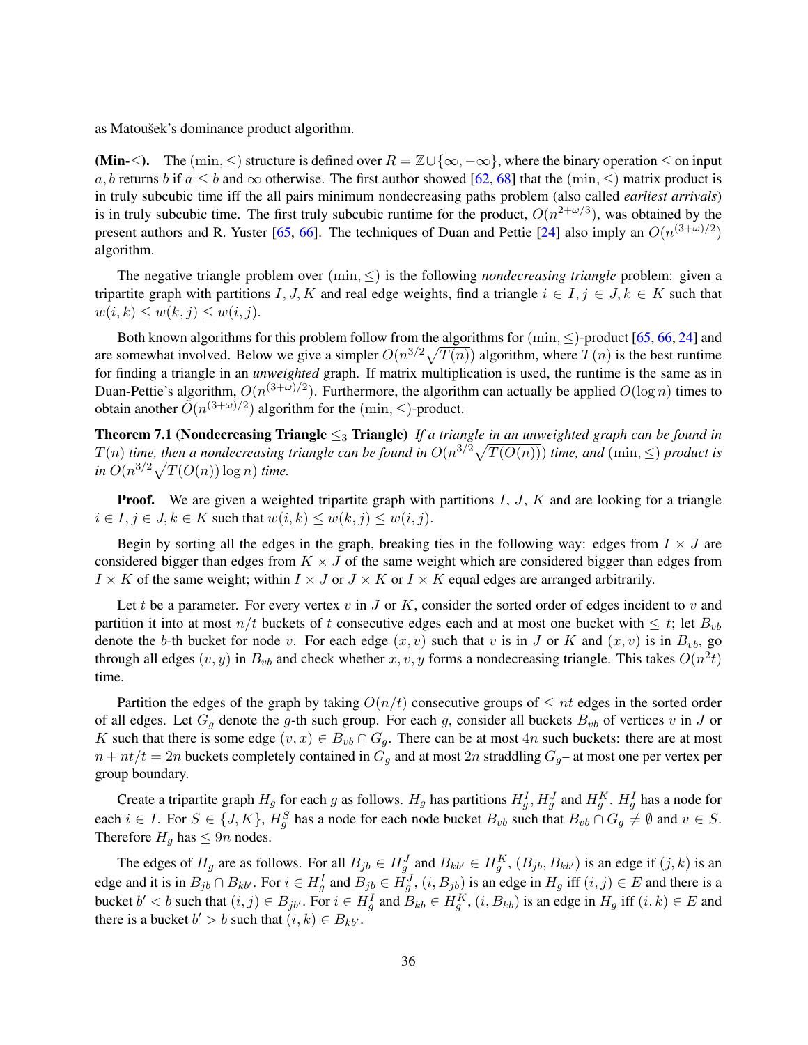as Matoušek's dominance product algorithm.

**(Min-$\leq$).** The $(\min, \leq)$ structure is defined over $R = \mathbb{Z} \cup \{\infty, -\infty\}$, where the binary operation $\leq$ on input $a, b$ returns $b$ if $a \leq b$ and $\infty$ otherwise. The first author showed [62, 68] that the $(\min, \leq)$ matrix product is in truly subcubic time iff the all pairs minimum nondecreasing paths problem (also called *earliest arrivals*) is in truly subcubic time. The first truly subcubic runtime for the product, $O(n^{2+\omega/3})$, was obtained by the present authors and R. Yuster [65, 66]. The techniques of Duan and Pettie [24] also imply an $O(n^{(3+\omega)/2})$ algorithm.

The negative triangle problem over $(\min, \leq)$ is the following *nondecreasing triangle* problem: given a tripartite graph with partitions $I, J, K$ and real edge weights, find a triangle $i \in I, j \in J, k \in K$ such that $w(i,k) \leq w(k,j) \leq w(i,j)$.

Both known algorithms for this problem follow from the algorithms for $(\min, \leq)$-product [65, 66, 24] and are somewhat involved. Below we give a simpler $O(n^{3/2}\sqrt{T(n)})$ algorithm, where $T(n)$ is the best runtime for finding a triangle in an *unweighted* graph. If matrix multiplication is used, the runtime is the same as in Duan-Pettie's algorithm, $O(n^{(3+\omega)/2})$. Furthermore, the algorithm can actually be applied $O(\log n)$ times to obtain another $\tilde{O}(n^{(3+\omega)/2})$ algorithm for the $(\min, \leq)$-product.

**Theorem 7.1 (Nondecreasing Triangle $\leq_3$ Triangle)** *If a triangle in an unweighted graph can be found in $T(n)$ time, then a nondecreasing triangle can be found in $O(n^{3/2}\sqrt{T(O(n))})$ time, and $(\min, \leq)$ product is in $O(n^{3/2}\sqrt{T(O(n))}\log n)$ time.*

**Proof.** We are given a weighted tripartite graph with partitions $I$, $J$, $K$ and are looking for a triangle $i \in I, j \in J, k \in K$ such that $w(i,k) \leq w(k,j) \leq w(i,j)$.

Begin by sorting all the edges in the graph, breaking ties in the following way: edges from $I \times J$ are considered bigger than edges from $K \times J$ of the same weight which are considered bigger than edges from $I \times K$ of the same weight; within $I \times J$ or $J \times K$ or $I \times K$ equal edges are arranged arbitrarily.

Let $t$ be a parameter. For every vertex $v$ in $J$ or $K$, consider the sorted order of edges incident to $v$ and partition it into at most $n/t$ buckets of $t$ consecutive edges each and at most one bucket with $\leq t$; let $B_{vb}$ denote the $b$-th bucket for node $v$. For each edge $(x, v)$ such that $v$ is in $J$ or $K$ and $(x, v)$ is in $B_{vb}$, go through all edges $(v, y)$ in $B_{vb}$ and check whether $x, v, y$ forms a nondecreasing triangle. This takes $O(n^2 t)$ time.

Partition the edges of the graph by taking $O(n/t)$ consecutive groups of $\leq nt$ edges in the sorted order of all edges. Let $G_g$ denote the $g$-th such group. For each $g$, consider all buckets $B_{vb}$ of vertices $v$ in $J$ or $K$ such that there is some edge $(v, x) \in B_{vb} \cap G_g$. There can be at most $4n$ such buckets: there are at most $n + nt/t = 2n$ buckets completely contained in $G_g$ and at most $2n$ straddling $G_g$– at most one per vertex per group boundary.

Create a tripartite graph $H_g$ for each $g$ as follows. $H_g$ has partitions $H_g^I, H_g^J$ and $H_g^K$. $H_g^I$ has a node for each $i \in I$. For $S \in \{J, K\}$, $H_g^S$ has a node for each node bucket $B_{vb}$ such that $B_{vb} \cap G_g \neq \emptyset$ and $v \in S$. Therefore $H_g$ has $\leq 9n$ nodes.

The edges of $H_g$ are as follows. For all $B_{jb} \in H_g^J$ and $B_{kb'} \in H_g^K$, $(B_{jb}, B_{kb'})$ is an edge if $(j,k)$ is an edge and it is in $B_{jb} \cap B_{kb'}$. For $i \in H_g^I$ and $B_{jb} \in H_g^J$, $(i, B_{jb})$ is an edge in $H_g$ iff $(i,j) \in E$ and there is a bucket $b' < b$ such that $(i,j) \in B_{jb'}$. For $i \in H_g^I$ and $B_{kb} \in H_g^K$, $(i, B_{kb})$ is an edge in $H_g$ iff $(i,k) \in E$ and there is a bucket $b' > b$ such that $(i,k) \in B_{kb'}$.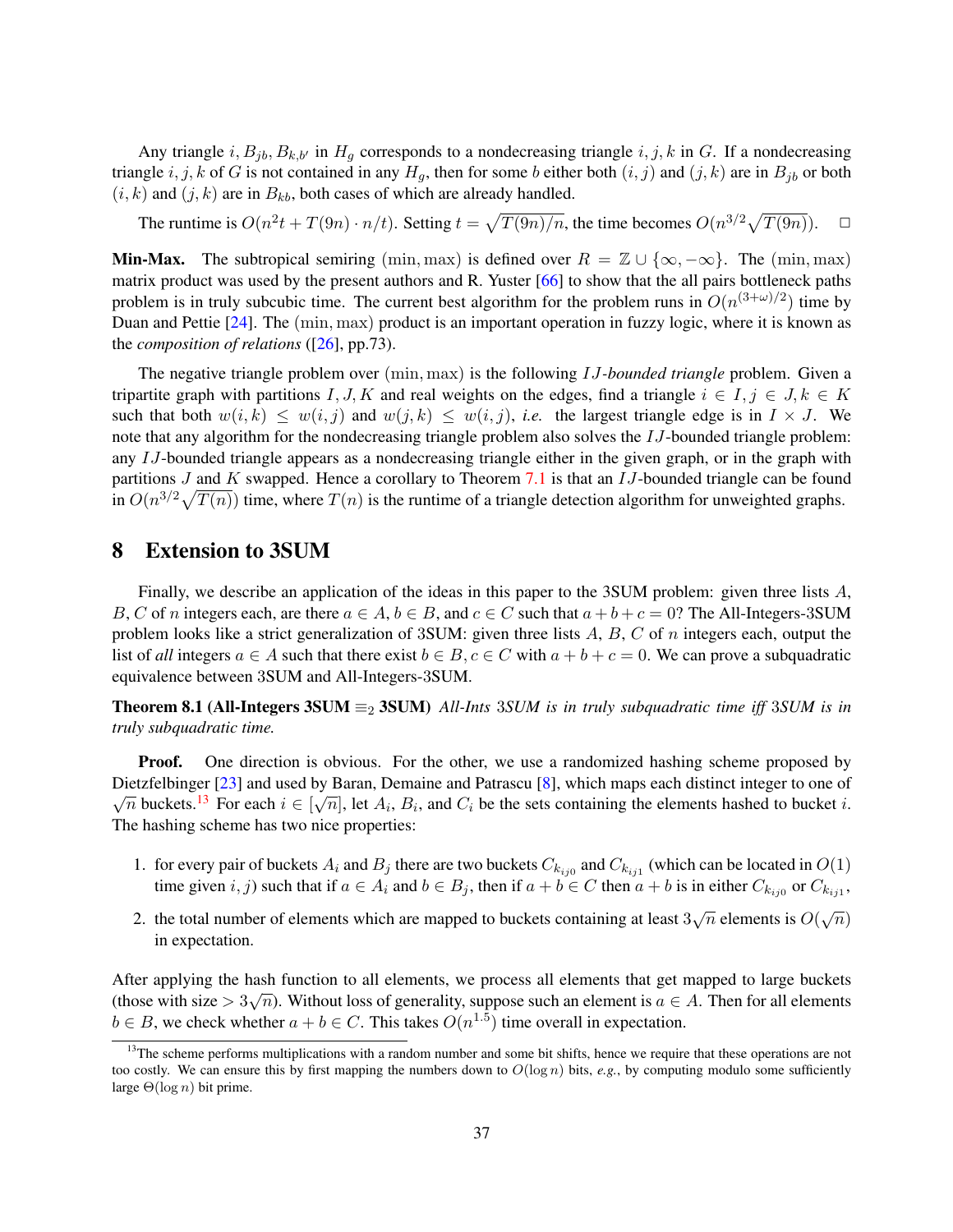Any triangle $i, B_{jb}, B_{k,b'}$ in $H_g$ corresponds to a nondecreasing triangle $i, j, k$ in $G$. If a nondecreasing triangle $i, j, k$ of $G$ is not contained in any $H_g$, then for some $b$ either both $(i, j)$ and $(j, k)$ are in $B_{jb}$ or both $(i, k)$ and $(j, k)$ are in $B_{kb}$, both cases of which are already handled.

The runtime is $O(n^2 t + T(9n) \cdot n/t)$. Setting $t = \sqrt{T(9n)/n}$, the time becomes $O(n^{3/2}\sqrt{T(9n)})$. $\square$

**Min-Max.** The subtropical semiring $(\min, \max)$ is defined over $R = \mathbb{Z} \cup \{\infty, -\infty\}$. The $(\min, \max)$ matrix product was used by the present authors and R. Yuster [66] to show that the all pairs bottleneck paths problem is in truly subcubic time. The current best algorithm for the problem runs in $O(n^{(3+\omega)/2})$ time by Duan and Pettie [24]. The $(\min, \max)$ product is an important operation in fuzzy logic, where it is known as the *composition of relations* ([26], pp.73).

The negative triangle problem over $(\min, \max)$ is the following *$IJ$-bounded triangle* problem. Given a tripartite graph with partitions $I, J, K$ and real weights on the edges, find a triangle $i \in I, j \in J, k \in K$ such that both $w(i, k) \leq w(i, j)$ and $w(j, k) \leq w(i, j)$, *i.e.* the largest triangle edge is in $I \times J$. We note that any algorithm for the nondecreasing triangle problem also solves the $IJ$-bounded triangle problem: any $IJ$-bounded triangle appears as a nondecreasing triangle either in the given graph, or in the graph with partitions $J$ and $K$ swapped. Hence a corollary to Theorem 7.1 is that an $IJ$-bounded triangle can be found in $O(n^{3/2}\sqrt{T(n)})$ time, where $T(n)$ is the runtime of a triangle detection algorithm for unweighted graphs.

# 8 Extension to 3SUM

Finally, we describe an application of the ideas in this paper to the 3SUM problem: given three lists $A$, $B$, $C$ of $n$ integers each, are there $a \in A, b \in B$, and $c \in C$ such that $a + b + c = 0$? The All-Integers-3SUM problem looks like a strict generalization of 3SUM: given three lists $A$, $B$, $C$ of $n$ integers each, output the list of *all* integers $a \in A$ such that there exist $b \in B, c \in C$ with $a + b + c = 0$. We can prove a subquadratic equivalence between 3SUM and All-Integers-3SUM.

**Theorem 8.1 (All-Integers 3SUM $\equiv_2$ 3SUM)** *All-Ints 3SUM is in truly subquadratic time iff 3SUM is in truly subquadratic time.*

**Proof.** One direction is obvious. For the other, we use a randomized hashing scheme proposed by Dietzfelbinger [23] and used by Baran, Demaine and Patrascu [8], which maps each distinct integer to one of $\sqrt{n}$ buckets.[13] For each $i \in [\sqrt{n}]$, let $A_i$, $B_i$, and $C_i$ be the sets containing the elements hashed to bucket $i$. The hashing scheme has two nice properties:

1. for every pair of buckets $A_i$ and $B_j$ there are two buckets $C_{k_{ij0}}$ and $C_{k_{ij1}}$ (which can be located in $O(1)$ time given $i, j$) such that if $a \in A_i$ and $b \in B_j$, then if $a + b \in C$ then $a + b$ is in either $C_{k_{ij0}}$ or $C_{k_{ij1}}$,
2. the total number of elements which are mapped to buckets containing at least $3\sqrt{n}$ elements is $O(\sqrt{n})$ in expectation.

After applying the hash function to all elements, we process all elements that get mapped to large buckets (those with size $> 3\sqrt{n}$). Without loss of generality, suppose such an element is $a \in A$. Then for all elements $b \in B$, we check whether $a + b \in C$. This takes $O(n^{1.5})$ time overall in expectation.

[13] The scheme performs multiplications with a random number and some bit shifts, hence we require that these operations are not too costly. We can ensure this by first mapping the numbers down to $O(\log n)$ bits, *e.g.*, by computing modulo some sufficiently large $\Theta(\log n)$ bit prime.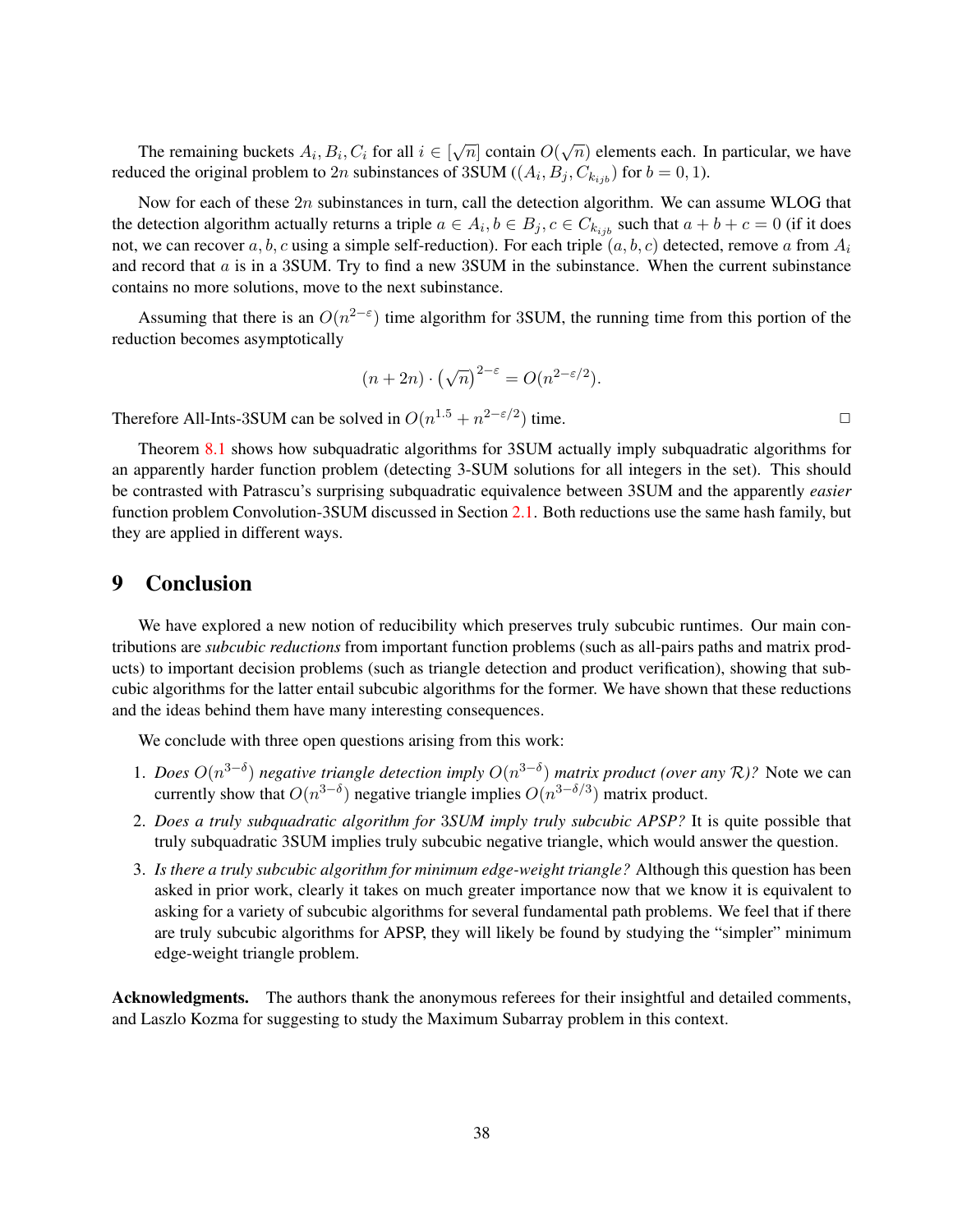The remaining buckets $A_i, B_i, C_i$ for all $i \in [\sqrt{n}]$ contain $O(\sqrt{n})$ elements each. In particular, we have reduced the original problem to $2n$ subinstances of 3SUM ($(A_i, B_j, C_{k_{ijb}})$ for $b = 0, 1$).

Now for each of these $2n$ subinstances in turn, call the detection algorithm. We can assume WLOG that the detection algorithm actually returns a triple $a \in A_i, b \in B_j, c \in C_{k_{ijb}}$ such that $a + b + c = 0$ (if it does not, we can recover $a, b, c$ using a simple self-reduction). For each triple $(a, b, c)$ detected, remove $a$ from $A_i$ and record that $a$ is in a 3SUM. Try to find a new 3SUM in the subinstance. When the current subinstance contains no more solutions, move to the next subinstance.

Assuming that there is an $O(n^{2-\varepsilon})$ time algorithm for 3SUM, the running time from this portion of the reduction becomes asymptotically

$$(n + 2n) \cdot \left(\sqrt{n}\right)^{2-\varepsilon} = O(n^{2-\varepsilon/2}).$$

Therefore All-Ints-3SUM can be solved in $O(n^{1.5} + n^{2-\varepsilon/2})$ time. □

Theorem 8.1 shows how subquadratic algorithms for 3SUM actually imply subquadratic algorithms for an apparently harder function problem (detecting 3-SUM solutions for all integers in the set). This should be contrasted with Patrascu's surprising subquadratic equivalence between 3SUM and the apparently *easier* function problem Convolution-3SUM discussed in Section 2.1. Both reductions use the same hash family, but they are applied in different ways.

# 9 Conclusion

We have explored a new notion of reducibility which preserves truly subcubic runtimes. Our main contributions are *subcubic reductions* from important function problems (such as all-pairs paths and matrix products) to important decision problems (such as triangle detection and product verification), showing that subcubic algorithms for the latter entail subcubic algorithms for the former. We have shown that these reductions and the ideas behind them have many interesting consequences.

We conclude with three open questions arising from this work:

1. *Does $O(n^{3-\delta})$ negative triangle detection imply $O(n^{3-\delta})$ matrix product (over any $\mathcal{R}$)?* Note we can currently show that $O(n^{3-\delta})$ negative triangle implies $O(n^{3-\delta/3})$ matrix product.
2. *Does a truly subquadratic algorithm for 3SUM imply truly subcubic APSP?* It is quite possible that truly subquadratic 3SUM implies truly subcubic negative triangle, which would answer the question.
3. *Is there a truly subcubic algorithm for minimum edge-weight triangle?* Although this question has been asked in prior work, clearly it takes on much greater importance now that we know it is equivalent to asking for a variety of subcubic algorithms for several fundamental path problems. We feel that if there are truly subcubic algorithms for APSP, they will likely be found by studying the "simpler" minimum edge-weight triangle problem.

**Acknowledgments.** The authors thank the anonymous referees for their insightful and detailed comments, and Laszlo Kozma for suggesting to study the Maximum Subarray problem in this context.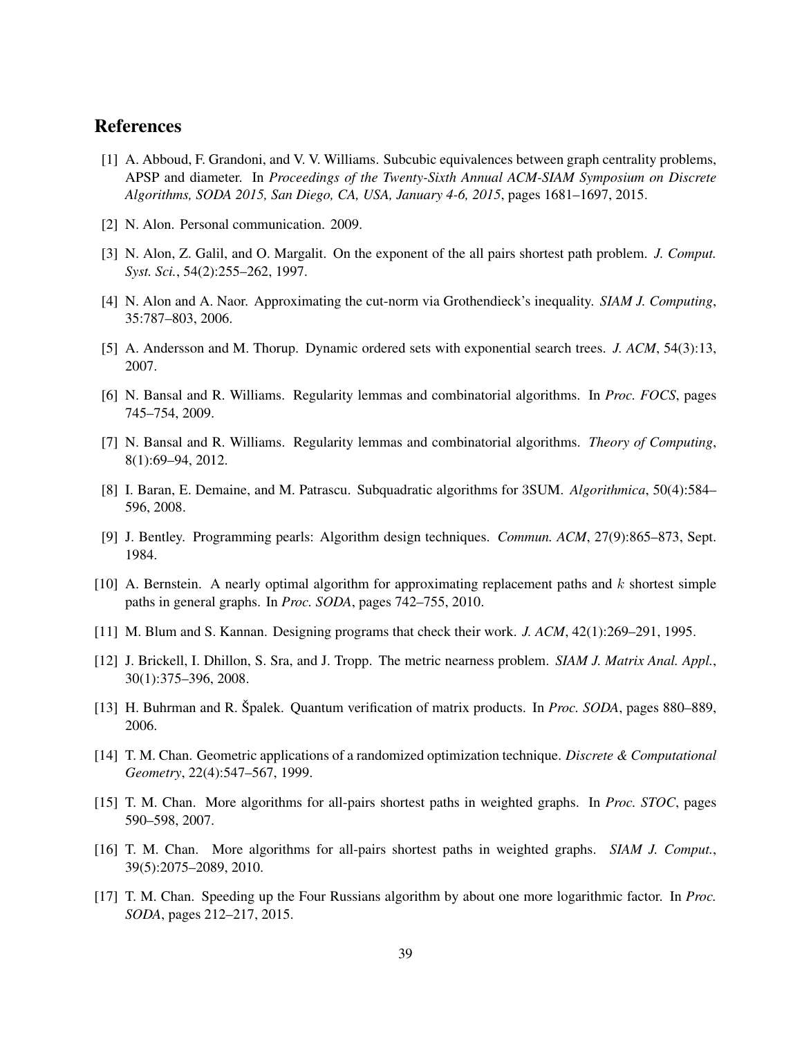## References

[1] A. Abboud, F. Grandoni, and V. V. Williams. Subcubic equivalences between graph centrality problems, APSP and diameter. In *Proceedings of the Twenty-Sixth Annual ACM-SIAM Symposium on Discrete Algorithms, SODA 2015, San Diego, CA, USA, January 4-6, 2015*, pages 1681–1697, 2015.

[2] N. Alon. Personal communication. 2009.

[3] N. Alon, Z. Galil, and O. Margalit. On the exponent of the all pairs shortest path problem. *J. Comput. Syst. Sci.*, 54(2):255–262, 1997.

[4] N. Alon and A. Naor. Approximating the cut-norm via Grothendieck's inequality. *SIAM J. Computing*, 35:787–803, 2006.

[5] A. Andersson and M. Thorup. Dynamic ordered sets with exponential search trees. *J. ACM*, 54(3):13, 2007.

[6] N. Bansal and R. Williams. Regularity lemmas and combinatorial algorithms. In *Proc. FOCS*, pages 745–754, 2009.

[7] N. Bansal and R. Williams. Regularity lemmas and combinatorial algorithms. *Theory of Computing*, 8(1):69–94, 2012.

[8] I. Baran, E. Demaine, and M. Patrascu. Subquadratic algorithms for 3SUM. *Algorithmica*, 50(4):584–596, 2008.

[9] J. Bentley. Programming pearls: Algorithm design techniques. *Commun. ACM*, 27(9):865–873, Sept. 1984.

[10] A. Bernstein. A nearly optimal algorithm for approximating replacement paths and $k$ shortest simple paths in general graphs. In *Proc. SODA*, pages 742–755, 2010.

[11] M. Blum and S. Kannan. Designing programs that check their work. *J. ACM*, 42(1):269–291, 1995.

[12] J. Brickell, I. Dhillon, S. Sra, and J. Tropp. The metric nearness problem. *SIAM J. Matrix Anal. Appl.*, 30(1):375–396, 2008.

[13] H. Buhrman and R. Špalek. Quantum verification of matrix products. In *Proc. SODA*, pages 880–889, 2006.

[14] T. M. Chan. Geometric applications of a randomized optimization technique. *Discrete & Computational Geometry*, 22(4):547–567, 1999.

[15] T. M. Chan. More algorithms for all-pairs shortest paths in weighted graphs. In *Proc. STOC*, pages 590–598, 2007.

[16] T. M. Chan. More algorithms for all-pairs shortest paths in weighted graphs. *SIAM J. Comput.*, 39(5):2075–2089, 2010.

[17] T. M. Chan. Speeding up the Four Russians algorithm by about one more logarithmic factor. In *Proc. SODA*, pages 212–217, 2015.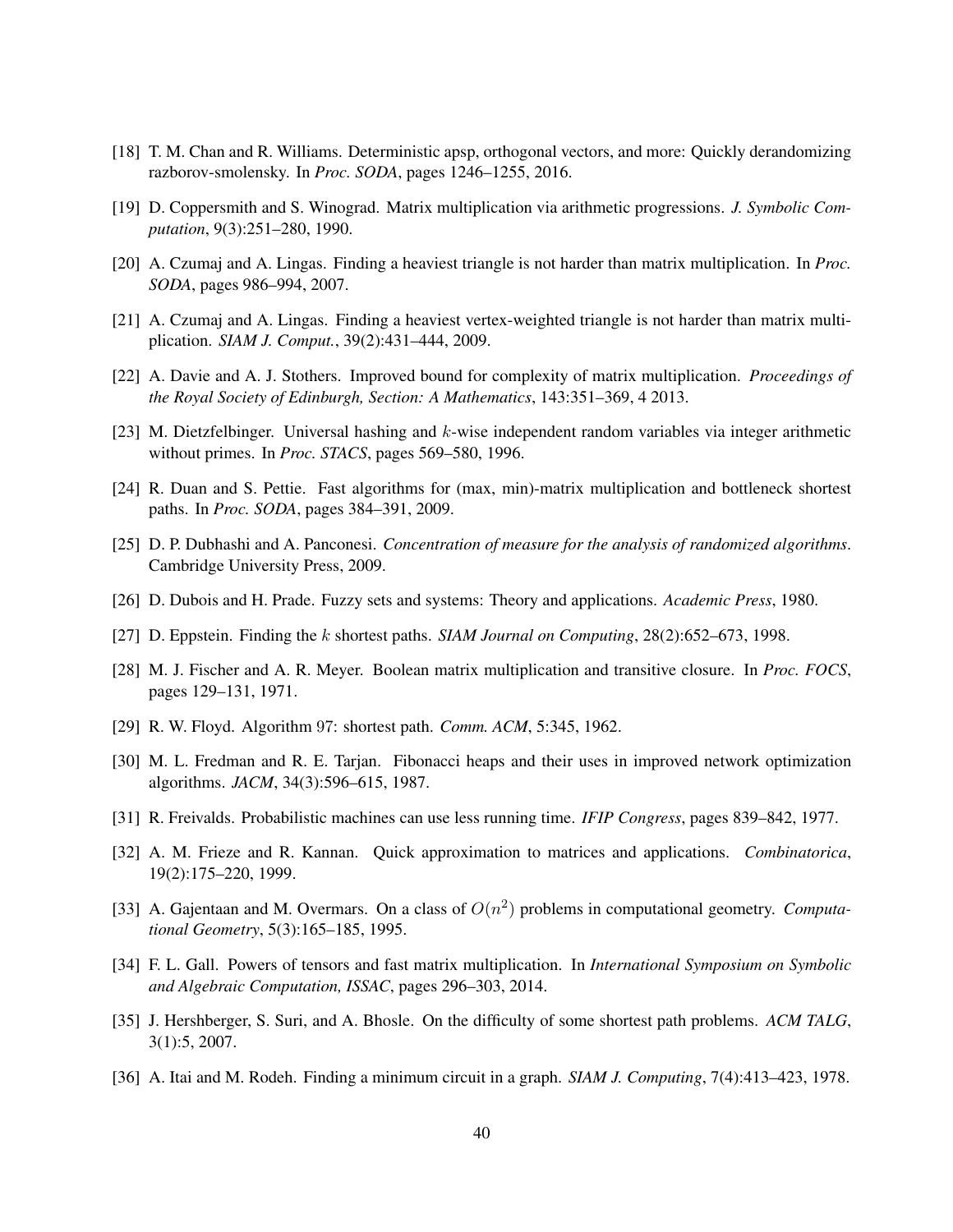[18] T. M. Chan and R. Williams. Deterministic apsp, orthogonal vectors, and more: Quickly derandomizing razborov-smolensky. In *Proc. SODA*, pages 1246–1255, 2016.

[19] D. Coppersmith and S. Winograd. Matrix multiplication via arithmetic progressions. *J. Symbolic Computation*, 9(3):251–280, 1990.

[20] A. Czumaj and A. Lingas. Finding a heaviest triangle is not harder than matrix multiplication. In *Proc. SODA*, pages 986–994, 2007.

[21] A. Czumaj and A. Lingas. Finding a heaviest vertex-weighted triangle is not harder than matrix multiplication. *SIAM J. Comput.*, 39(2):431–444, 2009.

[22] A. Davie and A. J. Stothers. Improved bound for complexity of matrix multiplication. *Proceedings of the Royal Society of Edinburgh, Section: A Mathematics*, 143:351–369, 4 2013.

[23] M. Dietzfelbinger. Universal hashing and $k$-wise independent random variables via integer arithmetic without primes. In *Proc. STACS*, pages 569–580, 1996.

[24] R. Duan and S. Pettie. Fast algorithms for (max, min)-matrix multiplication and bottleneck shortest paths. In *Proc. SODA*, pages 384–391, 2009.

[25] D. P. Dubhashi and A. Panconesi. *Concentration of measure for the analysis of randomized algorithms*. Cambridge University Press, 2009.

[26] D. Dubois and H. Prade. Fuzzy sets and systems: Theory and applications. *Academic Press*, 1980.

[27] D. Eppstein. Finding the $k$ shortest paths. *SIAM Journal on Computing*, 28(2):652–673, 1998.

[28] M. J. Fischer and A. R. Meyer. Boolean matrix multiplication and transitive closure. In *Proc. FOCS*, pages 129–131, 1971.

[29] R. W. Floyd. Algorithm 97: shortest path. *Comm. ACM*, 5:345, 1962.

[30] M. L. Fredman and R. E. Tarjan. Fibonacci heaps and their uses in improved network optimization algorithms. *JACM*, 34(3):596–615, 1987.

[31] R. Freivalds. Probabilistic machines can use less running time. *IFIP Congress*, pages 839–842, 1977.

[32] A. M. Frieze and R. Kannan. Quick approximation to matrices and applications. *Combinatorica*, 19(2):175–220, 1999.

[33] A. Gajentaan and M. Overmars. On a class of $O(n^2)$ problems in computational geometry. *Computational Geometry*, 5(3):165–185, 1995.

[34] F. L. Gall. Powers of tensors and fast matrix multiplication. In *International Symposium on Symbolic and Algebraic Computation, ISSAC*, pages 296–303, 2014.

[35] J. Hershberger, S. Suri, and A. Bhosle. On the difficulty of some shortest path problems. *ACM TALG*, 3(1):5, 2007.

[36] A. Itai and M. Rodeh. Finding a minimum circuit in a graph. *SIAM J. Computing*, 7(4):413–423, 1978.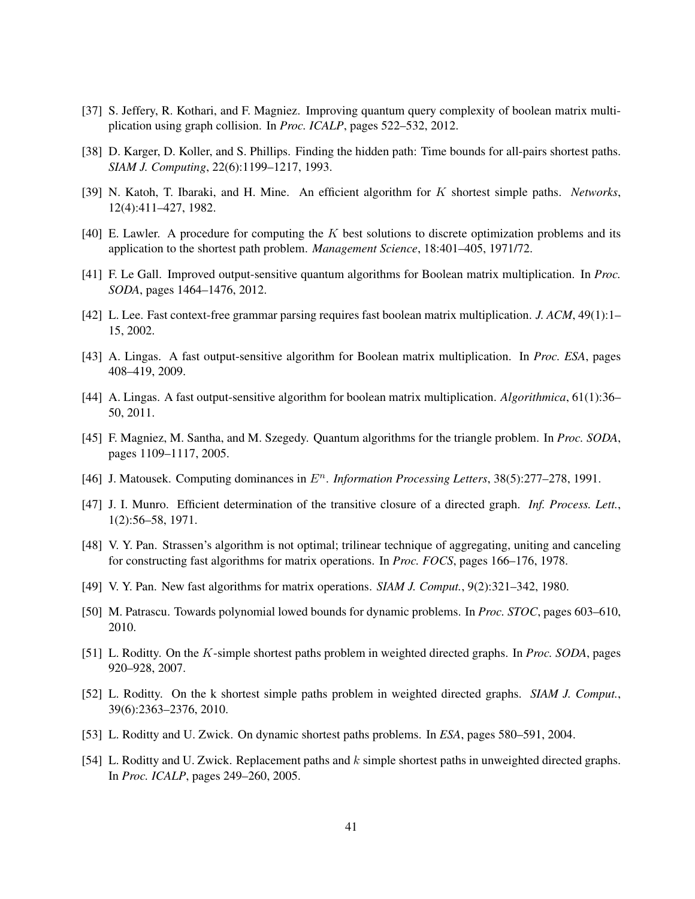[37] S. Jeffery, R. Kothari, and F. Magniez. Improving quantum query complexity of boolean matrix multiplication using graph collision. In *Proc. ICALP*, pages 522–532, 2012.

[38] D. Karger, D. Koller, and S. Phillips. Finding the hidden path: Time bounds for all-pairs shortest paths. *SIAM J. Computing*, 22(6):1199–1217, 1993.

[39] N. Katoh, T. Ibaraki, and H. Mine. An efficient algorithm for $K$ shortest simple paths. *Networks*, 12(4):411–427, 1982.

[40] E. Lawler. A procedure for computing the $K$ best solutions to discrete optimization problems and its application to the shortest path problem. *Management Science*, 18:401–405, 1971/72.

[41] F. Le Gall. Improved output-sensitive quantum algorithms for Boolean matrix multiplication. In *Proc. SODA*, pages 1464–1476, 2012.

[42] L. Lee. Fast context-free grammar parsing requires fast boolean matrix multiplication. *J. ACM*, 49(1):1–15, 2002.

[43] A. Lingas. A fast output-sensitive algorithm for Boolean matrix multiplication. In *Proc. ESA*, pages 408–419, 2009.

[44] A. Lingas. A fast output-sensitive algorithm for boolean matrix multiplication. *Algorithmica*, 61(1):36–50, 2011.

[45] F. Magniez, M. Santha, and M. Szegedy. Quantum algorithms for the triangle problem. In *Proc. SODA*, pages 1109–1117, 2005.

[46] J. Matousek. Computing dominances in $E^n$. *Information Processing Letters*, 38(5):277–278, 1991.

[47] J. I. Munro. Efficient determination of the transitive closure of a directed graph. *Inf. Process. Lett.*, 1(2):56–58, 1971.

[48] V. Y. Pan. Strassen's algorithm is not optimal; trilinear technique of aggregating, uniting and canceling for constructing fast algorithms for matrix operations. In *Proc. FOCS*, pages 166–176, 1978.

[49] V. Y. Pan. New fast algorithms for matrix operations. *SIAM J. Comput.*, 9(2):321–342, 1980.

[50] M. Patrascu. Towards polynomial lowed bounds for dynamic problems. In *Proc. STOC*, pages 603–610, 2010.

[51] L. Roditty. On the $K$-simple shortest paths problem in weighted directed graphs. In *Proc. SODA*, pages 920–928, 2007.

[52] L. Roditty. On the k shortest simple paths problem in weighted directed graphs. *SIAM J. Comput.*, 39(6):2363–2376, 2010.

[53] L. Roditty and U. Zwick. On dynamic shortest paths problems. In *ESA*, pages 580–591, 2004.

[54] L. Roditty and U. Zwick. Replacement paths and $k$ simple shortest paths in unweighted directed graphs. In *Proc. ICALP*, pages 249–260, 2005.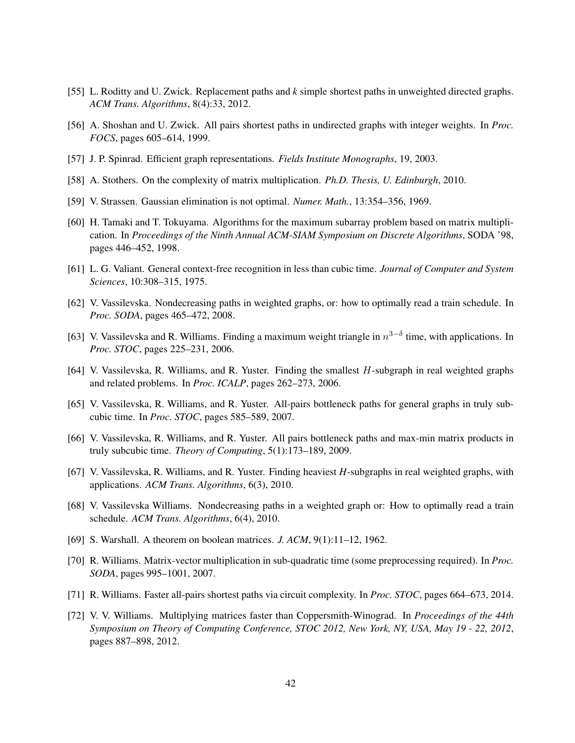[55] L. Roditty and U. Zwick. Replacement paths and *k* simple shortest paths in unweighted directed graphs. *ACM Trans. Algorithms*, 8(4):33, 2012.

[56] A. Shoshan and U. Zwick. All pairs shortest paths in undirected graphs with integer weights. In *Proc. FOCS*, pages 605–614, 1999.

[57] J. P. Spinrad. Efficient graph representations. *Fields Institute Monographs*, 19, 2003.

[58] A. Stothers. On the complexity of matrix multiplication. *Ph.D. Thesis, U. Edinburgh*, 2010.

[59] V. Strassen. Gaussian elimination is not optimal. *Numer. Math.*, 13:354–356, 1969.

[60] H. Tamaki and T. Tokuyama. Algorithms for the maximum subarray problem based on matrix multiplication. In *Proceedings of the Ninth Annual ACM-SIAM Symposium on Discrete Algorithms*, SODA '98, pages 446–452, 1998.

[61] L. G. Valiant. General context-free recognition in less than cubic time. *Journal of Computer and System Sciences*, 10:308–315, 1975.

[62] V. Vassilevska. Nondecreasing paths in weighted graphs, or: how to optimally read a train schedule. In *Proc. SODA*, pages 465–472, 2008.

[63] V. Vassilevska and R. Williams. Finding a maximum weight triangle in $n^{3-\delta}$ time, with applications. In *Proc. STOC*, pages 225–231, 2006.

[64] V. Vassilevska, R. Williams, and R. Yuster. Finding the smallest $H$-subgraph in real weighted graphs and related problems. In *Proc. ICALP*, pages 262–273, 2006.

[65] V. Vassilevska, R. Williams, and R. Yuster. All-pairs bottleneck paths for general graphs in truly subcubic time. In *Proc. STOC*, pages 585–589, 2007.

[66] V. Vassilevska, R. Williams, and R. Yuster. All pairs bottleneck paths and max-min matrix products in truly subcubic time. *Theory of Computing*, 5(1):173–189, 2009.

[67] V. Vassilevska, R. Williams, and R. Yuster. Finding heaviest *H*-subgraphs in real weighted graphs, with applications. *ACM Trans. Algorithms*, 6(3), 2010.

[68] V. Vassilevska Williams. Nondecreasing paths in a weighted graph or: How to optimally read a train schedule. *ACM Trans. Algorithms*, 6(4), 2010.

[69] S. Warshall. A theorem on boolean matrices. *J. ACM*, 9(1):11–12, 1962.

[70] R. Williams. Matrix-vector multiplication in sub-quadratic time (some preprocessing required). In *Proc. SODA*, pages 995–1001, 2007.

[71] R. Williams. Faster all-pairs shortest paths via circuit complexity. In *Proc. STOC*, pages 664–673, 2014.

[72] V. V. Williams. Multiplying matrices faster than Coppersmith-Winograd. In *Proceedings of the 44th Symposium on Theory of Computing Conference, STOC 2012, New York, NY, USA, May 19 - 22, 2012*, pages 887–898, 2012.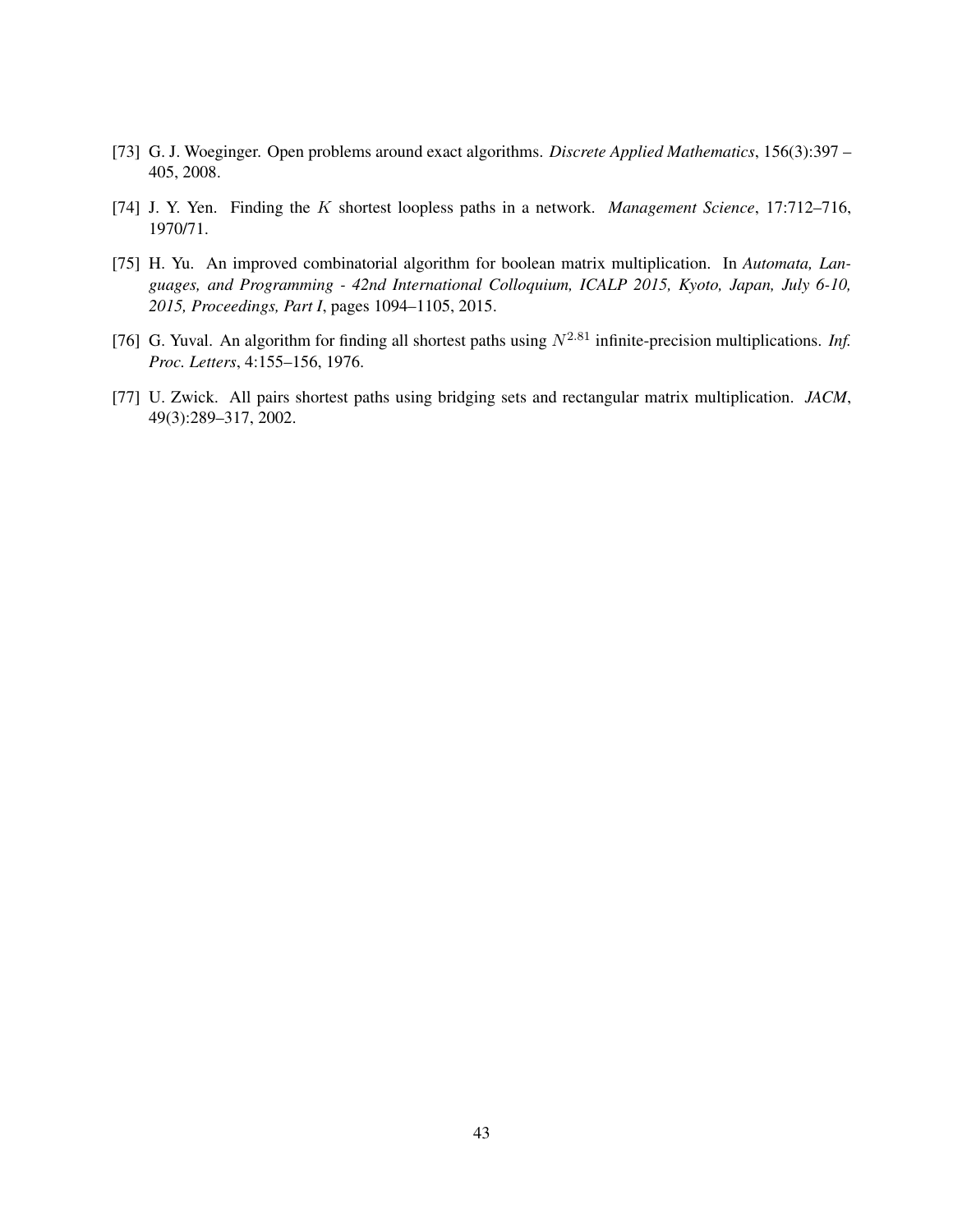[73] G. J. Woeginger. Open problems around exact algorithms. *Discrete Applied Mathematics*, 156(3):397 – 405, 2008.

[74] J. Y. Yen. Finding the $K$ shortest loopless paths in a network. *Management Science*, 17:712–716, 1970/71.

[75] H. Yu. An improved combinatorial algorithm for boolean matrix multiplication. In *Automata, Languages, and Programming - 42nd International Colloquium, ICALP 2015, Kyoto, Japan, July 6-10, 2015, Proceedings, Part I*, pages 1094–1105, 2015.

[76] G. Yuval. An algorithm for finding all shortest paths using $N^{2.81}$ infinite-precision multiplications. *Inf. Proc. Letters*, 4:155–156, 1976.

[77] U. Zwick. All pairs shortest paths using bridging sets and rectangular matrix multiplication. *JACM*, 49(3):289–317, 2002.